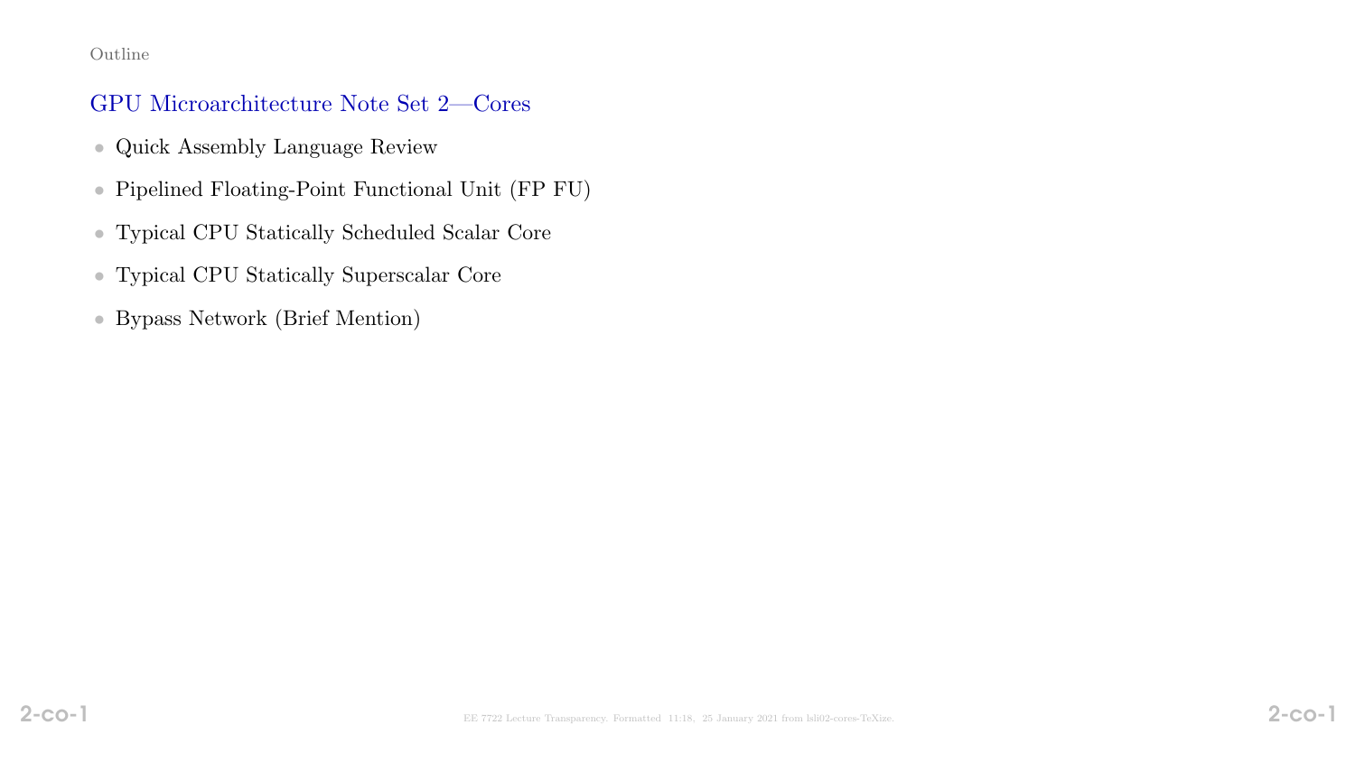Outline

## GPU Microarchitecture Note Set 2—Cores

- Quick Assembly Language Review
- Pipelined Floating-Point Functional Unit (FP FU)
- Typical CPU Statically Scheduled Scalar Core
- Typical CPU Statically Superscalar Core
- Bypass Network (Brief Mention)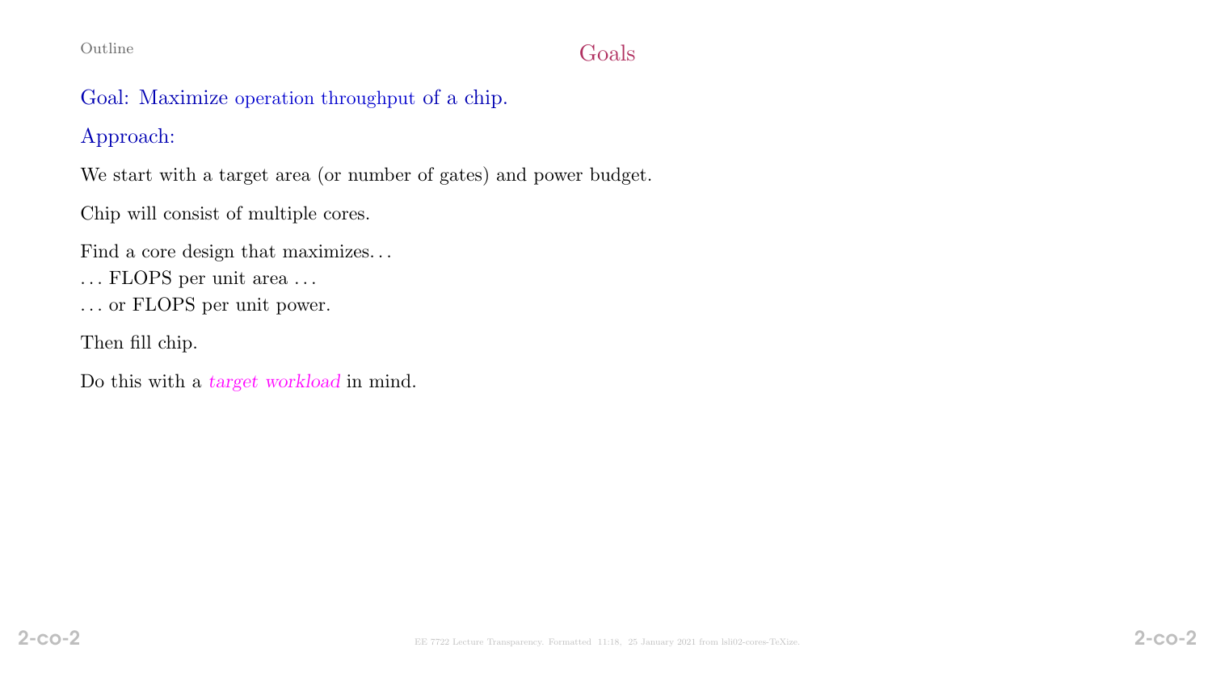## Goals

Goal: Maximize operation throughput of a chip.

Approach:

We start with a target area (or number of gates) and power budget.

Chip will consist of multiple cores.

Find a core design that maximizes. . .
. . . FLOPS per unit area . . .
. . . or FLOPS per unit power.

Then fill chip.

Do this with a *target workload* in mind.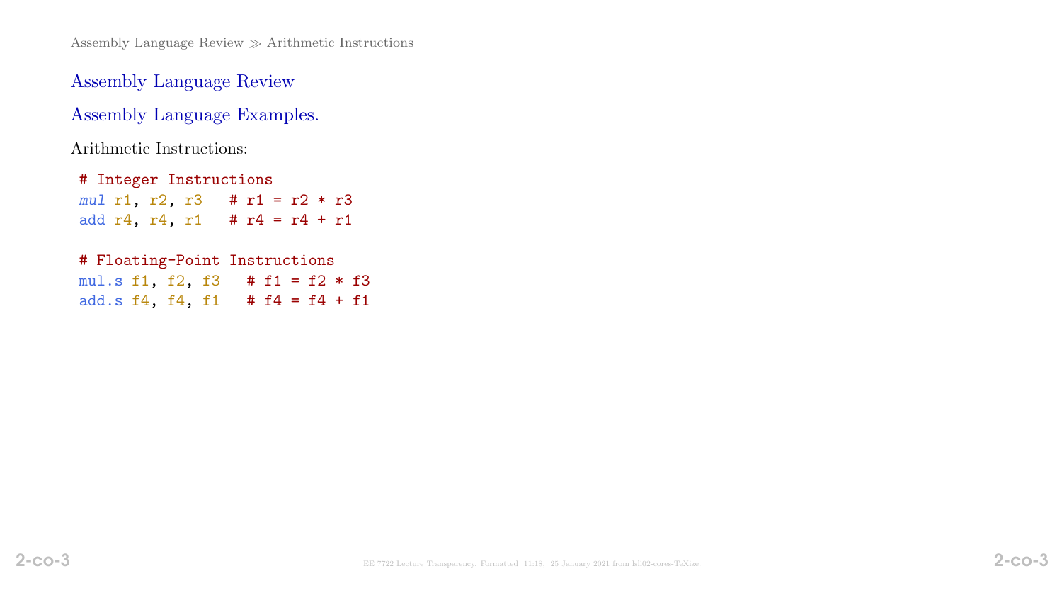## Assembly Language Review

### Assembly Language Examples.

Arithmetic Instructions:

```
# Integer Instructions
mul r1, r2, r3   # r1 = r2 * r3
add r4, r4, r1   # r4 = r4 + r1

# Floating-Point Instructions
mul.s f1, f2, f3   # f1 = f2 * f3
add.s f4, f4, f1   # f4 = f4 + f1
```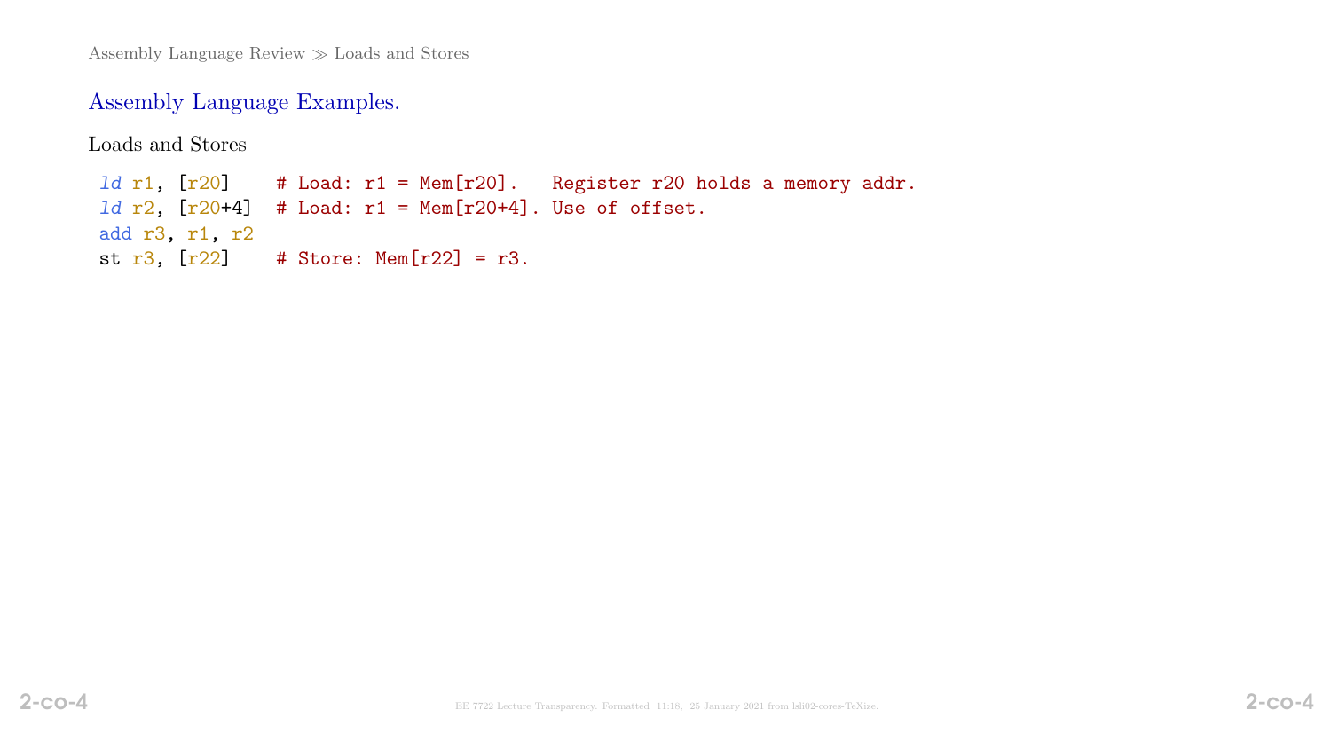## Assembly Language Examples.

Loads and Stores

```
ld r1, [r20]    # Load: r1 = Mem[r20].   Register r20 holds a memory addr.
ld r2, [r20+4]  # Load: r1 = Mem[r20+4]. Use of offset.
add r3, r1, r2
st r3, [r22]    # Store: Mem[r22] = r3.
```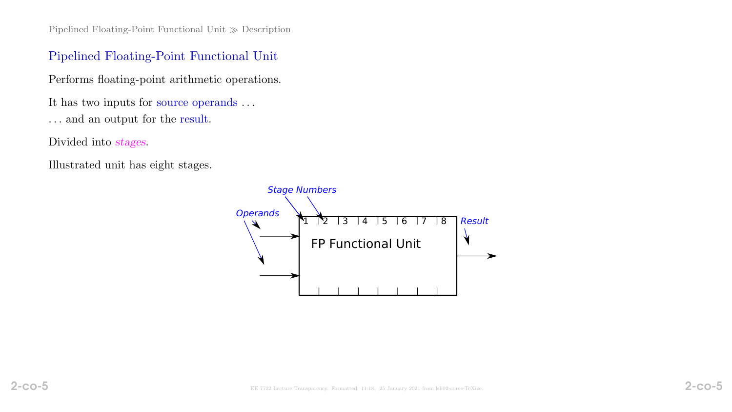## Pipelined Floating-Point Functional Unit

Performs floating-point arithmetic operations.

It has two inputs for source operands . . .

. . . and an output for the result.

Divided into *stages*.

Illustrated unit has eight stages.

*Stage Numbers*

*Operands*

1 2 3 4 5 6 7 8

FP Functional Unit

*Result*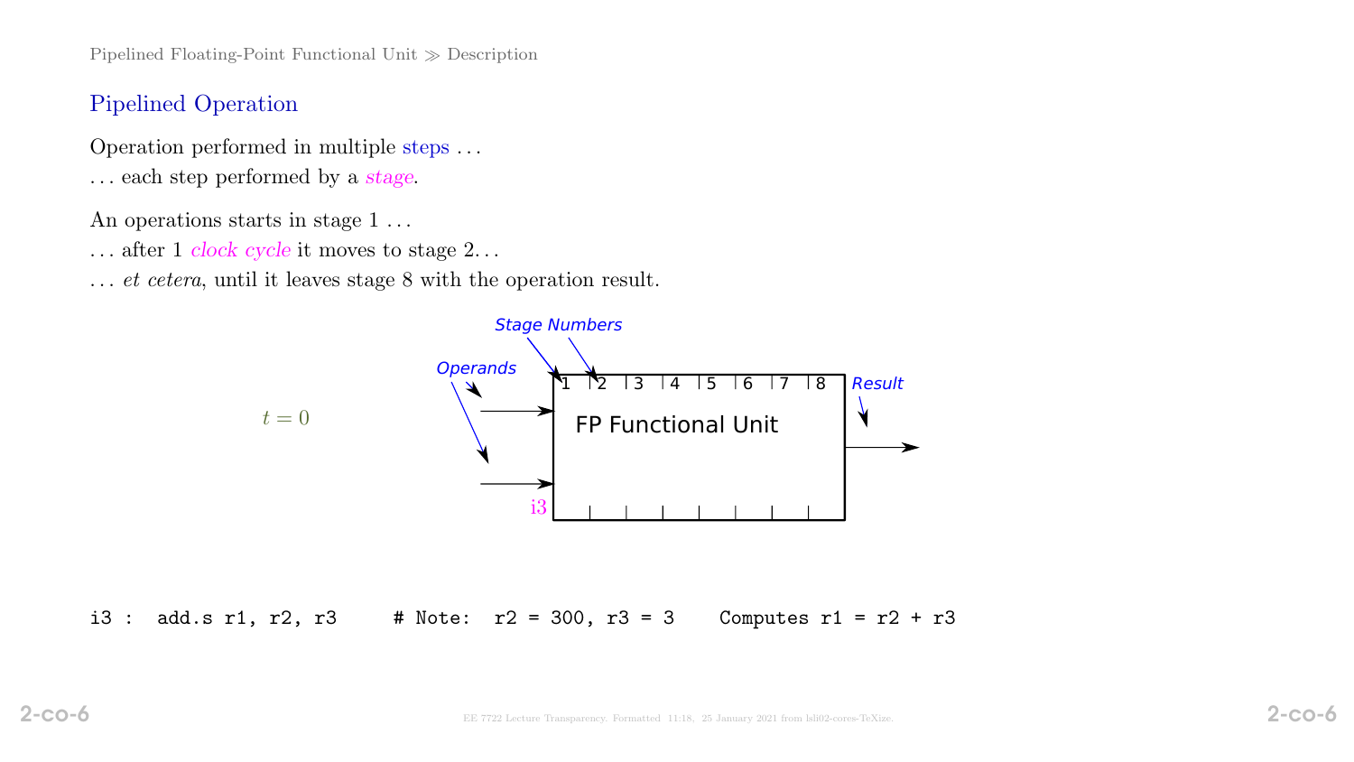## Pipelined Operation

Operation performed in multiple steps . . .

. . . each step performed by a *stage*.

An operations starts in stage 1 . . .

. . . after 1 *clock cycle* it moves to stage 2. . .

. . . *et cetera*, until it leaves stage 8 with the operation result.

Stage Numbers

Operands

Result

1 2 3 4 5 6 7 8

FP Functional Unit

$t = 0$

i3

```
i3 :  add.s r1, r2, r3     # Note:  r2 = 300, r3 = 3    Computes r1 = r2 + r3
```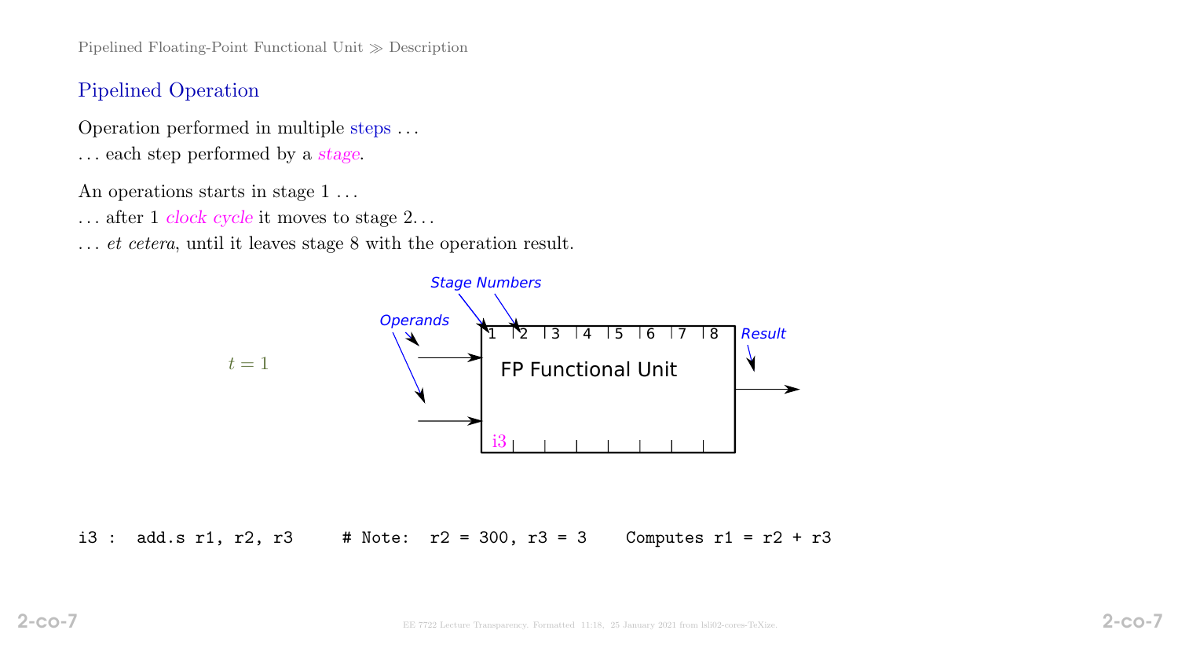## Pipelined Operation

Operation performed in multiple steps ...

... each step performed by a *stage*.

An operations starts in stage 1 ...

... after 1 *clock cycle* it moves to stage 2...

... *et cetera*, until it leaves stage 8 with the operation result.

$t = 1$

*Stage Numbers*

*Operands*

*Result*

1 2 3 4 5 6 7 8

FP Functional Unit

i3

```
i3 :  add.s r1, r2, r3     # Note:  r2 = 300, r3 = 3    Computes r1 = r2 + r3
```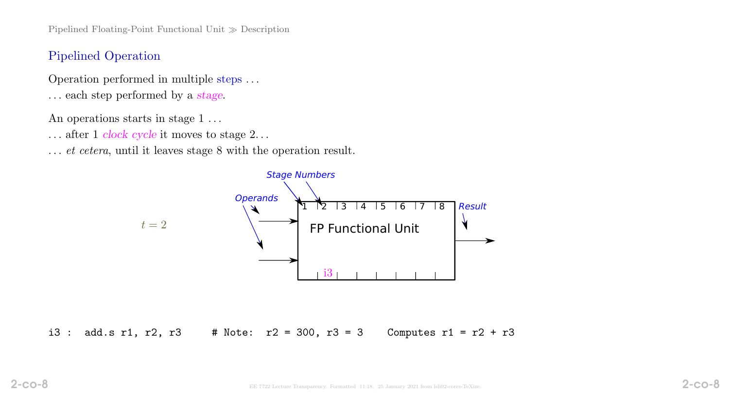## Pipelined Operation

Operation performed in multiple steps . . .

. . . each step performed by a *stage*.

An operations starts in stage 1 . . .

. . . after 1 *clock cycle* it moves to stage 2. . .

. . . *et cetera*, until it leaves stage 8 with the operation result.

$t = 2$

*Stage Numbers*

*Operands*

1 2 3 4 5 6 7 8

*Result*

FP Functional Unit

i3

```
i3 :  add.s r1, r2, r3     # Note:  r2 = 300, r3 = 3    Computes r1 = r2 + r3
```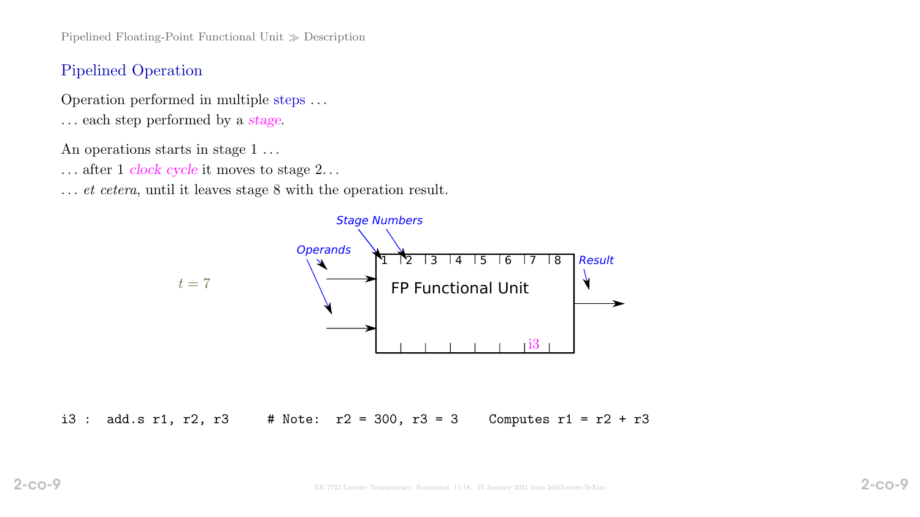## Pipelined Operation

Operation performed in multiple steps . . .

. . . each step performed by a *stage*.

An operations starts in stage 1 . . .

. . . after 1 *clock cycle* it moves to stage 2. . .

. . . *et cetera*, until it leaves stage 8 with the operation result.

$t = 7$

*Stage Numbers*

*Operands*

1 2 3 4 5 6 7 8

FP Functional Unit

*Result*

i3

```
i3 :  add.s r1, r2, r3     # Note:  r2 = 300, r3 = 3    Computes r1 = r2 + r3
```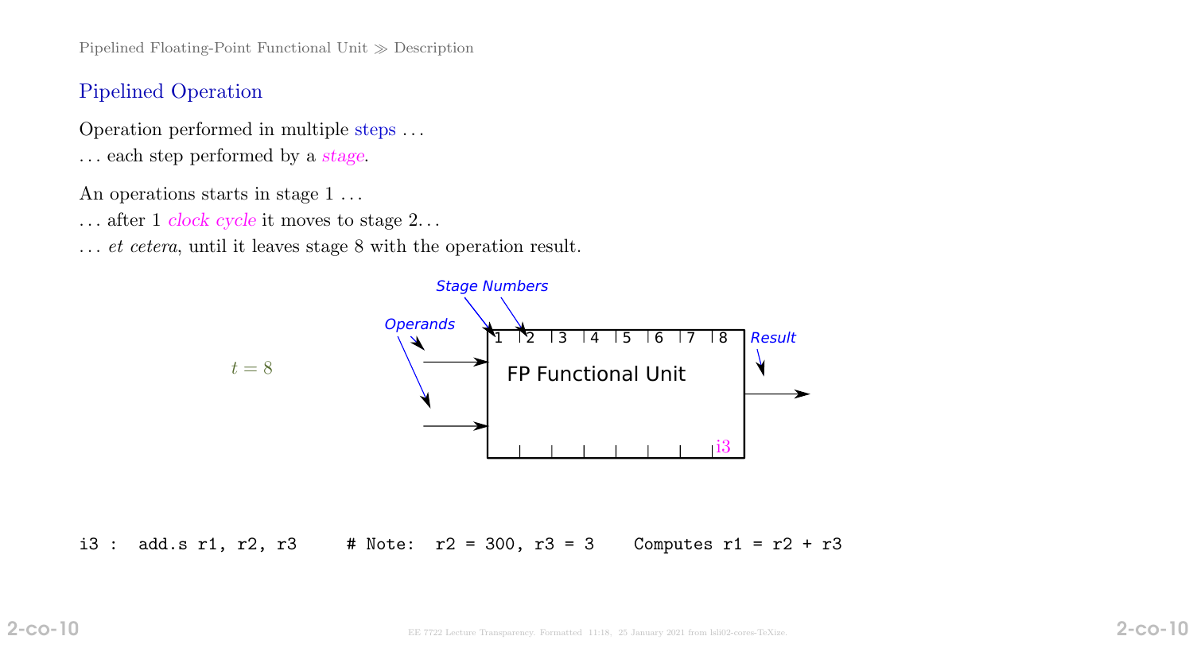## Pipelined Operation

Operation performed in multiple steps …

… each step performed by a *stage*.

An operations starts in stage 1 …

… after 1 *clock cycle* it moves to stage 2…

… *et cetera*, until it leaves stage 8 with the operation result.

$t = 8$

*Stage Numbers*

*Operands*

| 1 | 2 | 3 | 4 | 5 | 6 | 7 | 8 |
|---|---|---|---|---|---|---|---|
| | | | | | | | i3 |

FP Functional Unit

*Result*

```
i3 :  add.s r1, r2, r3     # Note:  r2 = 300, r3 = 3    Computes r1 = r2 + r3
```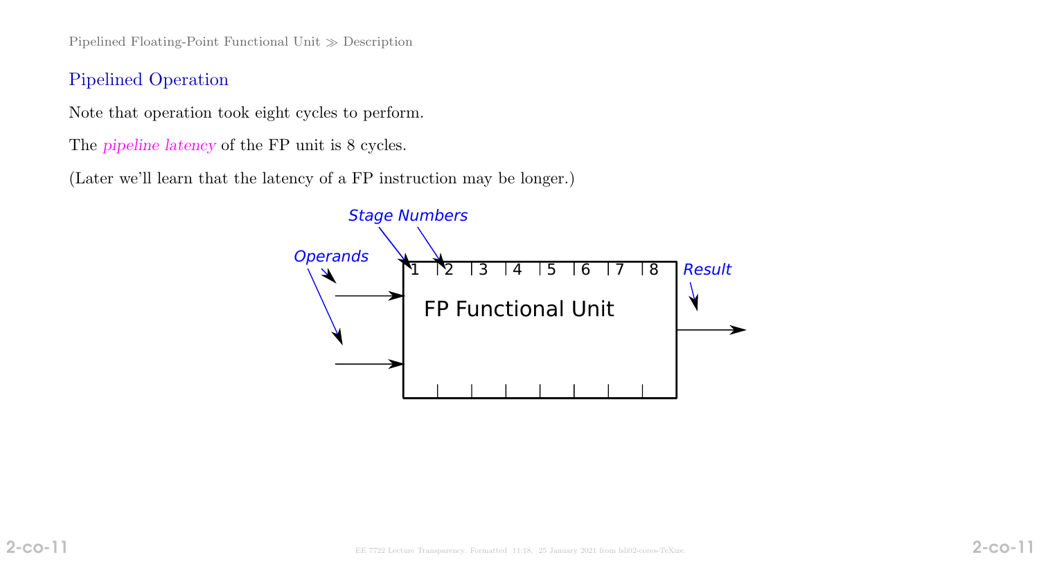## Pipelined Operation

Note that operation took eight cycles to perform.

The *pipeline latency* of the FP unit is 8 cycles.

(Later we'll learn that the latency of a FP instruction may be longer.)

*Stage Numbers*

*Operands*

1 2 3 4 5 6 7 8

FP Functional Unit

*Result*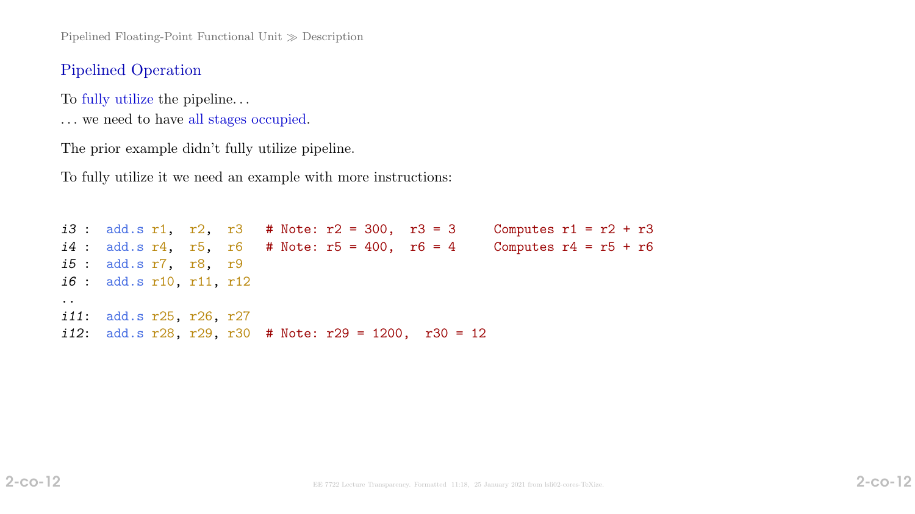## Pipelined Operation

To fully utilize the pipeline. . .

. . . we need to have all stages occupied.

The prior example didn't fully utilize pipeline.

To fully utilize it we need an example with more instructions:

```
i3 :  add.s r1,  r2,  r3   # Note: r2 = 300,  r3 = 3      Computes r1 = r2 + r3
i4 :  add.s r4,  r5,  r6   # Note: r5 = 400,  r6 = 4      Computes r4 = r5 + r6
i5 :  add.s r7,  r8,  r9
i6 :  add.s r10, r11, r12
..
i11:  add.s r25, r26, r27
i12:  add.s r28, r29, r30  # Note: r29 = 1200,  r30 = 12
```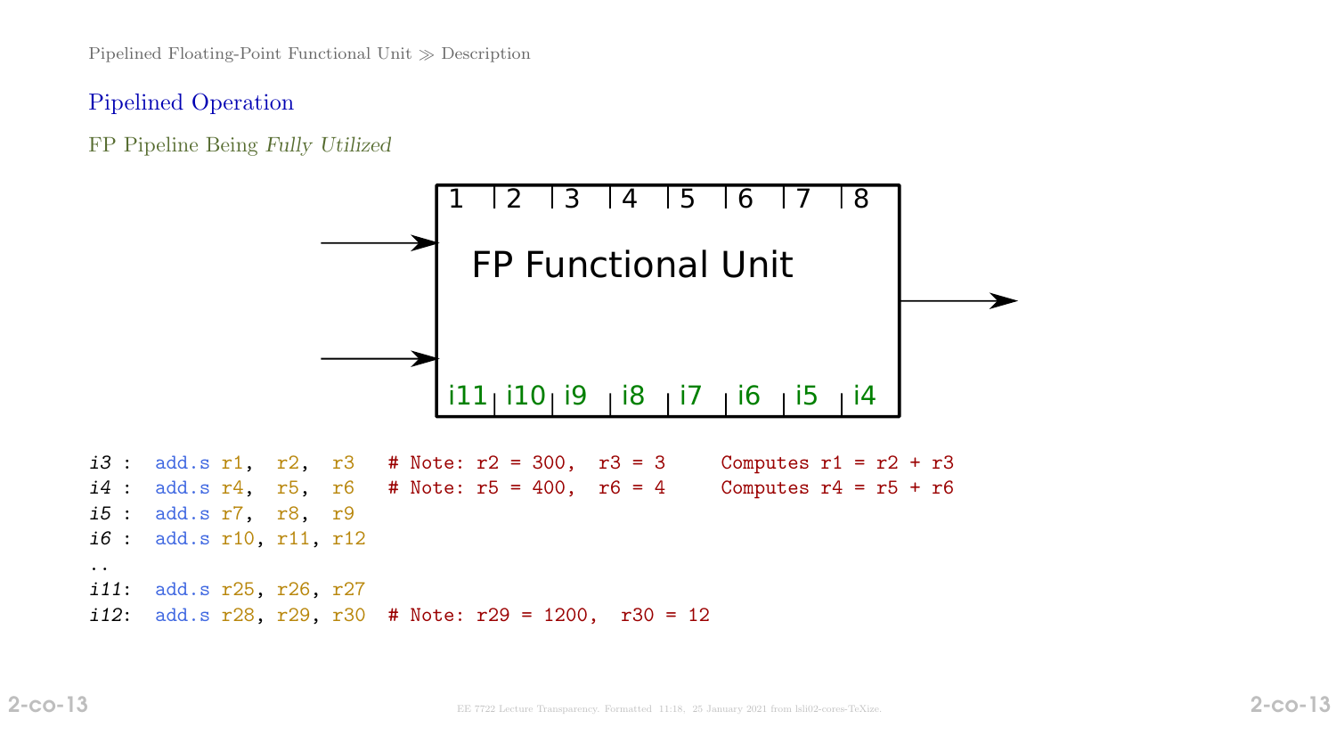## Pipelined Operation

### FP Pipeline Being *Fully Utilized*

FP Functional Unit

| 1 | 2 | 3 | 4 | 5 | 6 | 7 | 8 |
|---|---|---|---|---|---|---|---|
| i11 | i10 | i9 | i8 | i7 | i6 | i5 | i4 |

```
i3 :  add.s r1,  r2,  r3   # Note: r2 = 300,  r3 = 3     Computes r1 = r2 + r3
i4 :  add.s r4,  r5,  r6   # Note: r5 = 400,  r6 = 4     Computes r4 = r5 + r6
i5 :  add.s r7,  r8,  r9
i6 :  add.s r10, r11, r12
..
i11:  add.s r25, r26, r27
i12:  add.s r28, r29, r30  # Note: r29 = 1200,  r30 = 12
```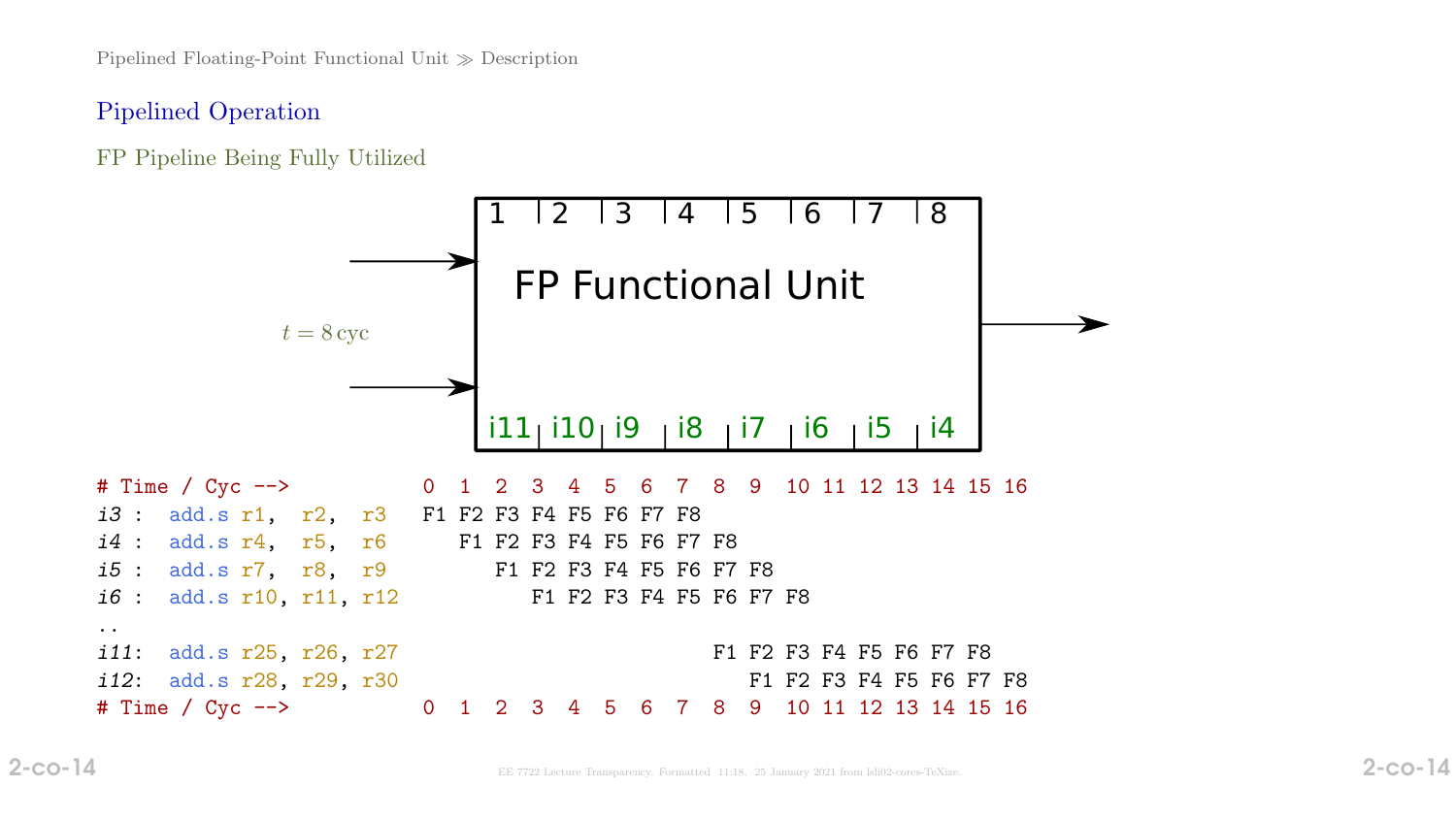## Pipelined Operation

### FP Pipeline Being Fully Utilized

FP Functional Unit

Stages: 1 2 3 4 5 6 7 8

i11 i10 i9 i8 i7 i6 i5 i4

$t = 8\,\mathrm{cyc}$

```
# Time / Cyc -->          0  1  2  3  4  5  6  7  8  9  10 11 12 13 14 15 16
i3 :  add.s r1,  r2,  r3  F1 F2 F3 F4 F5 F6 F7 F8
i4 :  add.s r4,  r5,  r6     F1 F2 F3 F4 F5 F6 F7 F8
i5 :  add.s r7,  r8,  r9        F1 F2 F3 F4 F5 F6 F7 F8
i6 :  add.s r10, r11, r12          F1 F2 F3 F4 F5 F6 F7 F8
..
i11:  add.s r25, r26, r27                         F1 F2 F3 F4 F5 F6 F7 F8
i12:  add.s r28, r29, r30                            F1 F2 F3 F4 F5 F6 F7 F8
# Time / Cyc -->          0  1  2  3  4  5  6  7  8  9  10 11 12 13 14 15 16
```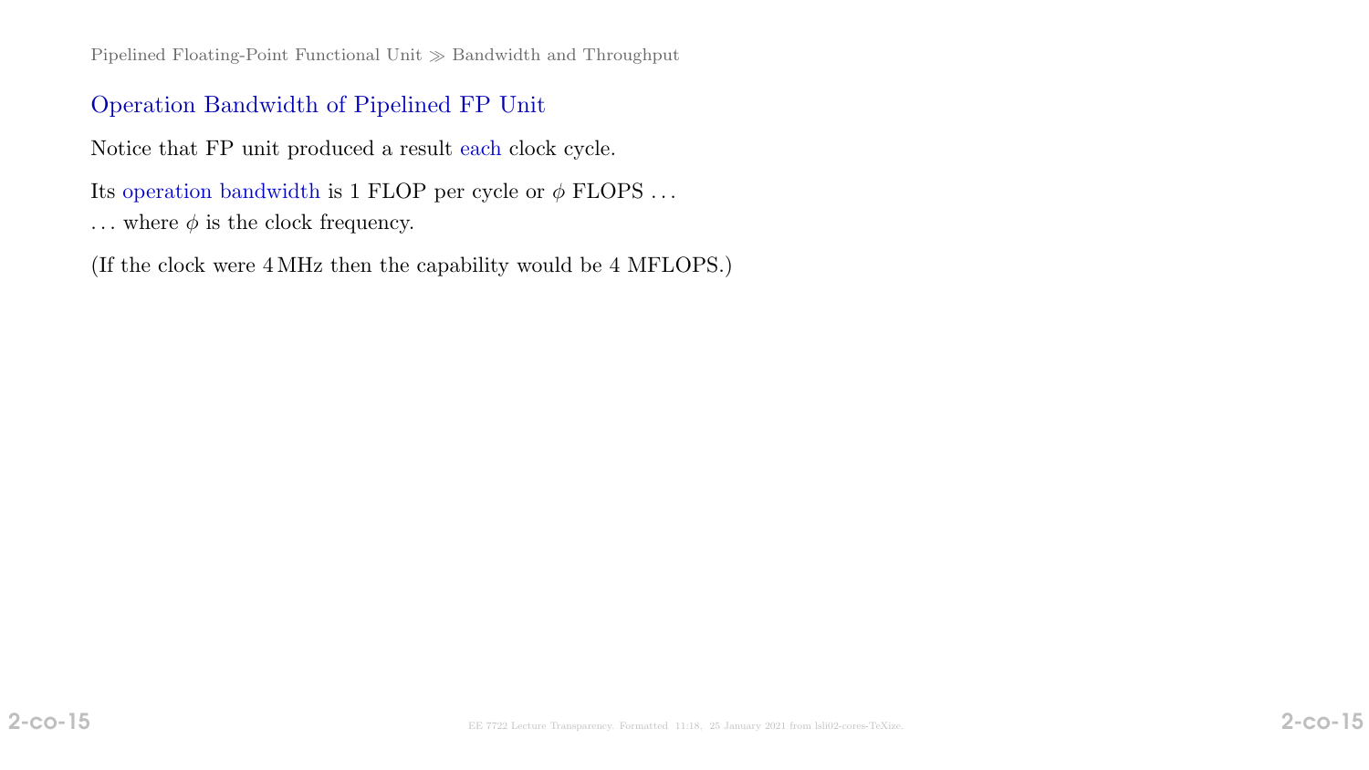## Operation Bandwidth of Pipelined FP Unit

Notice that FP unit produced a result each clock cycle.

Its operation bandwidth is 1 FLOP per cycle or $\phi$ FLOPS …

… where $\phi$ is the clock frequency.

(If the clock were 4 MHz then the capability would be 4 MFLOPS.)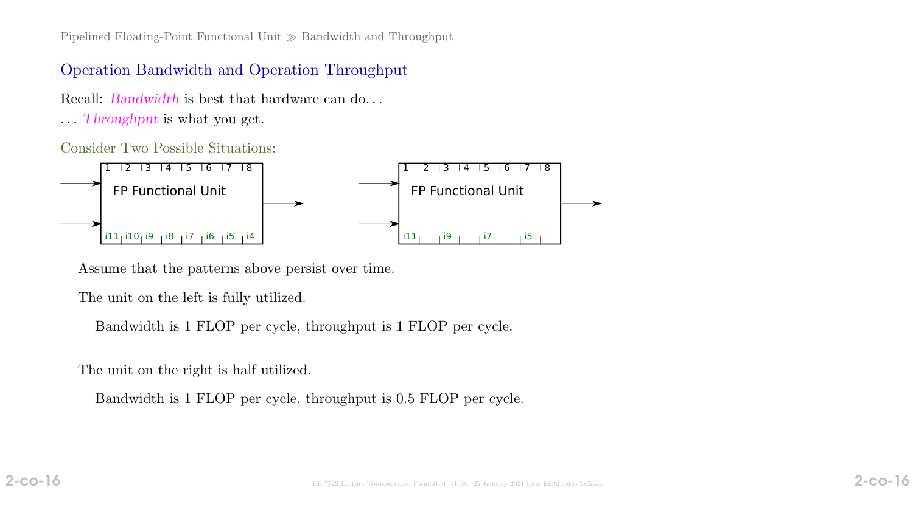## Operation Bandwidth and Operation Throughput

Recall: *Bandwidth* is best that hardware can do...

... *Throughput* is what you get.

### Consider Two Possible Situations:

Assume that the patterns above persist over time.

The unit on the left is fully utilized.

Bandwidth is 1 FLOP per cycle, throughput is 1 FLOP per cycle.

The unit on the right is half utilized.

Bandwidth is 1 FLOP per cycle, throughput is 0.5 FLOP per cycle.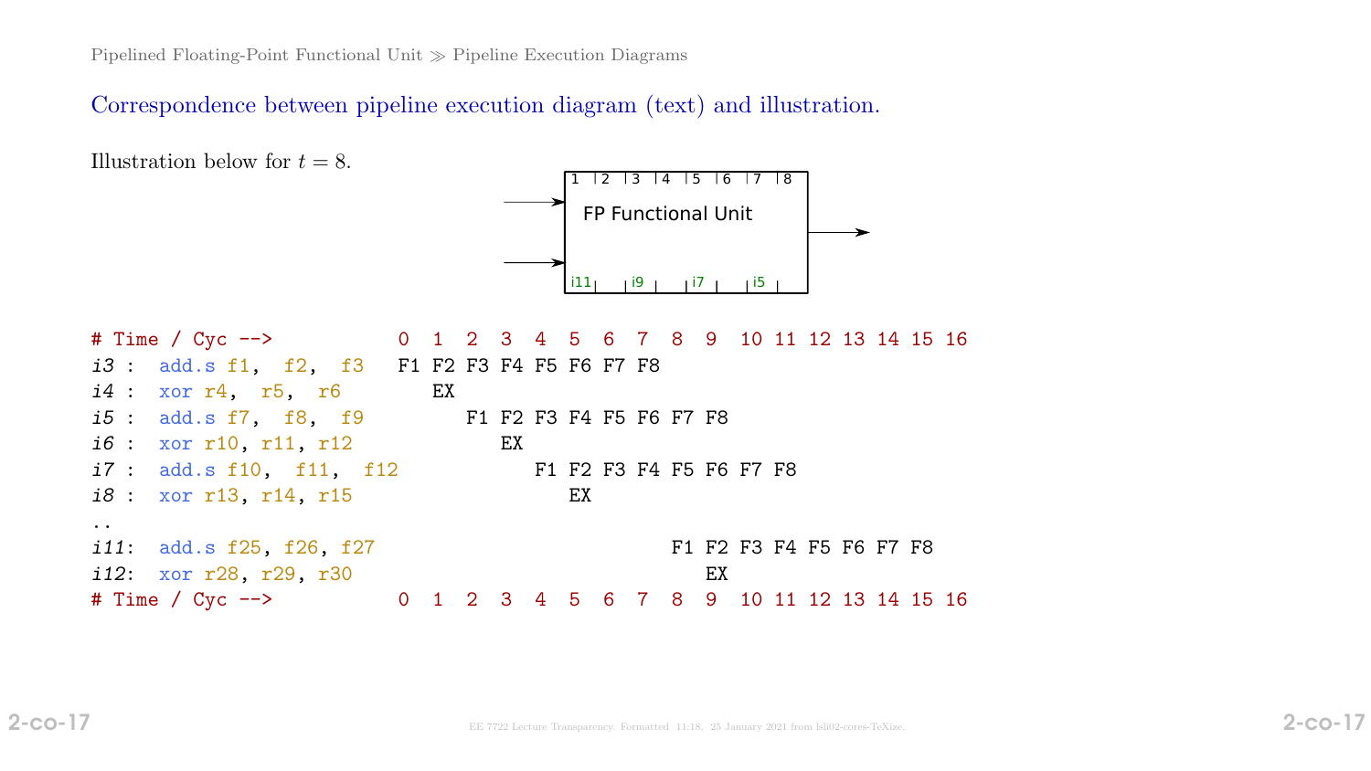Correspondence between pipeline execution diagram (text) and illustration.

Illustration below for $t = 8$.

FP Functional Unit

1 | 2 | 3 | 4 | 5 | 6 | 7 | 8

i11 | | i9 | | i7 | | i5 |

```
# Time / Cyc -->          0  1  2  3  4  5  6  7  8  9  10 11 12 13 14 15 16
i3 :  add.s f1,  f2,  f3  F1 F2 F3 F4 F5 F6 F7 F8
i4 :  xor r4,  r5,  r6       EX
i5 :  add.s f7,  f8,  f9        F1 F2 F3 F4 F5 F6 F7 F8
i6 :  xor r10, r11, r12            EX
i7 :  add.s f10,  f11,  f12           F1 F2 F3 F4 F5 F6 F7 F8
i8 :  xor r13, r14, r15                  EX
..
i11:  add.s f25, f26, f27                         F1 F2 F3 F4 F5 F6 F7 F8
i12:  xor r28, r29, r30                              EX
# Time / Cyc -->          0  1  2  3  4  5  6  7  8  9  10 11 12 13 14 15 16
```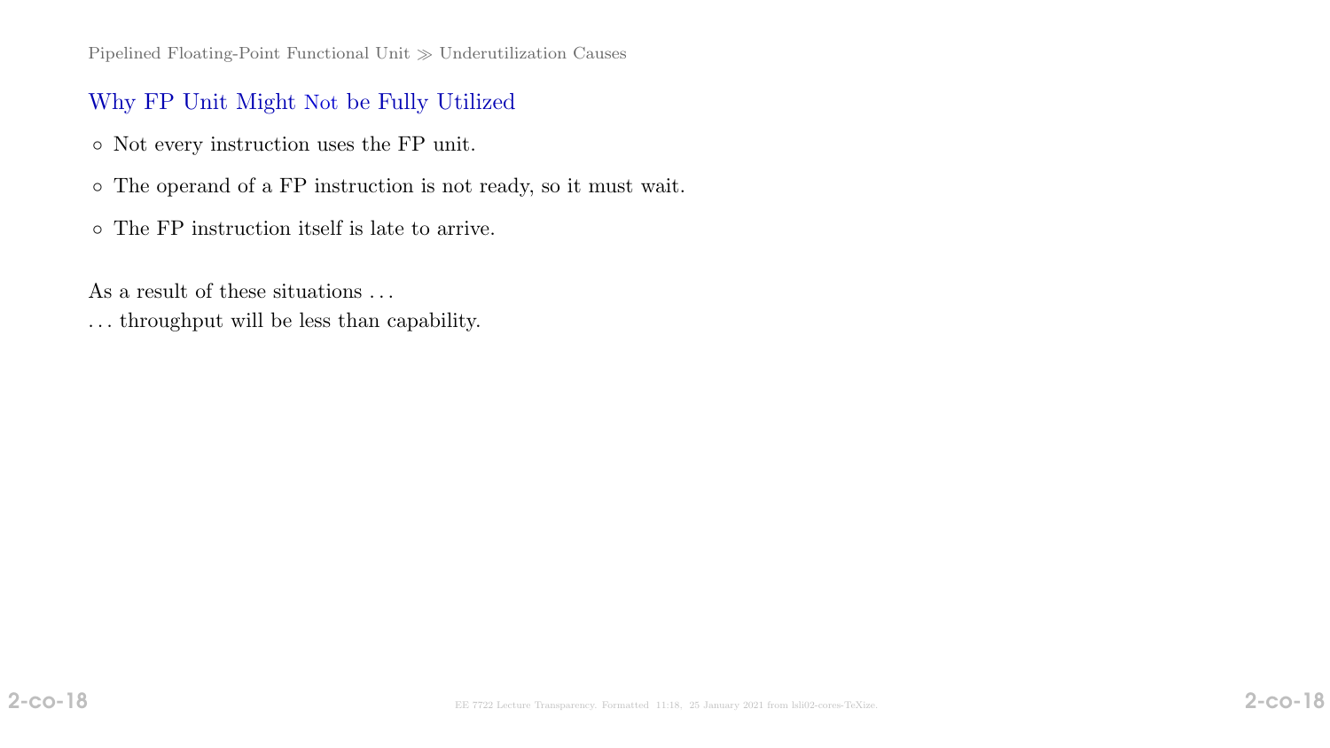## Why FP Unit Might Not be Fully Utilized

- Not every instruction uses the FP unit.
- The operand of a FP instruction is not ready, so it must wait.
- The FP instruction itself is late to arrive.

As a result of these situations . . .
. . . throughput will be less than capability.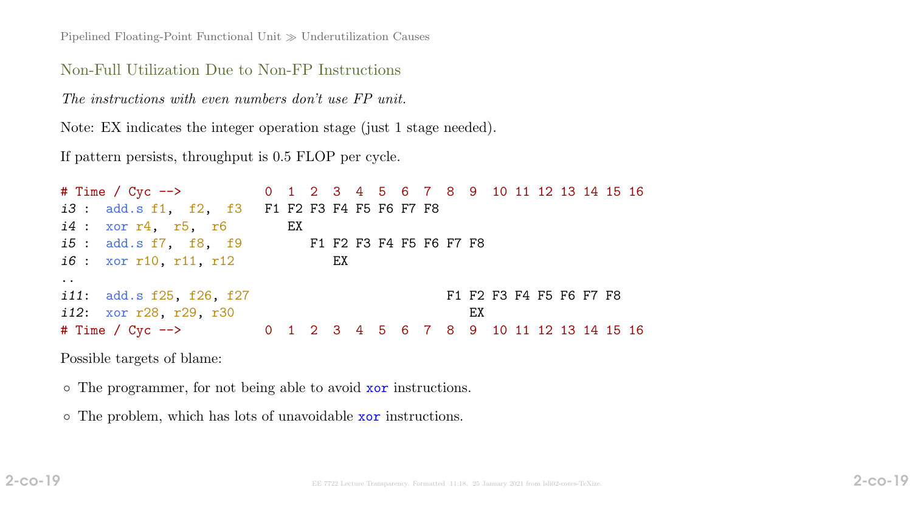## Non-Full Utilization Due to Non-FP Instructions

*The instructions with even numbers don't use FP unit.*

Note: EX indicates the integer operation stage (just 1 stage needed).

If pattern persists, throughput is 0.5 FLOP per cycle.

```
# Time / Cyc -->           0  1  2  3  4  5  6  7  8  9  10 11 12 13 14 15 16
i3 : add.s f1,  f2,  f3    F1 F2 F3 F4 F5 F6 F7 F8
i4 : xor r4,  r5,  r6         EX
i5 : add.s f7,  f8,  f9          F1 F2 F3 F4 F5 F6 F7 F8
i6 : xor r10, r11, r12              EX
..
i11: add.s f25, f26, f27                             F1 F2 F3 F4 F5 F6 F7 F8
i12: xor r28, r29, r30                                  EX
# Time / Cyc -->           0  1  2  3  4  5  6  7  8  9  10 11 12 13 14 15 16
```

Possible targets of blame:

- The programmer, for not being able to avoid `xor` instructions.
- The problem, which has lots of unavoidable `xor` instructions.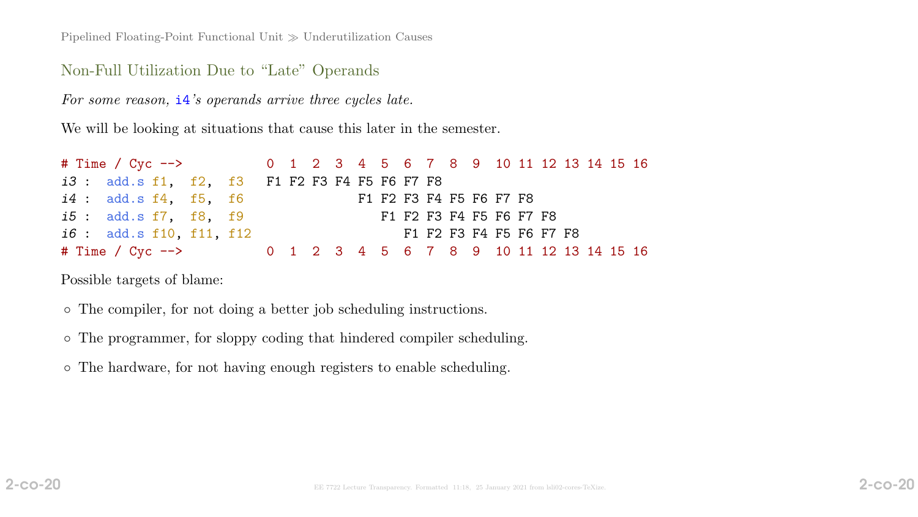## Non-Full Utilization Due to "Late" Operands

*For some reason, i4's operands arrive three cycles late.*

We will be looking at situations that cause this later in the semester.

```
# Time / Cyc -->          0  1  2  3  4  5  6  7  8  9  10 11 12 13 14 15 16
i3 :  add.s f1,  f2,  f3  F1 F2 F3 F4 F5 F6 F7 F8
i4 :  add.s f4,  f5,  f6              F1 F2 F3 F4 F5 F6 F7 F8
i5 :  add.s f7,  f8,  f9                 F1 F2 F3 F4 F5 F6 F7 F8
i6 :  add.s f10, f11, f12                   F1 F2 F3 F4 F5 F6 F7 F8
# Time / Cyc -->          0  1  2  3  4  5  6  7  8  9  10 11 12 13 14 15 16
```

Possible targets of blame:

- The compiler, for not doing a better job scheduling instructions.
- The programmer, for sloppy coding that hindered compiler scheduling.
- The hardware, for not having enough registers to enable scheduling.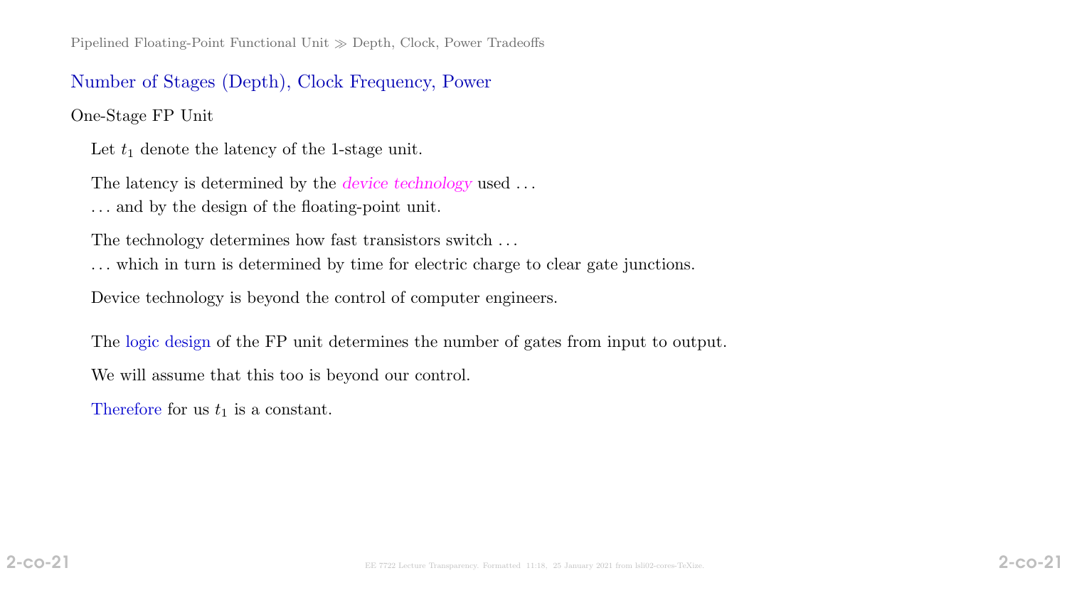## Number of Stages (Depth), Clock Frequency, Power

### One-Stage FP Unit

Let $t_1$ denote the latency of the 1-stage unit.

The latency is determined by the *device technology* used . . .
. . . and by the design of the floating-point unit.

The technology determines how fast transistors switch . . .
. . . which in turn is determined by time for electric charge to clear gate junctions.

Device technology is beyond the control of computer engineers.

The logic design of the FP unit determines the number of gates from input to output.

We will assume that this too is beyond our control.

Therefore for us $t_1$ is a constant.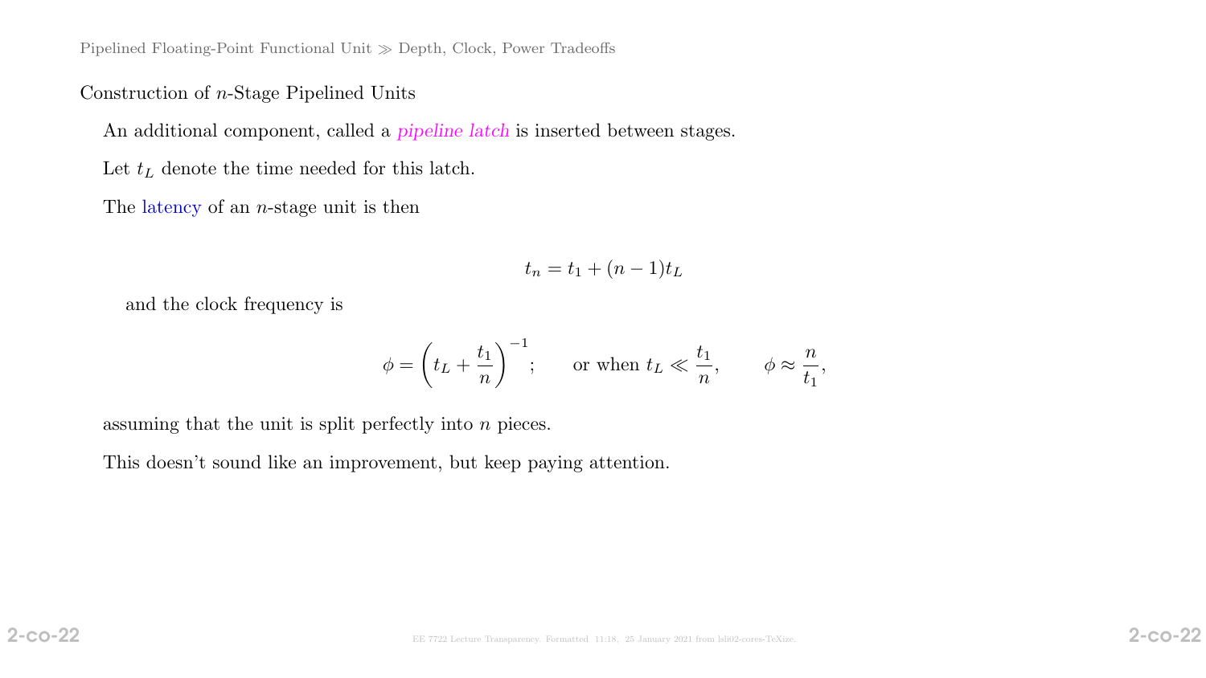## Construction of $n$-Stage Pipelined Units

An additional component, called a *pipeline latch* is inserted between stages.

Let $t_L$ denote the time needed for this latch.

The latency of an $n$-stage unit is then

$$t_n = t_1 + (n-1)t_L$$

and the clock frequency is

$$\phi = \left(t_L + \frac{t_1}{n}\right)^{-1}; \qquad \text{or when } t_L \ll \frac{t_1}{n}, \qquad \phi \approx \frac{n}{t_1},$$

assuming that the unit is split perfectly into $n$ pieces.

This doesn't sound like an improvement, but keep paying attention.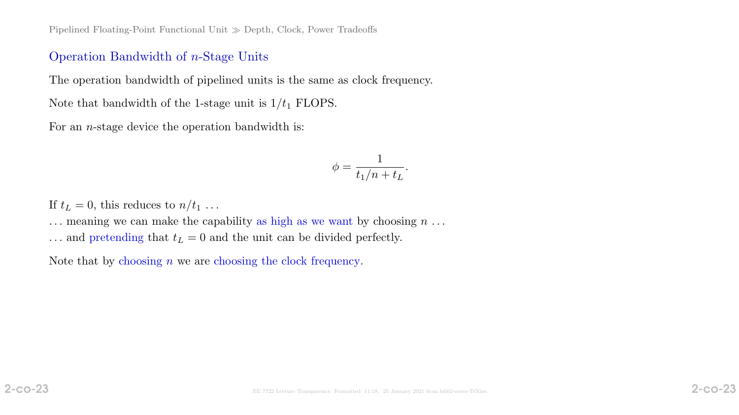## Operation Bandwidth of $n$-Stage Units

The operation bandwidth of pipelined units is the same as clock frequency.

Note that bandwidth of the 1-stage unit is $1/t_1$ FLOPS.

For an $n$-stage device the operation bandwidth is:

$$\phi = \frac{1}{t_1/n + t_L}.$$

If $t_L = 0$, this reduces to $n/t_1$ ...

... meaning we can make the capability as high as we want by choosing $n$ ...

... and pretending that $t_L = 0$ and the unit can be divided perfectly.

Note that by choosing $n$ we are choosing the clock frequency.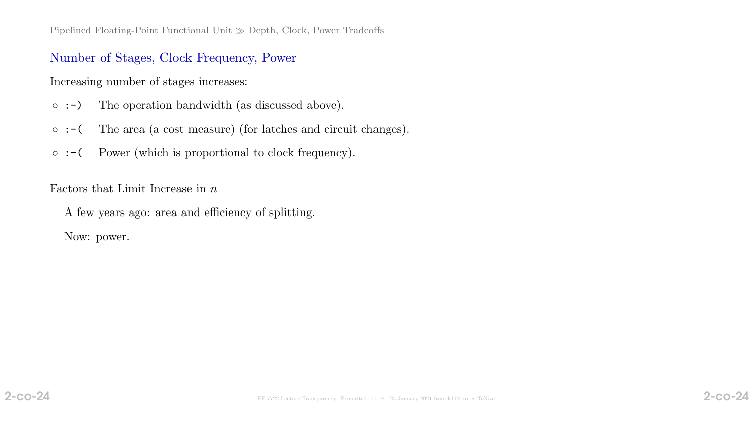## Number of Stages, Clock Frequency, Power

Increasing number of stages increases:

- `:-)` The operation bandwidth (as discussed above).
- `:-(` The area (a cost measure) (for latches and circuit changes).
- `:-(` Power (which is proportional to clock frequency).

Factors that Limit Increase in $n$

A few years ago: area and efficiency of splitting.

Now: power.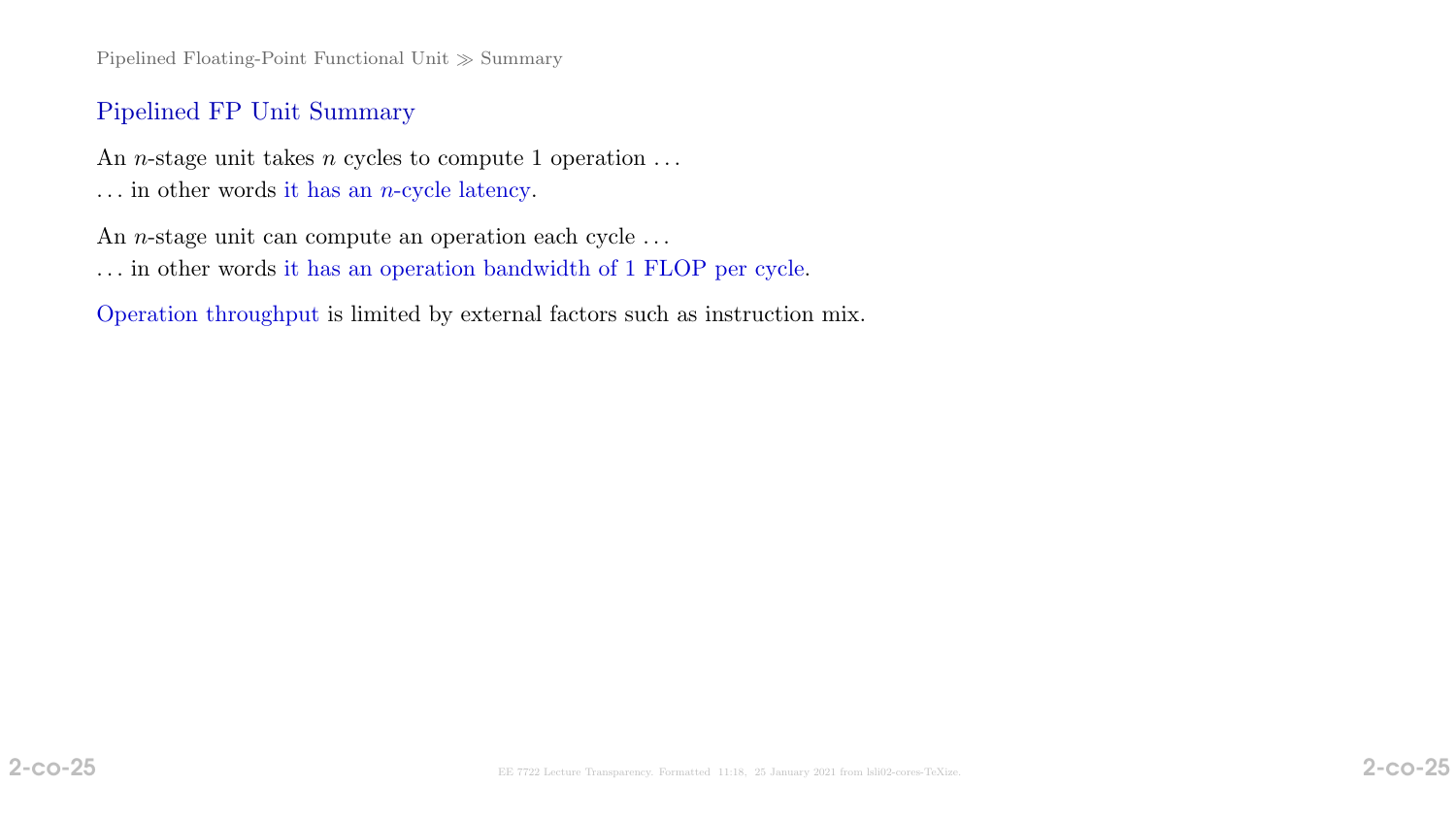## Pipelined FP Unit Summary

An $n$-stage unit takes $n$ cycles to compute 1 operation …
… in other words it has an $n$-cycle latency.

An $n$-stage unit can compute an operation each cycle …
… in other words it has an operation bandwidth of 1 FLOP per cycle.

Operation throughput is limited by external factors such as instruction mix.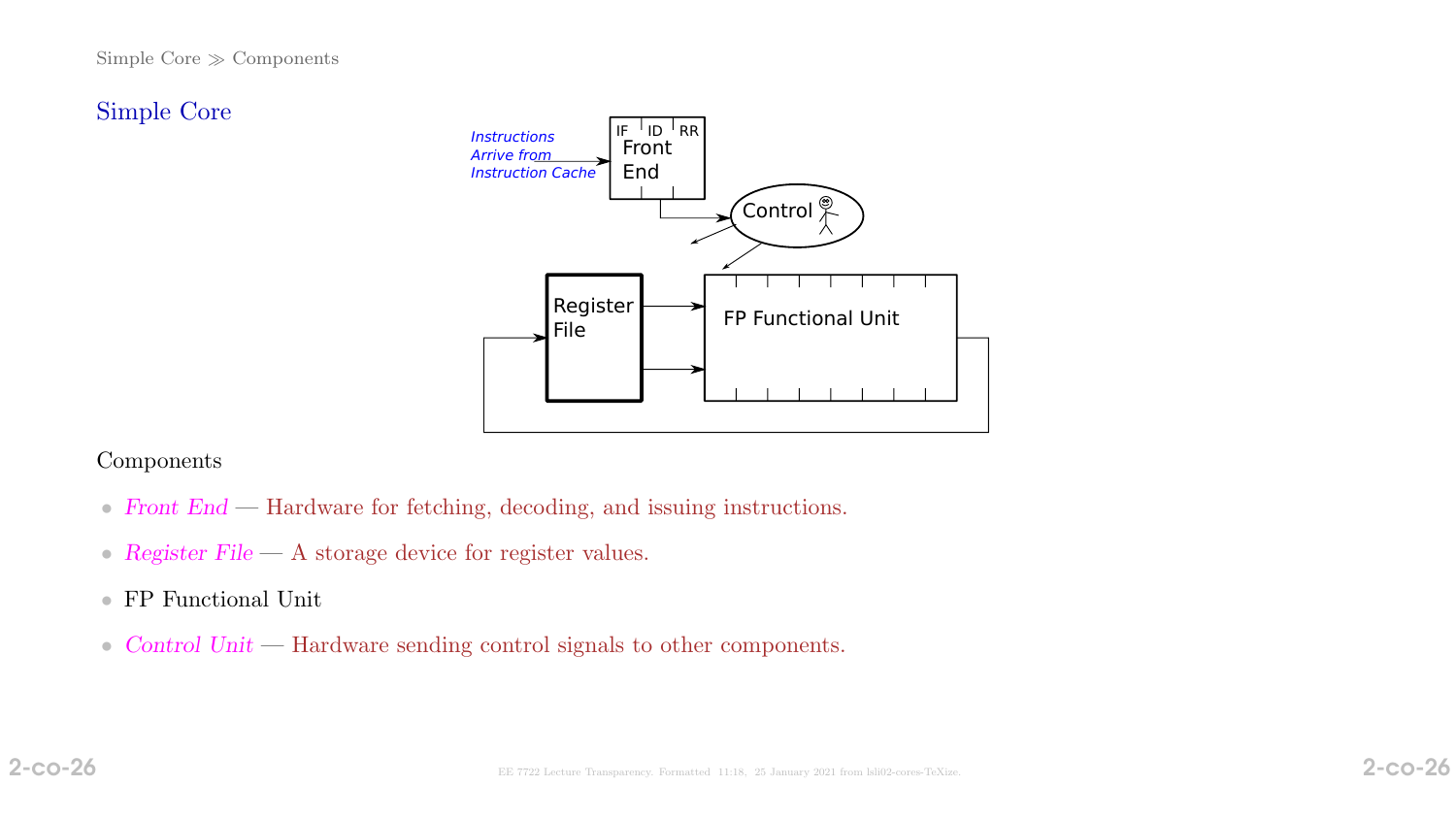## Simple Core

Instructions Arrive from Instruction Cache

IF ID RR
Front End

Control

Register File

FP Functional Unit

Components

- *Front End* — Hardware for fetching, decoding, and issuing instructions.
- *Register File* — A storage device for register values.
- FP Functional Unit
- *Control Unit* — Hardware sending control signals to other components.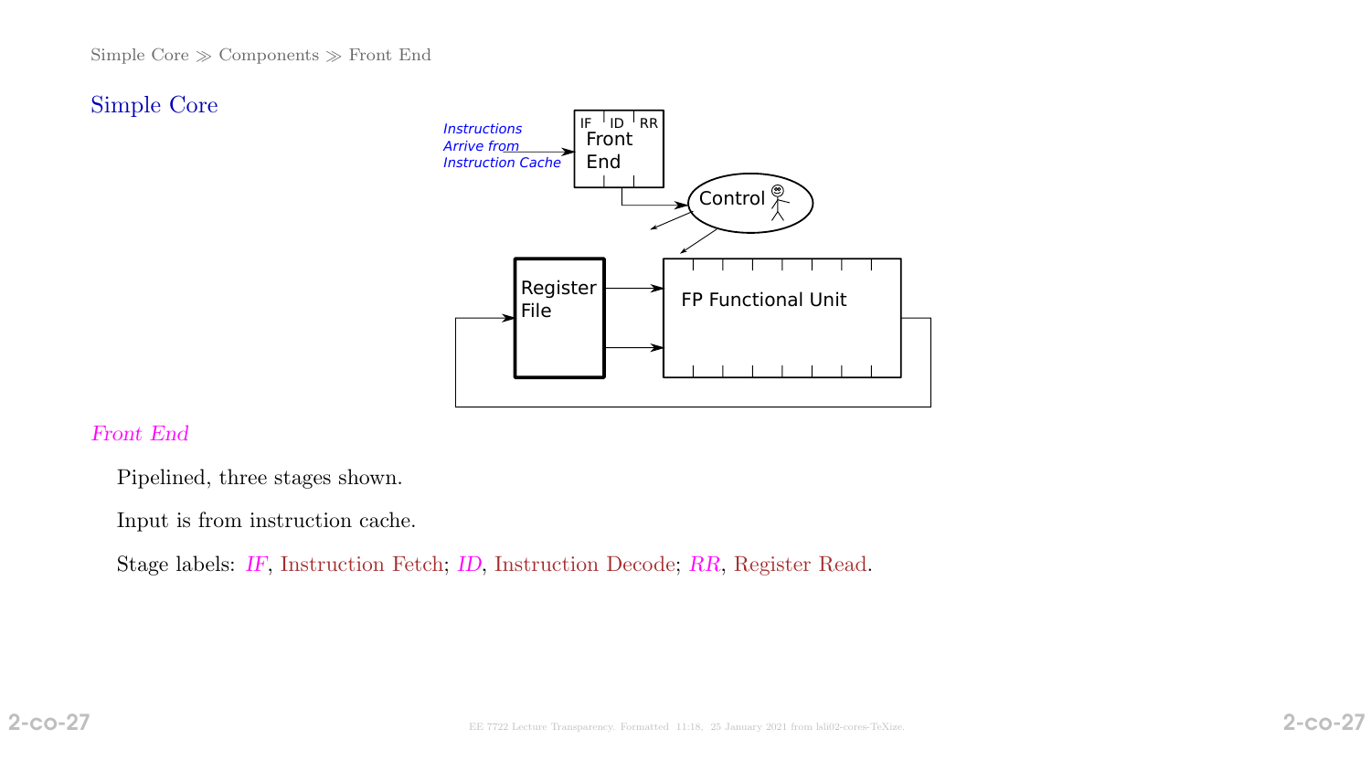## Simple Core

*Front End*

Pipelined, three stages shown.

Input is from instruction cache.

Stage labels: *IF*, Instruction Fetch; *ID*, Instruction Decode; *RR*, Register Read.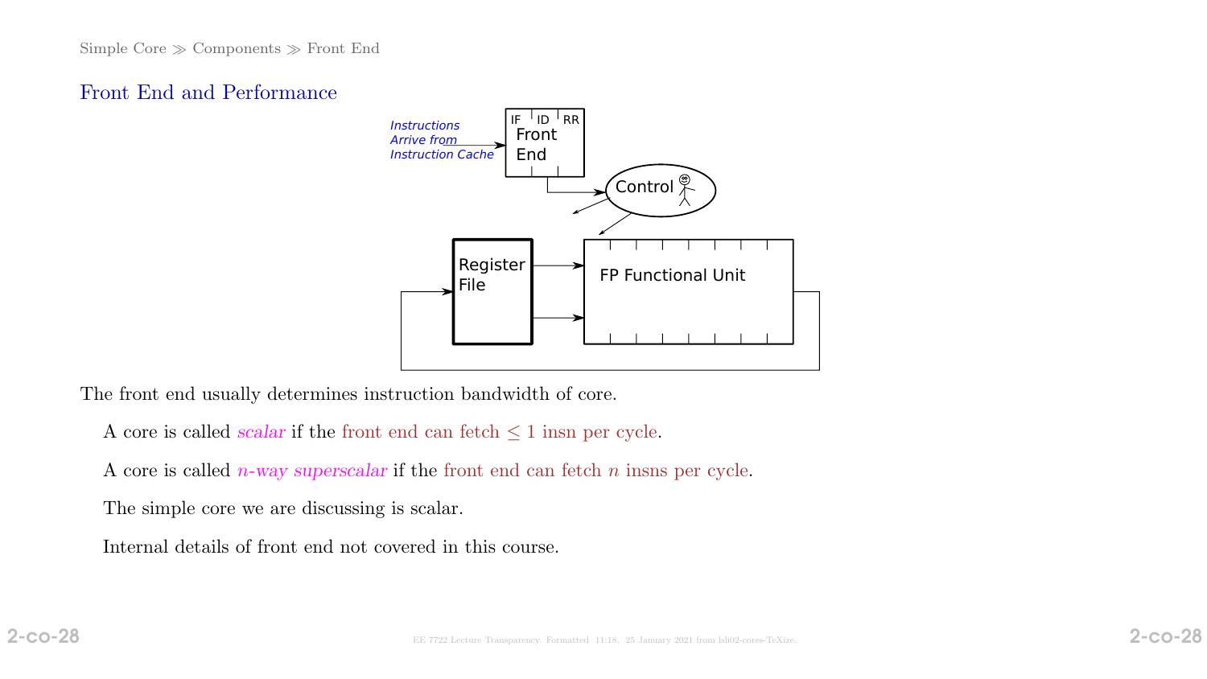## Front End and Performance

The front end usually determines instruction bandwidth of core.

A core is called *scalar* if the front end can fetch $\leq 1$ insn per cycle.

A core is called *$n$-way superscalar* if the front end can fetch $n$ insns per cycle.

The simple core we are discussing is scalar.

Internal details of front end not covered in this course.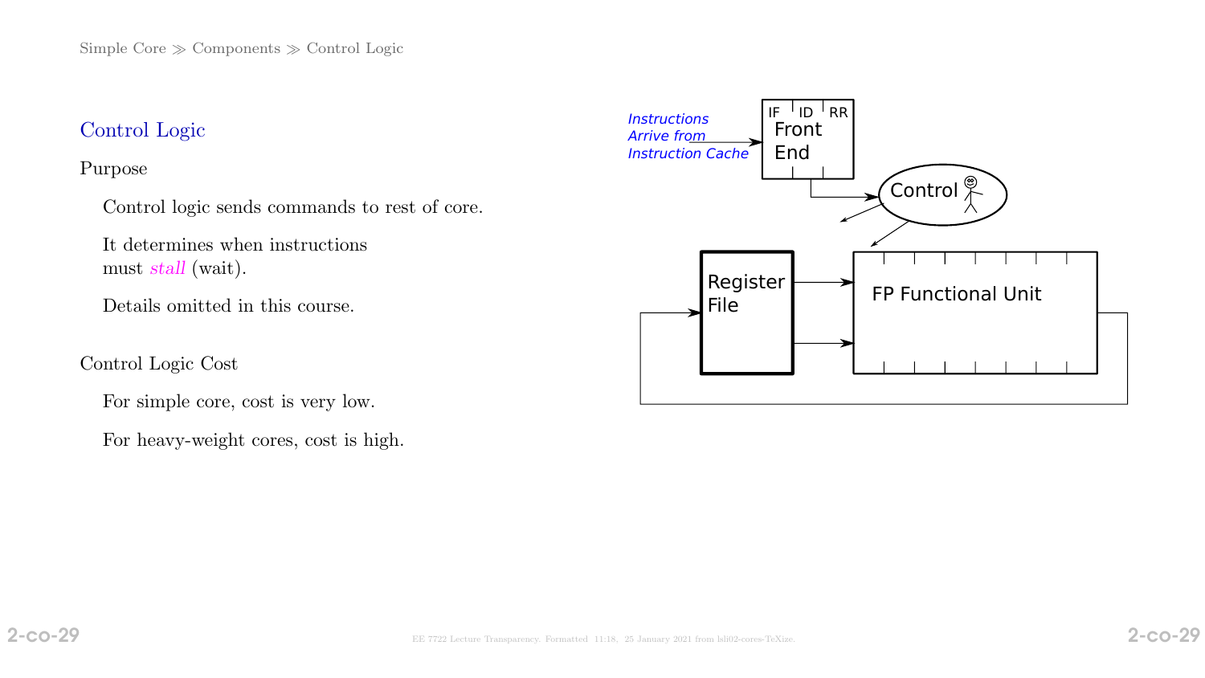## Control Logic

Purpose

Control logic sends commands to rest of core.

It determines when instructions must *stall* (wait).

Details omitted in this course.

Control Logic Cost

For simple core, cost is very low.

For heavy-weight cores, cost is high.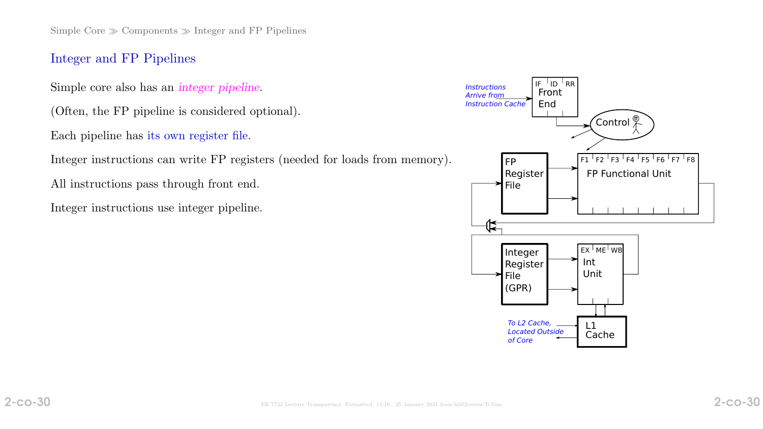## Integer and FP Pipelines

Simple core also has an *integer pipeline*.

(Often, the FP pipeline is considered optional).

Each pipeline has its own register file.

Integer instructions can write FP registers (needed for loads from memory).

All instructions pass through front end.

Integer instructions use integer pipeline.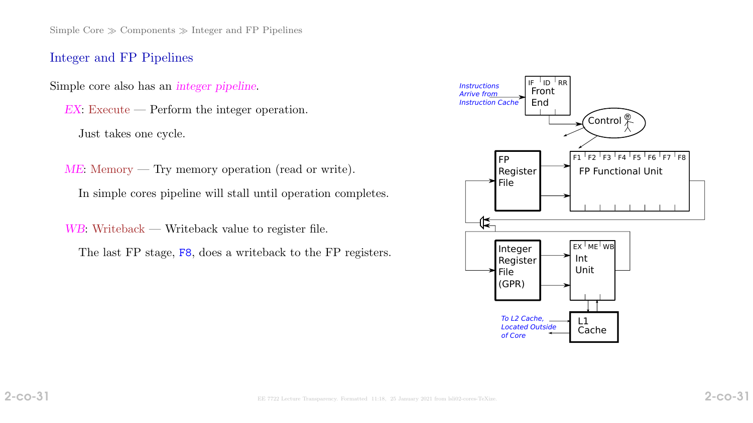## Integer and FP Pipelines

Simple core also has an *integer pipeline*.

*EX*: Execute — Perform the integer operation.

Just takes one cycle.

*ME*: Memory — Try memory operation (read or write).

In simple cores pipeline will stall until operation completes.

*WB*: Writeback — Writeback value to register file.

The last FP stage, `F8`, does a writeback to the FP registers.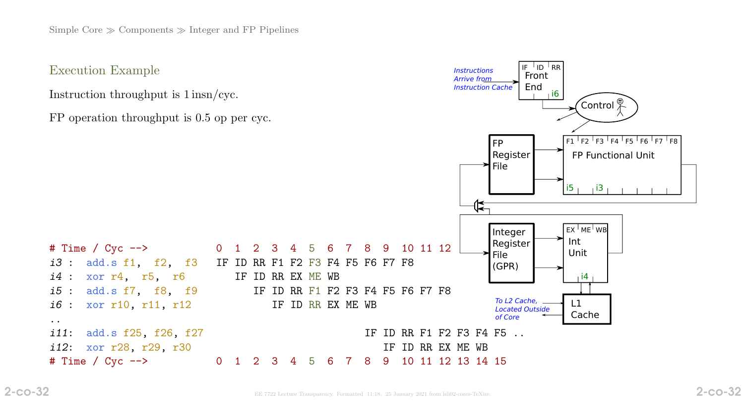## Execution Example

Instruction throughput is 1 insn/cyc.

FP operation throughput is 0.5 op per cyc.

```
# Time / Cyc -->          0  1  2  3  4  5  6  7  8  9  10 11 12
i3 :  add.s f1,  f2,  f3  IF ID RR F1 F2 F3 F4 F5 F6 F7 F8
i4 :  xor r4,  r5,  r6       IF ID RR EX ME WB
i5 :  add.s f7,  f8,  f9        IF ID RR F1 F2 F3 F4 F5 F6 F7 F8
i6 :  xor r10, r11, r12            IF ID RR EX ME WB
..
i11:  add.s f25, f26, f27                         IF ID RR F1 F2 F3 F4 F5 ..
i12:  xor r28, r29, r30                              IF ID RR EX ME WB
# Time / Cyc -->          0  1  2  3  4  5  6  7  8  9  10 11 12 13 14 15
```

Instructions Arrive from Instruction Cache

Front End (IF, ID, RR) i6

Control

FP Register File

FP Functional Unit (F1, F2, F3, F4, F5, F6, F7, F8) i5, i3

Integer Register File (GPR)

Int Unit (EX, ME, WB) i4

L1 Cache

To L2 Cache, Located Outside of Core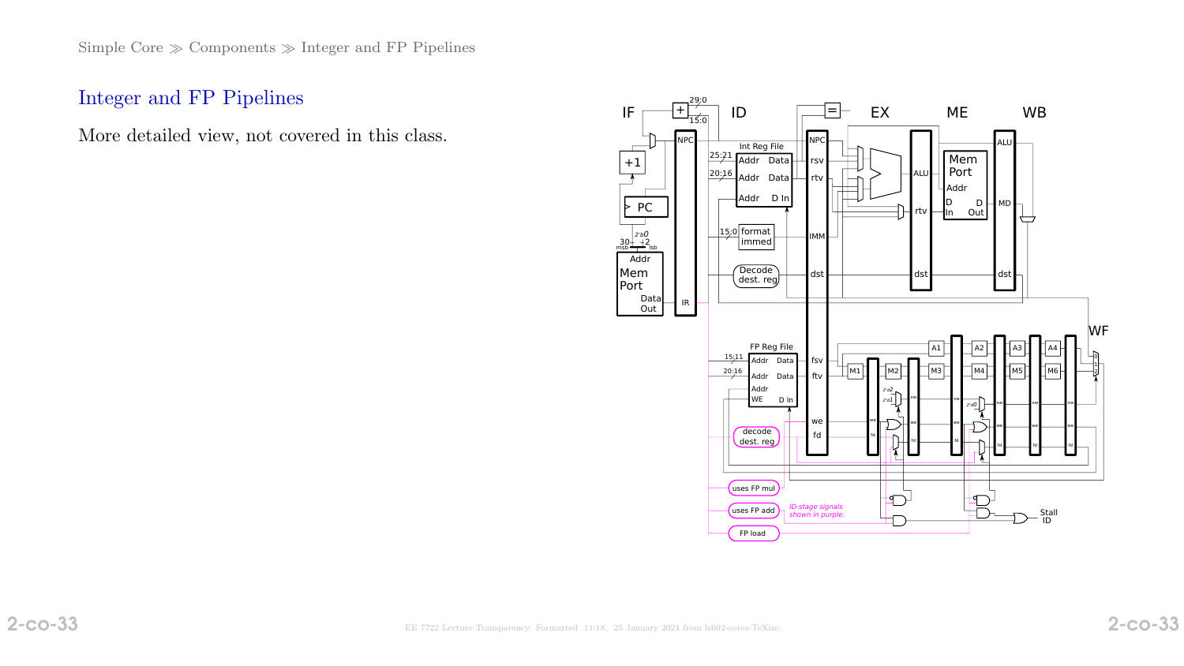# Integer and FP Pipelines

More detailed view, not covered in this class.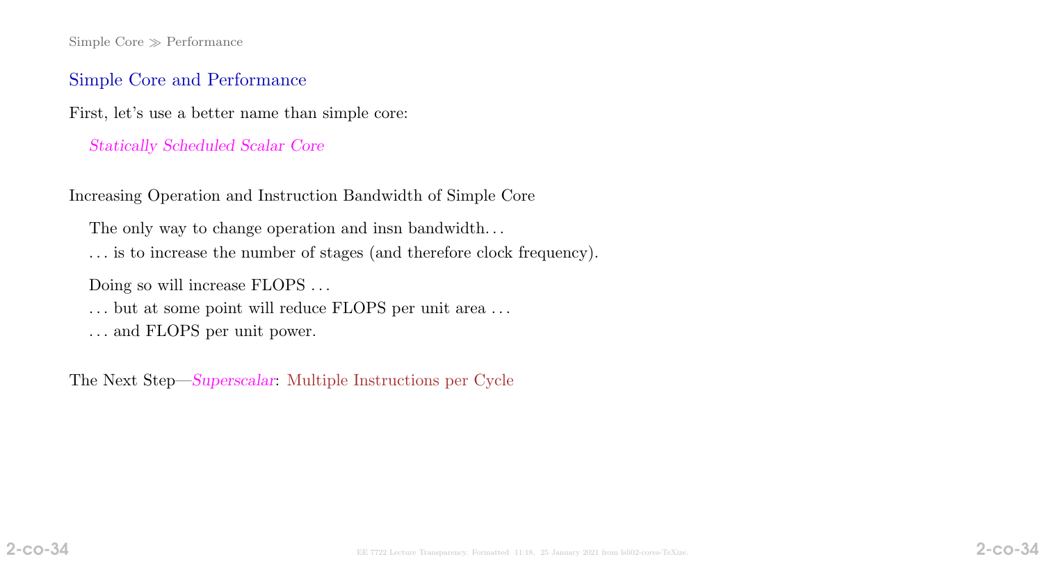## Simple Core and Performance

First, let's use a better name than simple core:

*Statically Scheduled Scalar Core*

Increasing Operation and Instruction Bandwidth of Simple Core

The only way to change operation and insn bandwidth...

... is to increase the number of stages (and therefore clock frequency).

Doing so will increase FLOPS ...

... but at some point will reduce FLOPS per unit area ...

... and FLOPS per unit power.

The Next Step—*Superscalar*: Multiple Instructions per Cycle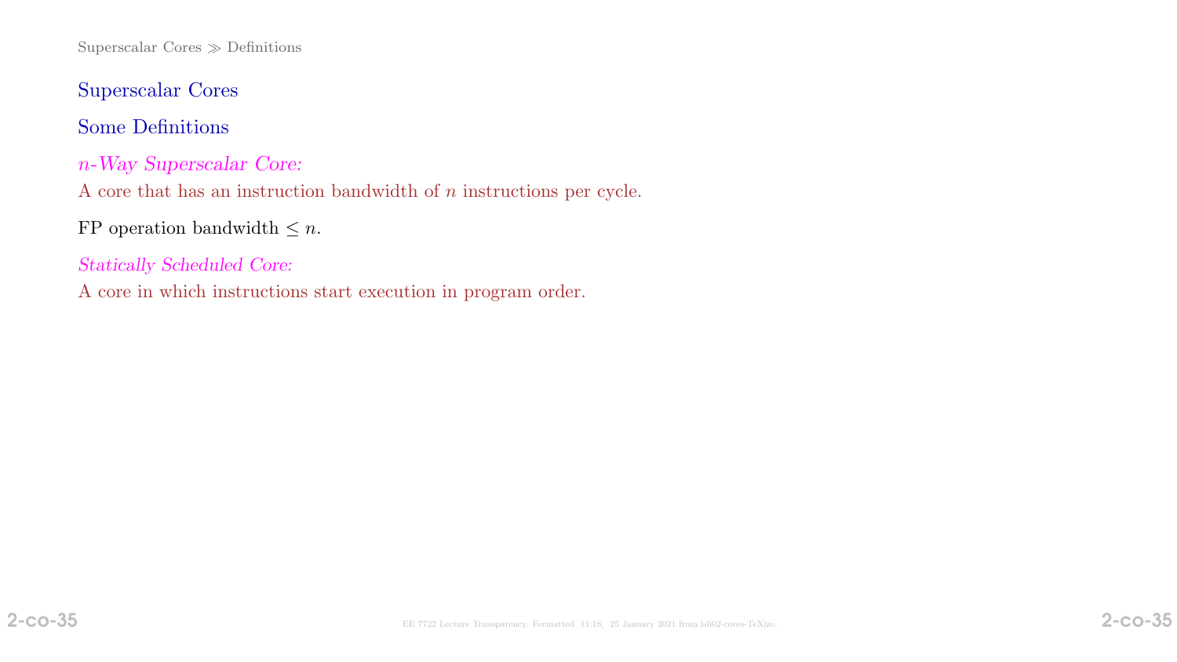## Superscalar Cores

### Some Definitions

*$n$-Way Superscalar Core:*

A core that has an instruction bandwidth of $n$ instructions per cycle.

FP operation bandwidth $\leq n$.

*Statically Scheduled Core:*

A core in which instructions start execution in program order.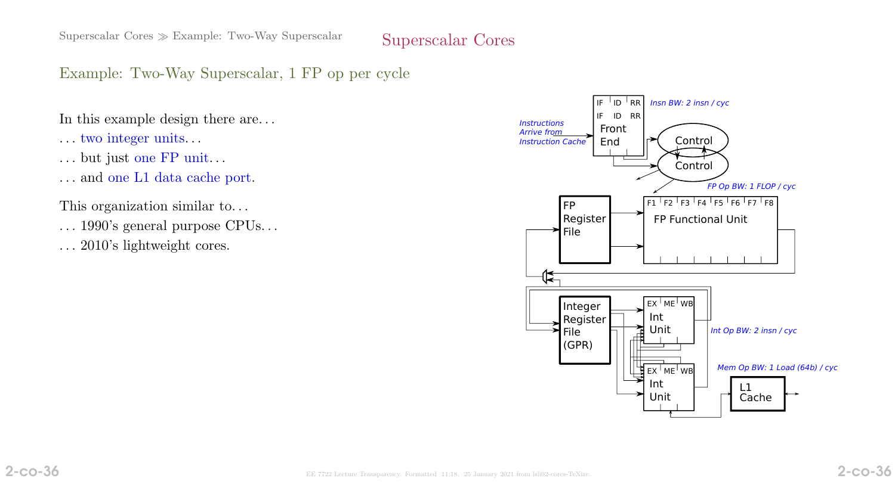## Example: Two-Way Superscalar, 1 FP op per cycle

In this example design there are...

... two integer units...

... but just one FP unit...

... and one L1 data cache port.

This organization similar to...

... 1990's general purpose CPUs...

... 2010's lightweight cores.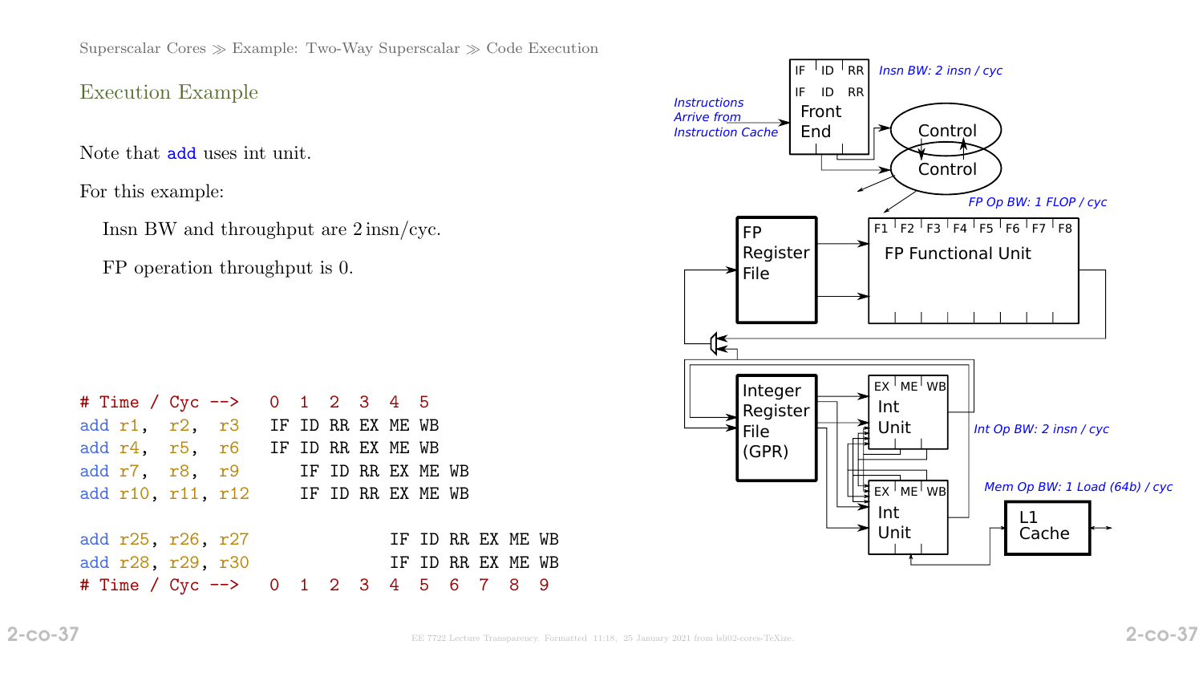Superscalar Cores ≫ Example: Two-Way Superscalar ≫ Code Execution

## Execution Example

Note that `add` uses int unit.

For this example:

Insn BW and throughput are 2 insn/cyc.

FP operation throughput is 0.

```
# Time / Cyc -->   0  1  2  3  4  5
add r1,  r2,  r3   IF ID RR EX ME WB
add r4,  r5,  r6   IF ID RR EX ME WB
add r7,  r8,  r9      IF ID RR EX ME WB
add r10, r11, r12     IF ID RR EX ME WB

add r25, r26, r27              IF ID RR EX ME WB
add r28, r29, r30              IF ID RR EX ME WB
# Time / Cyc -->   0  1  2  3  4  5  6  7  8  9
```

Insn BW: 2 insn / cyc

Instructions Arrive from Instruction Cache

Front End: IF ID RR / IF ID RR

Control

Control

FP Op BW: 1 FLOP / cyc

FP Register File

FP Functional Unit: F1 F2 F3 F4 F5 F6 F7 F8

Integer Register File (GPR)

Int Unit: EX ME WB

Int Op BW: 2 insn / cyc

Int Unit: EX ME WB

Mem Op BW: 1 Load (64b) / cyc

L1 Cache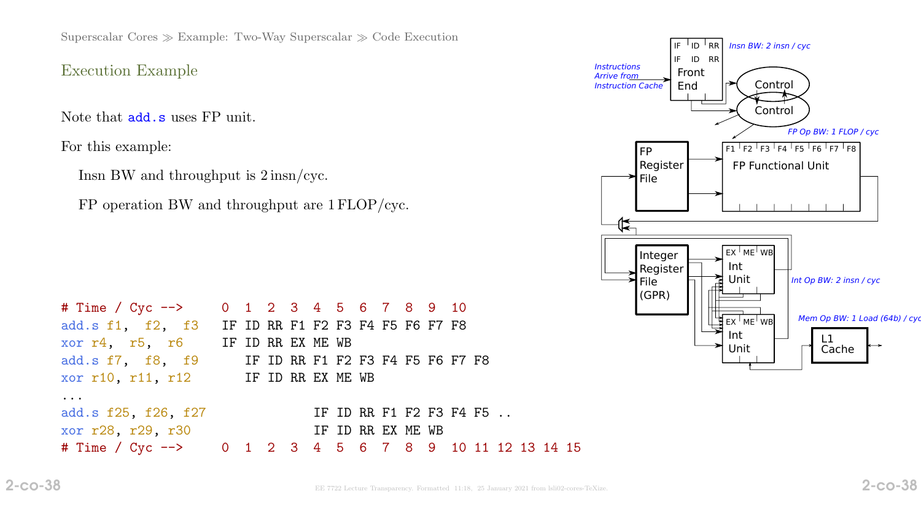Superscalar Cores ≫ Example: Two-Way Superscalar ≫ Code Execution

## Execution Example

Note that `add.s` uses FP unit.

For this example:

Insn BW and throughput is 2 insn/cyc.

FP operation BW and throughput are 1 FLOP/cyc.

```
# Time / Cyc -->      0  1  2  3  4  5  6  7  8  9  10
add.s f1,  f2,  f3    IF ID RR F1 F2 F3 F4 F5 F6 F7 F8
xor r4,  r5,  r6      IF ID RR EX ME WB
add.s f7,  f8,  f9       IF ID RR F1 F2 F3 F4 F5 F6 F7 F8
xor r10, r11, r12        IF ID RR EX ME WB
...
add.s f25, f26, f27               IF ID RR F1 F2 F3 F4 F5 ..
xor r28, r29, r30                 IF ID RR EX ME WB
# Time / Cyc -->      0  1  2  3  4  5  6  7  8  9  10 11 12 13 14 15
```

IF ID RR, IF ID RR — Insn BW: 2 insn / cyc

Instructions Arrive from Instruction Cache → Front End → Control, Control

FP Register File → FP Functional Unit (F1 F2 F3 F4 F5 F6 F7 F8) — FP Op BW: 1 FLOP / cyc

Integer Register File (GPR) → Int Unit (EX ME WB), Int Unit (EX ME WB) — Int Op BW: 2 insn / cyc

L1 Cache — Mem Op BW: 1 Load (64b) / cyc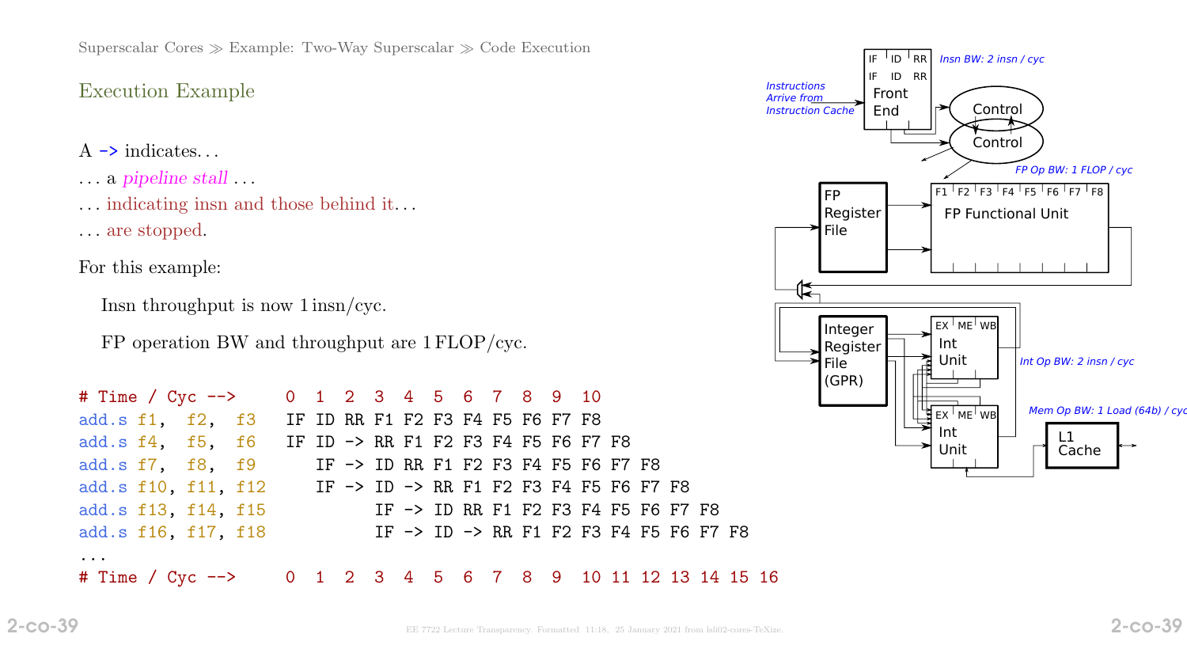## Execution Example

A -> indicates...

... a *pipeline stall* ...

... indicating insn and those behind it...

... are stopped.

For this example:

Insn throughput is now 1 insn/cyc.

FP operation BW and throughput are 1 FLOP/cyc.

```
# Time / Cyc -->     0  1  2  3  4  5  6  7  8  9  10
add.s f1,  f2,  f3   IF ID RR F1 F2 F3 F4 F5 F6 F7 F8
add.s f4,  f5,  f6   IF ID -> RR F1 F2 F3 F4 F5 F6 F7 F8
add.s f7,  f8,  f9      IF -> ID RR F1 F2 F3 F4 F5 F6 F7 F8
add.s f10, f11, f12     IF -> ID -> RR F1 F2 F3 F4 F5 F6 F7 F8
add.s f13, f14, f15           IF -> ID RR F1 F2 F3 F4 F5 F6 F7 F8
add.s f16, f17, f18           IF -> ID -> RR F1 F2 F3 F4 F5 F6 F7 F8
...
# Time / Cyc -->     0  1  2  3  4  5  6  7  8  9  10 11 12 13 14 15 16
```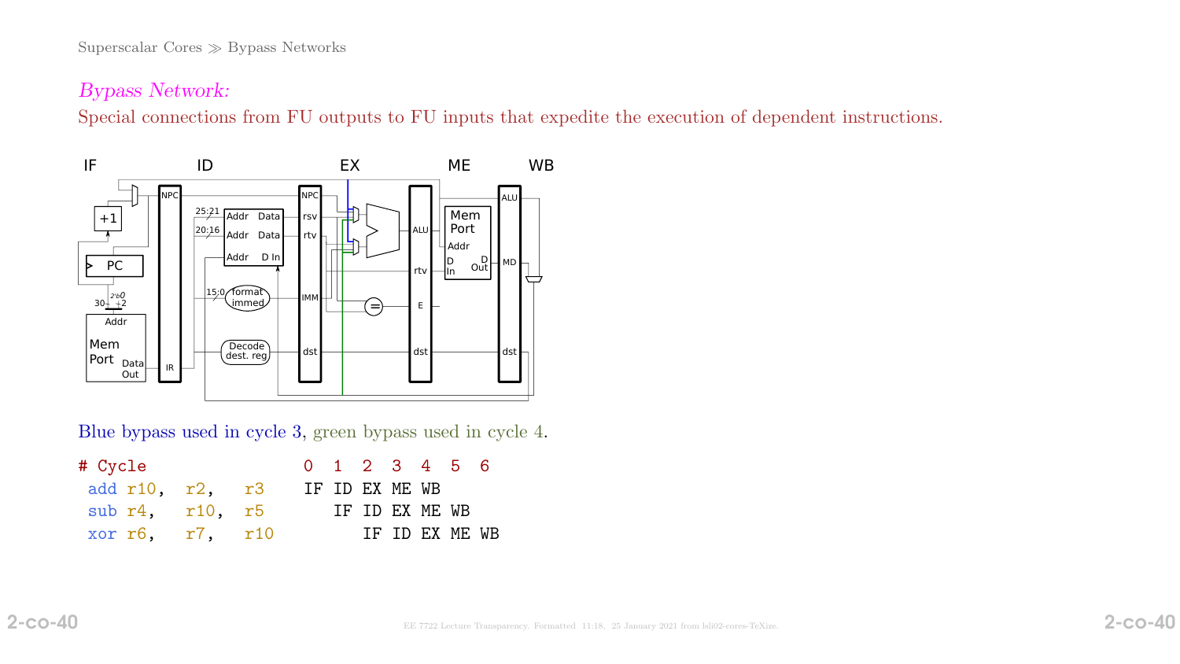## Bypass Network:

Special connections from FU outputs to FU inputs that expedite the execution of dependent instructions.

Blue bypass used in cycle 3, green bypass used in cycle 4.

```
# Cycle                0  1  2  3  4  5  6
 add r10,   r2,   r3   IF ID EX ME WB
 sub r4,    r10,  r5      IF ID EX ME WB
 xor r6,    r7,   r10        IF ID EX ME WB
```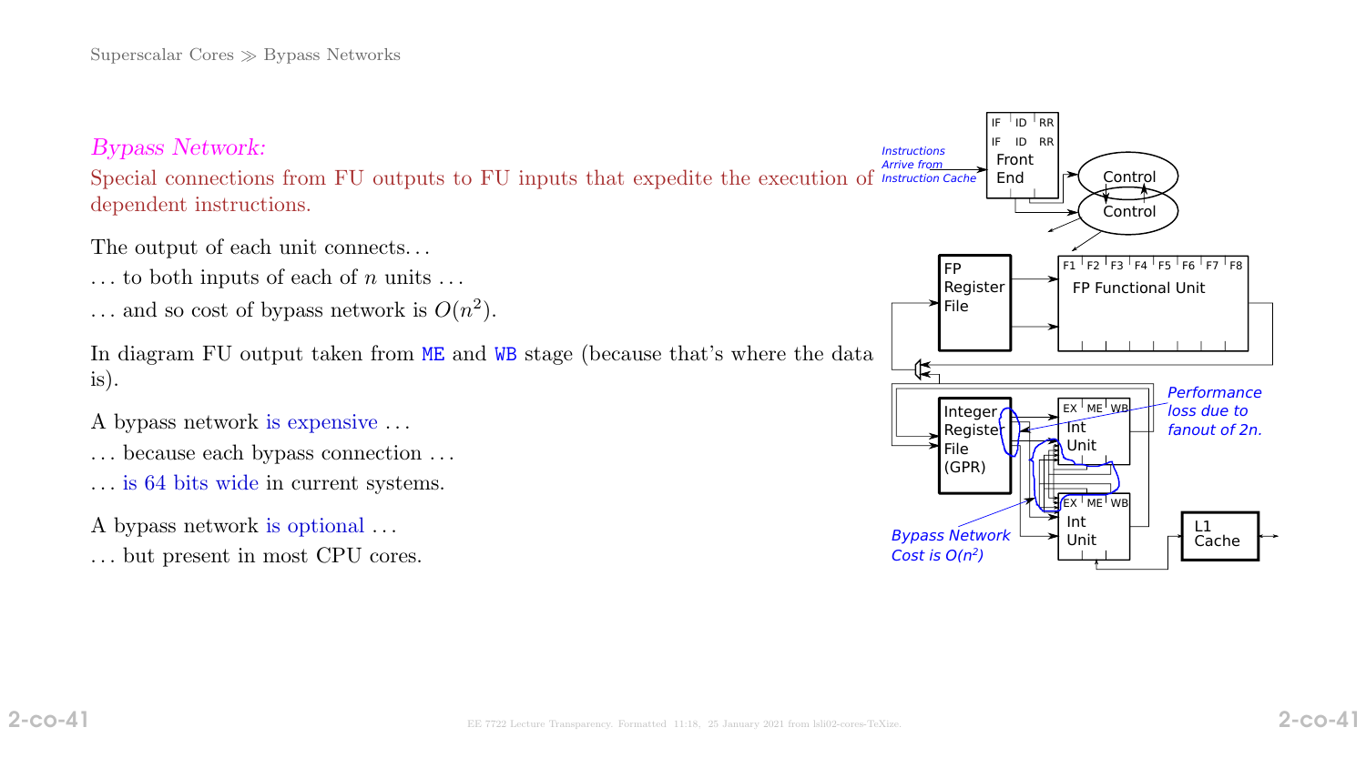*Bypass Network:*

Special connections from FU outputs to FU inputs that expedite the execution of dependent instructions.

The output of each unit connects. . .

. . . to both inputs of each of $n$ units . . .

. . . and so cost of bypass network is $O(n^2)$.

In diagram FU output taken from `ME` and `WB` stage (because that's where the data is).

A bypass network is expensive . . .

. . . because each bypass connection . . .

. . . is 64 bits wide in current systems.

A bypass network is optional . . .

. . . but present in most CPU cores.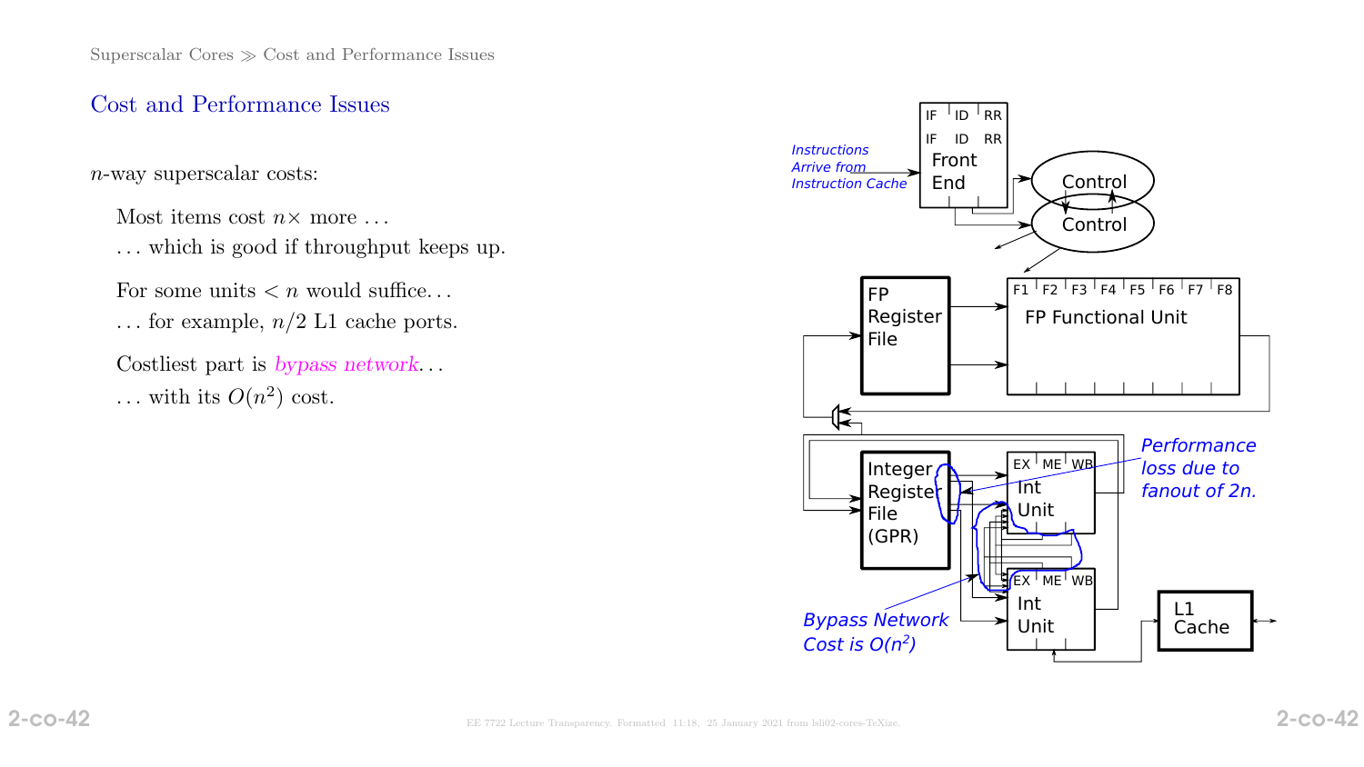## Cost and Performance Issues

$n$-way superscalar costs:

Most items cost $n\times$ more ...

... which is good if throughput keeps up.

For some units $< n$ would suffice...

... for example, $n/2$ L1 cache ports.

Costliest part is *bypass network*...

... with its $O(n^2)$ cost.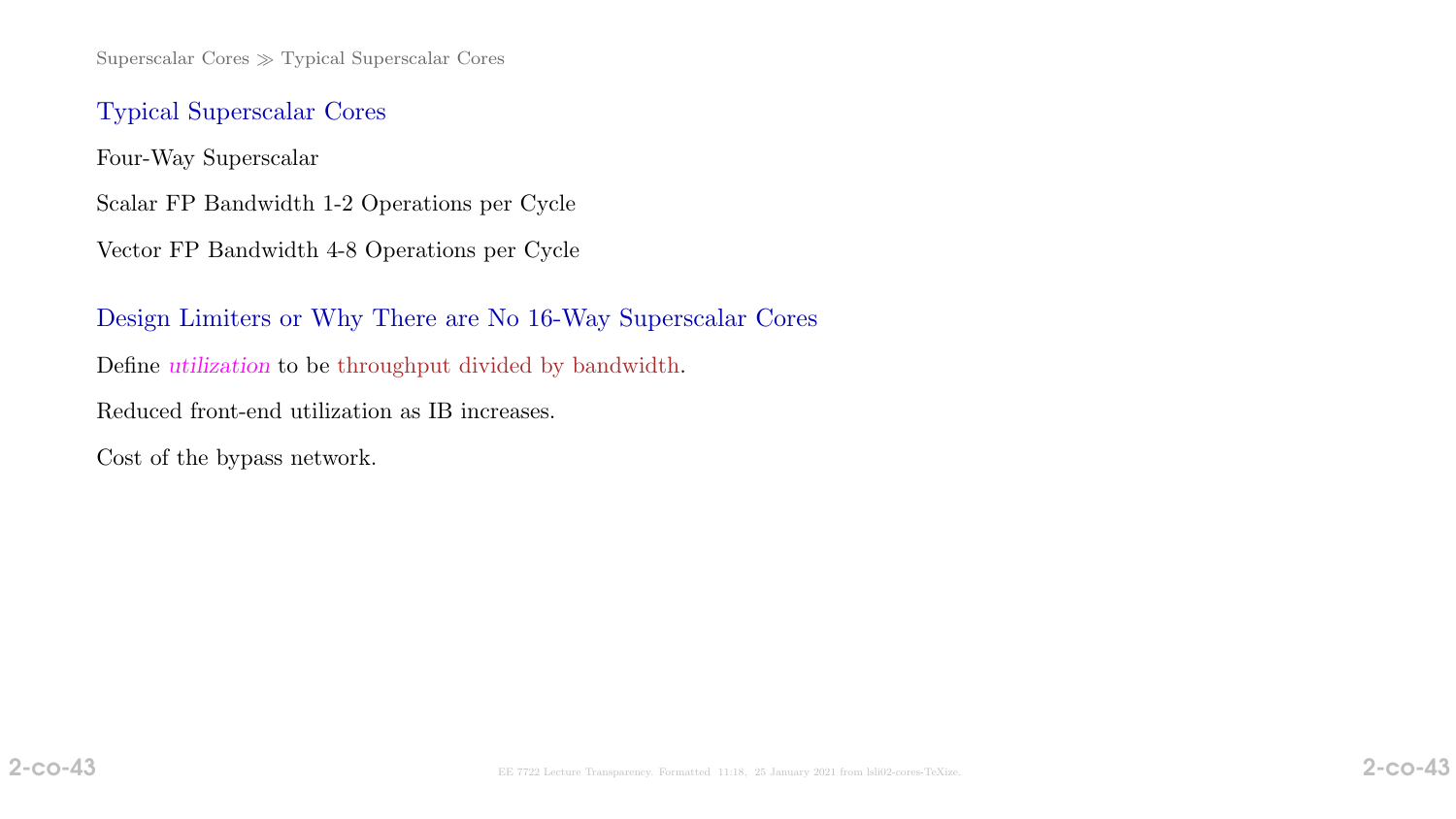## Typical Superscalar Cores

Four-Way Superscalar

Scalar FP Bandwidth 1-2 Operations per Cycle

Vector FP Bandwidth 4-8 Operations per Cycle

## Design Limiters or Why There are No 16-Way Superscalar Cores

Define *utilization* to be throughput divided by bandwidth.

Reduced front-end utilization as IB increases.

Cost of the bypass network.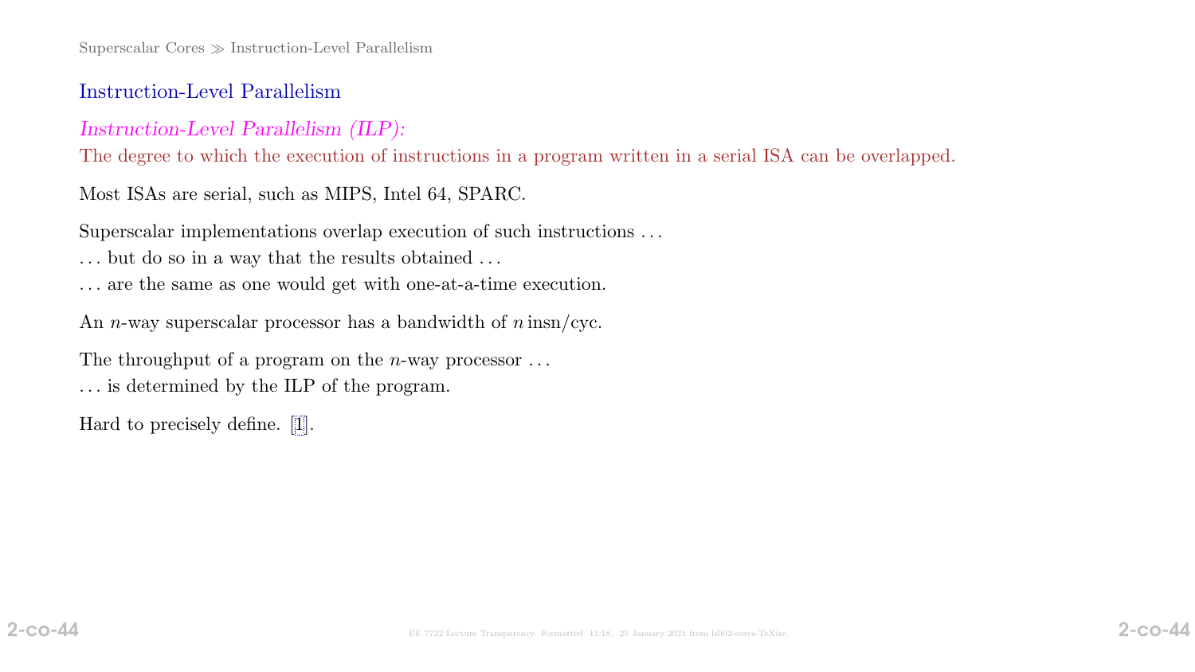## Instruction-Level Parallelism

*Instruction-Level Parallelism (ILP):*
The degree to which the execution of instructions in a program written in a serial ISA can be overlapped.

Most ISAs are serial, such as MIPS, Intel 64, SPARC.

Superscalar implementations overlap execution of such instructions . . .
. . . but do so in a way that the results obtained . . .
. . . are the same as one would get with one-at-a-time execution.

An $n$-way superscalar processor has a bandwidth of $n$ insn/cyc.

The throughput of a program on the $n$-way processor . . .
. . . is determined by the ILP of the program.

Hard to precisely define. [1].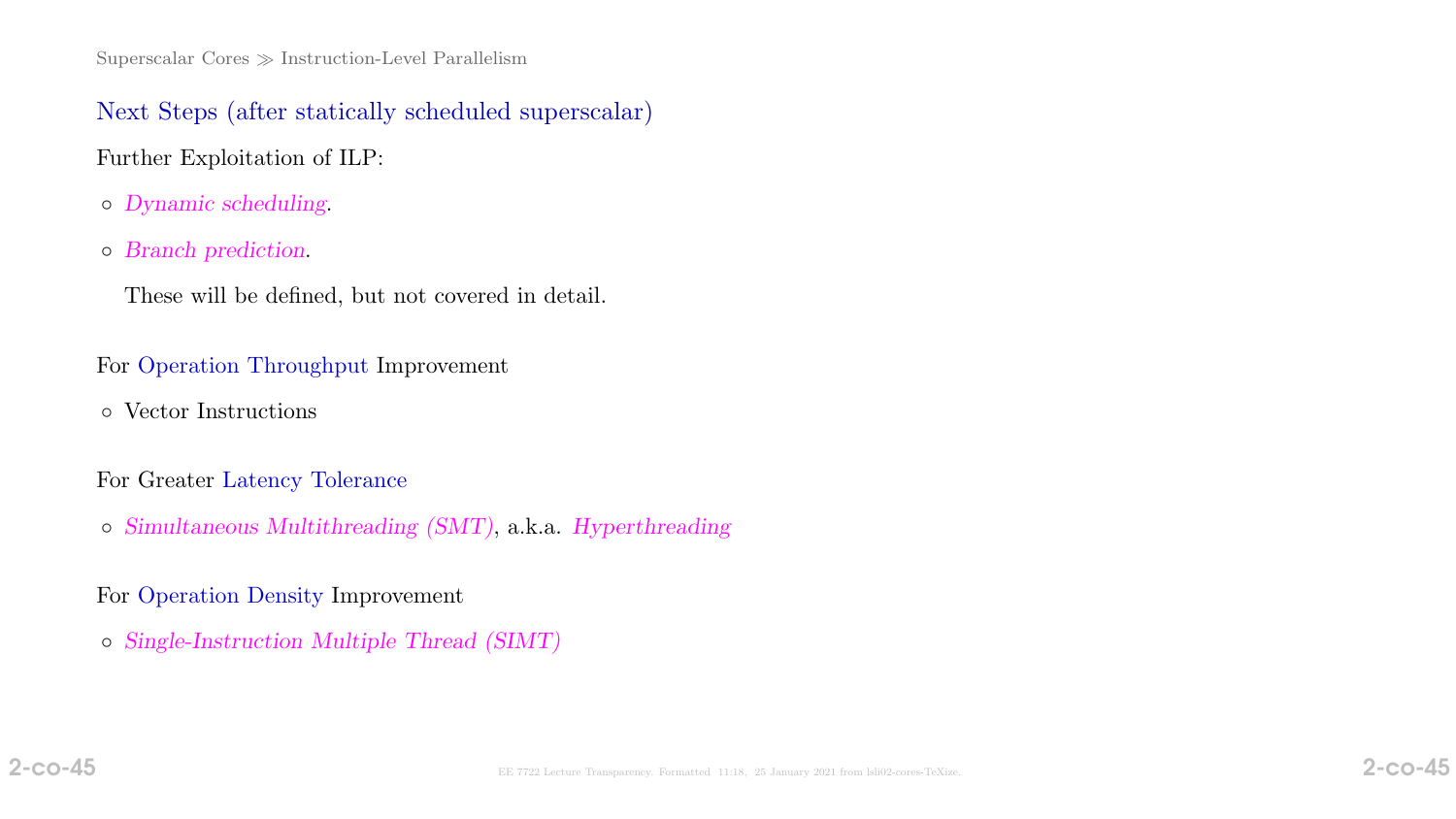## Next Steps (after statically scheduled superscalar)

Further Exploitation of ILP:

- *Dynamic scheduling*.
- *Branch prediction*.

  These will be defined, but not covered in detail.

For Operation Throughput Improvement

- Vector Instructions

For Greater Latency Tolerance

- *Simultaneous Multithreading (SMT)*, a.k.a. *Hyperthreading*

For Operation Density Improvement

- *Single-Instruction Multiple Thread (SIMT)*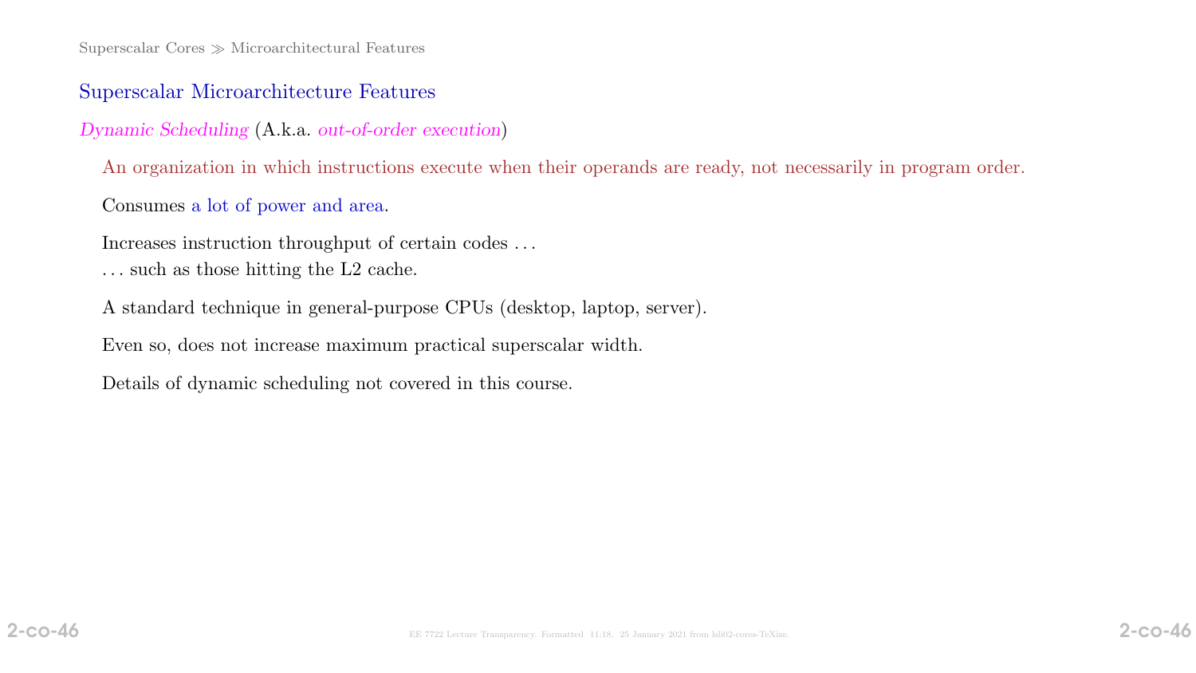## Superscalar Microarchitecture Features

*Dynamic Scheduling* (A.k.a. *out-of-order execution*)

An organization in which instructions execute when their operands are ready, not necessarily in program order.

Consumes a lot of power and area.

Increases instruction throughput of certain codes . . .
. . . such as those hitting the L2 cache.

A standard technique in general-purpose CPUs (desktop, laptop, server).

Even so, does not increase maximum practical superscalar width.

Details of dynamic scheduling not covered in this course.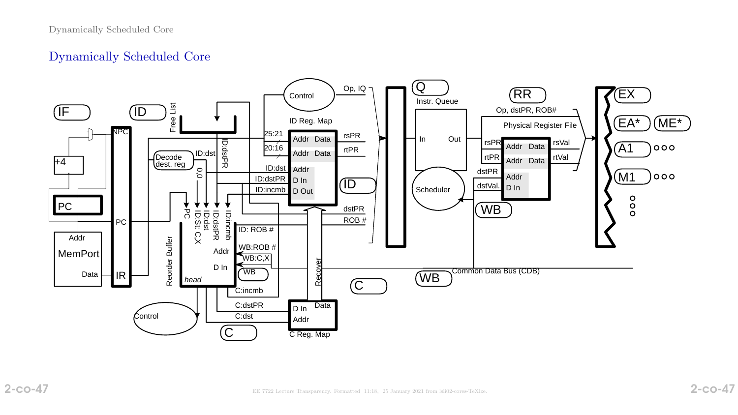# Dynamically Scheduled Core

IF ID Q RR EX EA* ME* A1 M1 WB C

NPC +4 PC Addr MemPort Data PC IR

Free List Decode dest. reg ID:dst ID:dstPR 0,0 PC ID:St: C,X ID:dst ID:dstPR ID:incmb

Control ID Reg. Map 25:21 20:16 Addr Data Addr Data rsPR rtPR ID:dst ID:dstPR ID:incmb Addr D In D Out Op, IQ dstPR ROB #

Reorder Buffer head ID: ROB # WB:ROB # WB:C,X WB Addr D In C:incmb C:dstPR C:dst Recover

D In Data Addr C Reg. Map

Control

Instr. Queue In Out Scheduler

Op, dstPR, ROB# Physical Register File rsPR Addr Data rsVal rtPR Addr Data rtVal dstPR Addr dstVal. D In

Common Data Bus (CDB)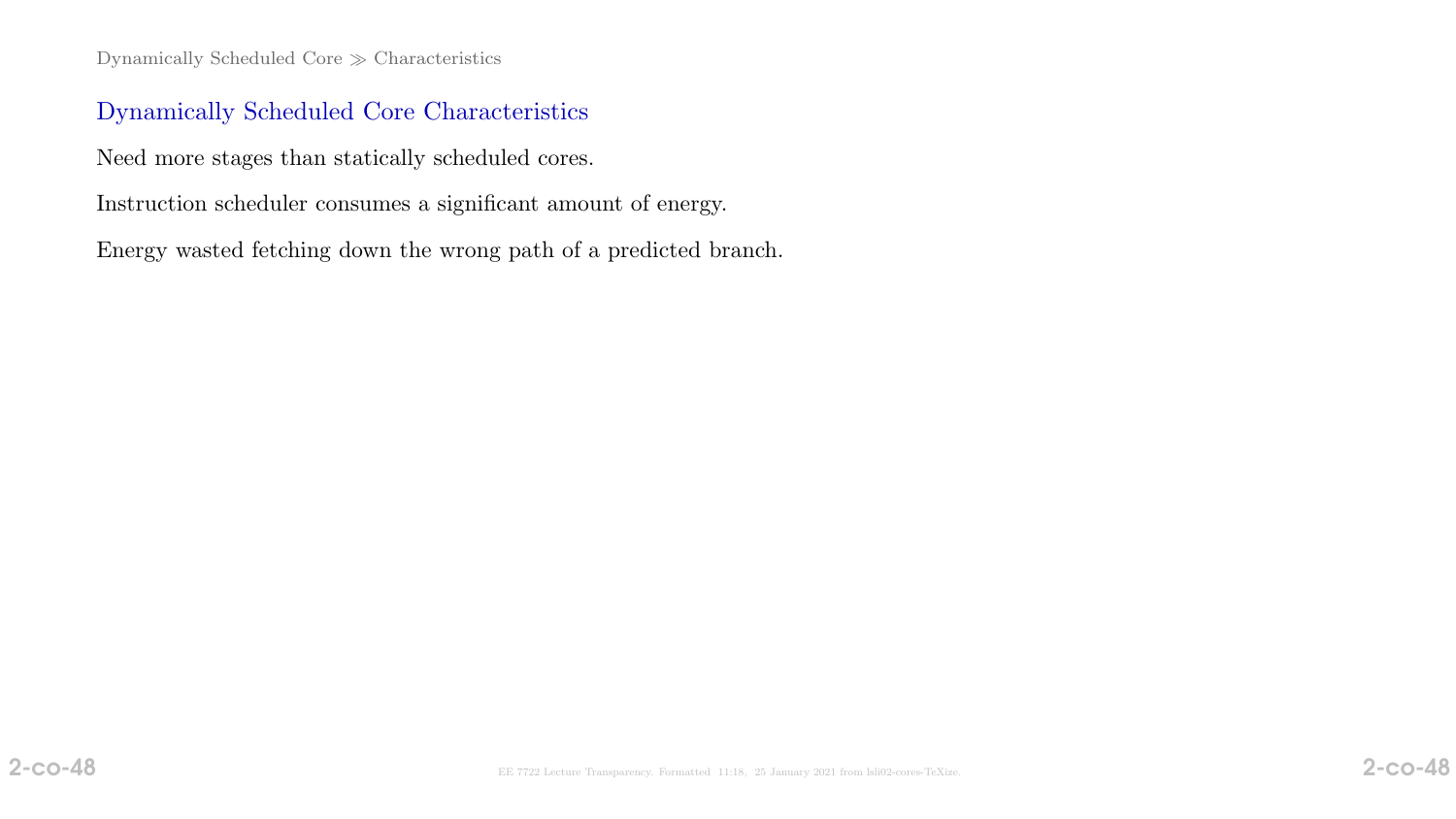## Dynamically Scheduled Core Characteristics

Need more stages than statically scheduled cores.

Instruction scheduler consumes a significant amount of energy.

Energy wasted fetching down the wrong path of a predicted branch.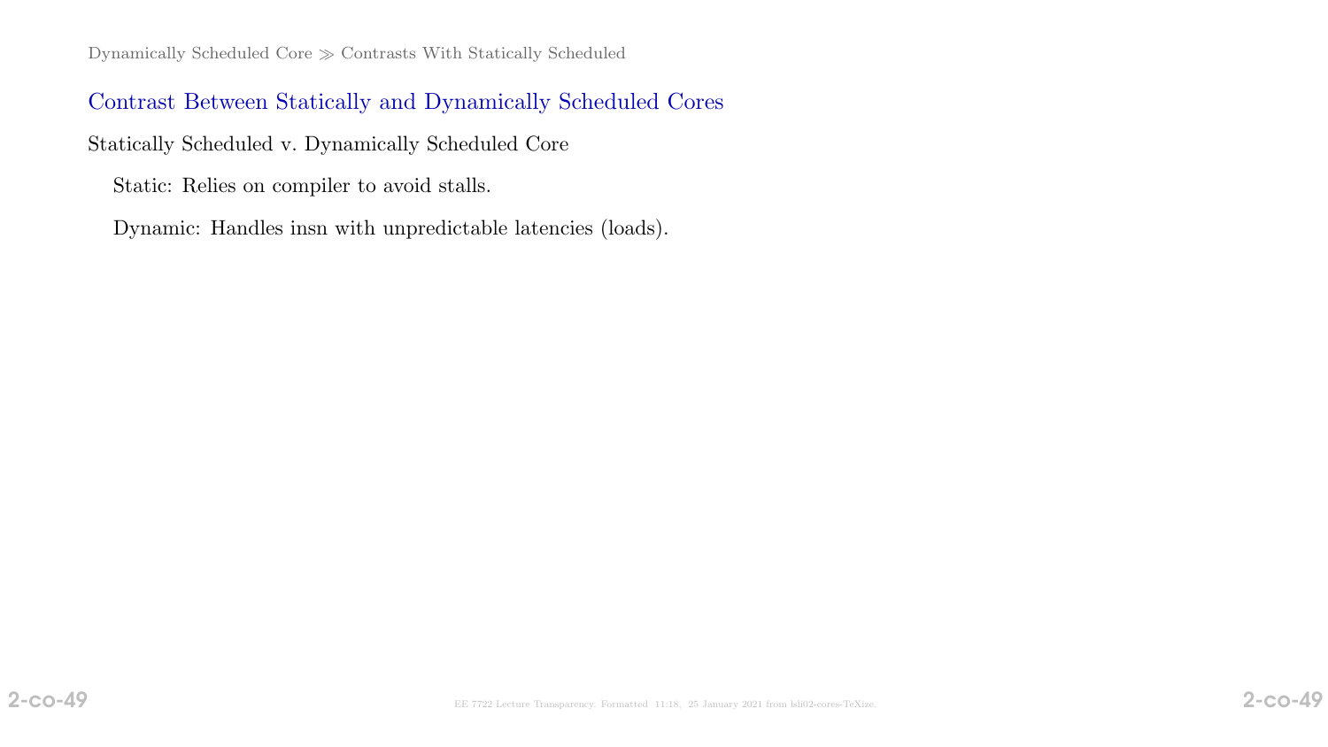## Contrast Between Statically and Dynamically Scheduled Cores

Statically Scheduled v. Dynamically Scheduled Core

Static: Relies on compiler to avoid stalls.

Dynamic: Handles insn with unpredictable latencies (loads).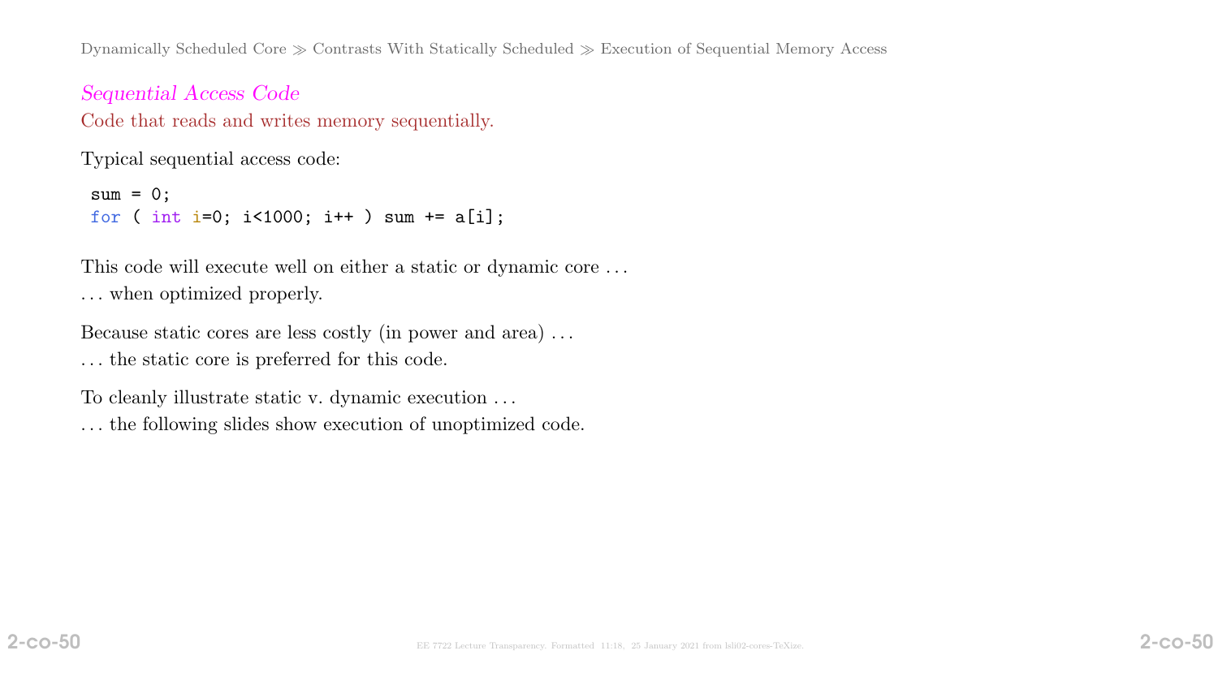## *Sequential Access Code*

Code that reads and writes memory sequentially.

Typical sequential access code:

```
sum = 0;
for ( int i=0; i<1000; i++ ) sum += a[i];
```

This code will execute well on either a static or dynamic core . . .
. . . when optimized properly.

Because static cores are less costly (in power and area) . . .
. . . the static core is preferred for this code.

To cleanly illustrate static v. dynamic execution . . .
. . . the following slides show execution of unoptimized code.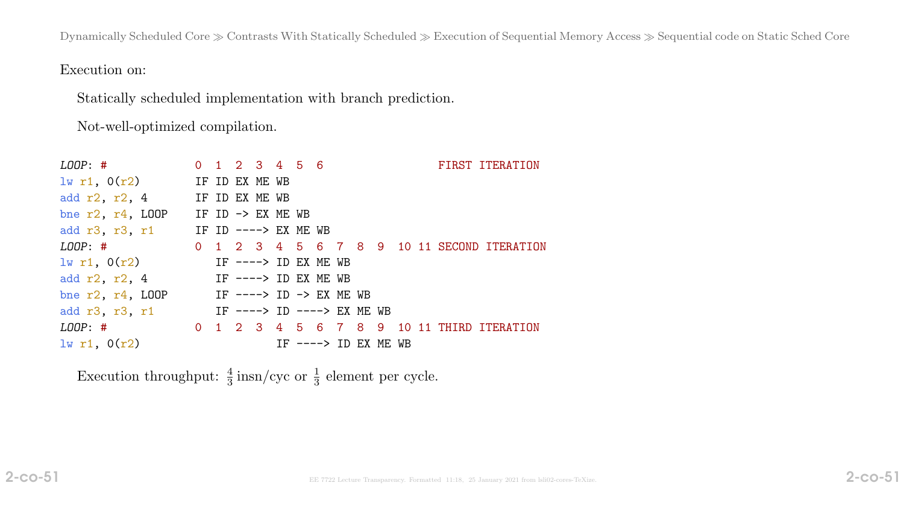Execution on:

Statically scheduled implementation with branch prediction.

Not-well-optimized compilation.

```
LOOP: #             0  1  2  3  4  5  6                 FIRST ITERATION
lw r1, 0(r2)        IF ID EX ME WB
add r2, r2, 4       IF ID EX ME WB
bne r2, r4, LOOP    IF ID -> EX ME WB
add r3, r3, r1      IF ID ----> EX ME WB
LOOP: #             0  1  2  3  4  5  6  7  8  9  10 11 SECOND ITERATION
lw r1, 0(r2)           IF ----> ID EX ME WB
add r2, r2, 4          IF ----> ID EX ME WB
bne r2, r4, LOOP       IF ----> ID -> EX ME WB
add r3, r3, r1         IF ----> ID ----> EX ME WB
LOOP: #             0  1  2  3  4  5  6  7  8  9  10 11 THIRD ITERATION
lw r1, 0(r2)                    IF ----> ID EX ME WB
```

Execution throughput: $\frac{4}{3}$ insn/cyc or $\frac{1}{3}$ element per cycle.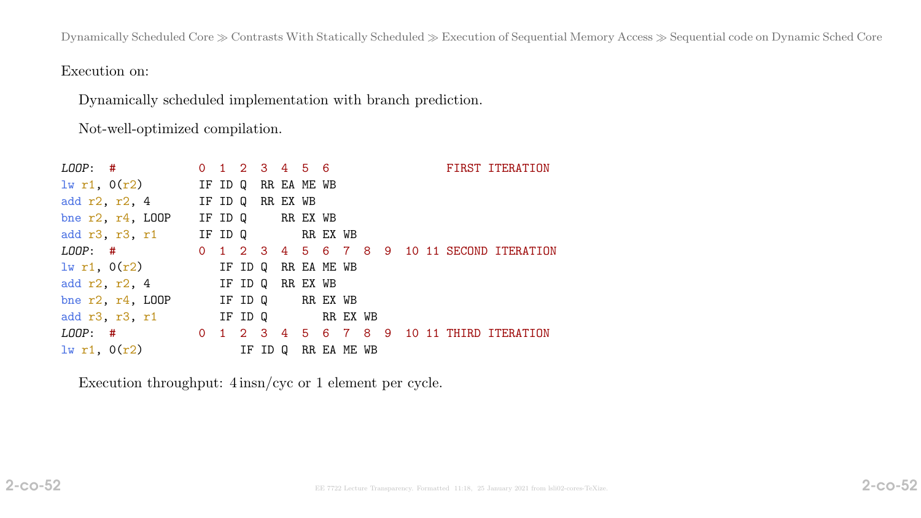Execution on:

Dynamically scheduled implementation with branch prediction.

Not-well-optimized compilation.

```
LOOP:  #            0  1  2  3  4  5  6                 FIRST ITERATION
lw r1, 0(r2)        IF ID Q  RR EA ME WB
add r2, r2, 4       IF ID Q  RR EX WB
bne r2, r4, LOOP    IF ID Q     RR EX WB
add r3, r3, r1      IF ID Q        RR EX WB
LOOP:  #            0  1  2  3  4  5  6  7  8  9  10 11 SECOND ITERATION
lw r1, 0(r2)           IF ID Q  RR EA ME WB
add r2, r2, 4          IF ID Q  RR EX WB
bne r2, r4, LOOP       IF ID Q     RR EX WB
add r3, r3, r1         IF ID Q        RR EX WB
LOOP:  #            0  1  2  3  4  5  6  7  8  9  10 11 THIRD ITERATION
lw r1, 0(r2)              IF ID Q  RR EA ME WB
```

Execution throughput: 4 insn/cyc or 1 element per cycle.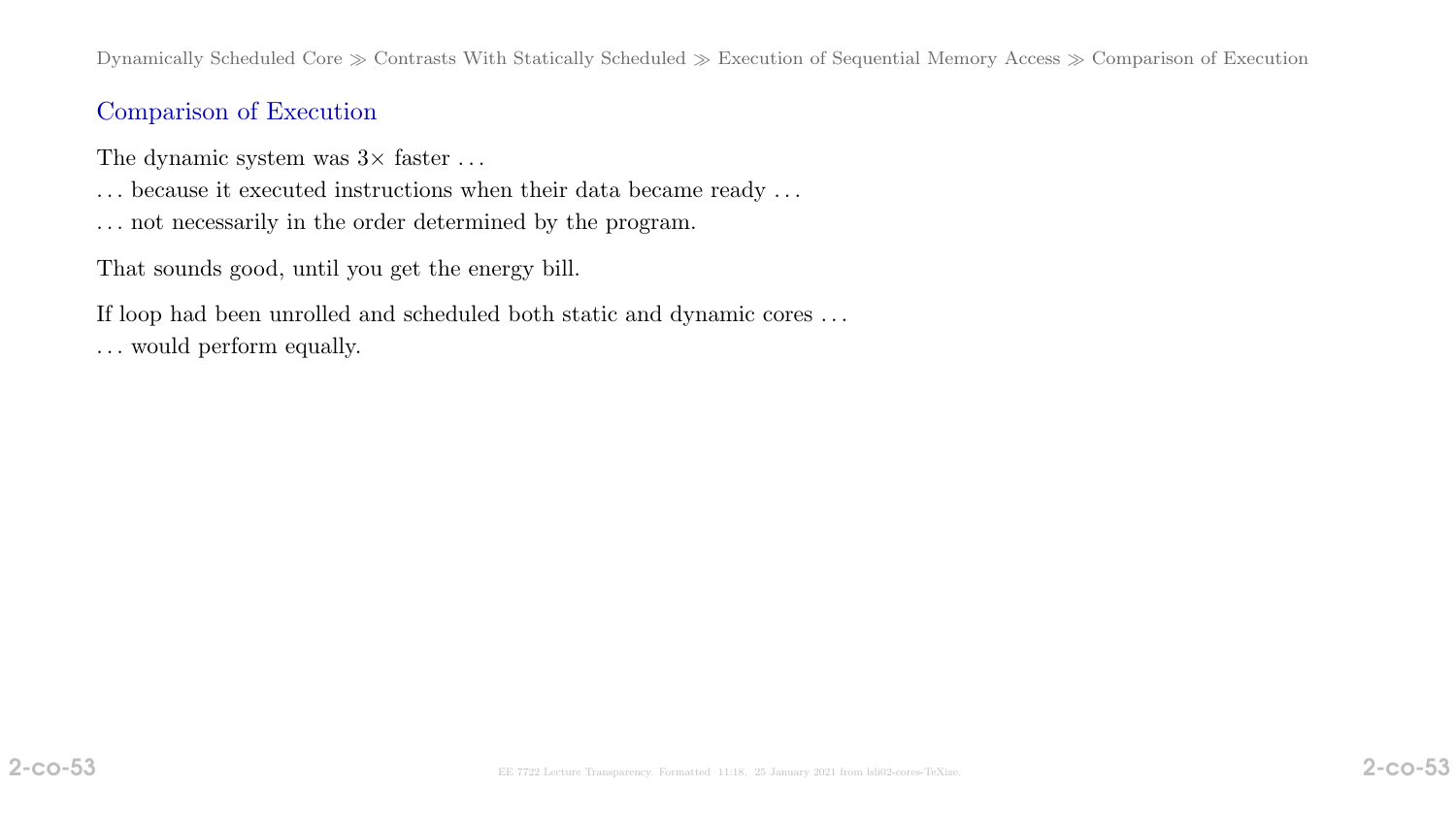## Comparison of Execution

The dynamic system was $3\times$ faster …

… because it executed instructions when their data became ready …

… not necessarily in the order determined by the program.

That sounds good, until you get the energy bill.

If loop had been unrolled and scheduled both static and dynamic cores …

… would perform equally.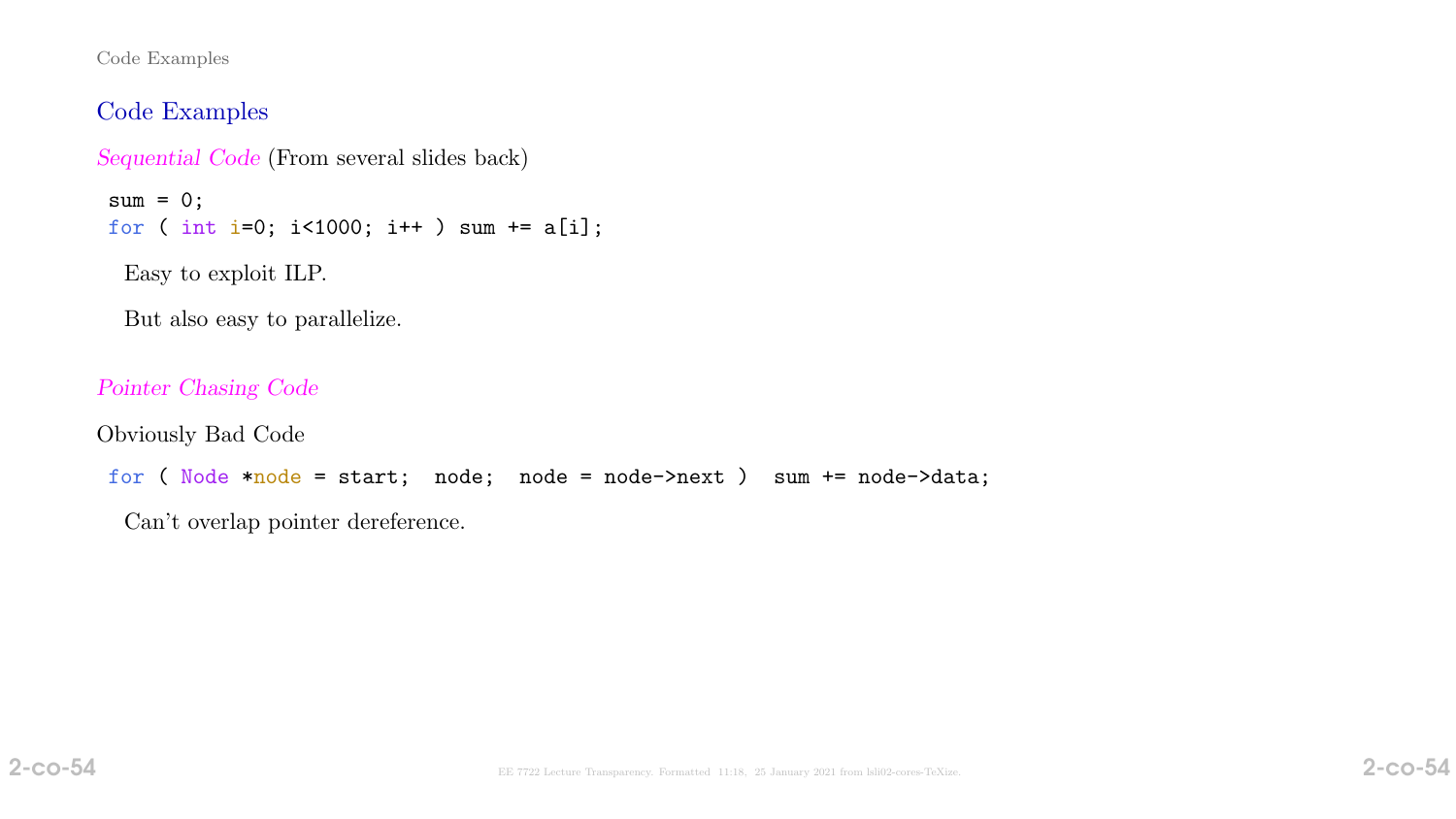## Code Examples

*Sequential Code* (From several slides back)

```
sum = 0;
for ( int i=0; i<1000; i++ ) sum += a[i];
```

Easy to exploit ILP.

But also easy to parallelize.

*Pointer Chasing Code*

Obviously Bad Code

```
for ( Node *node = start;  node;  node = node->next )  sum += node->data;
```

Can't overlap pointer dereference.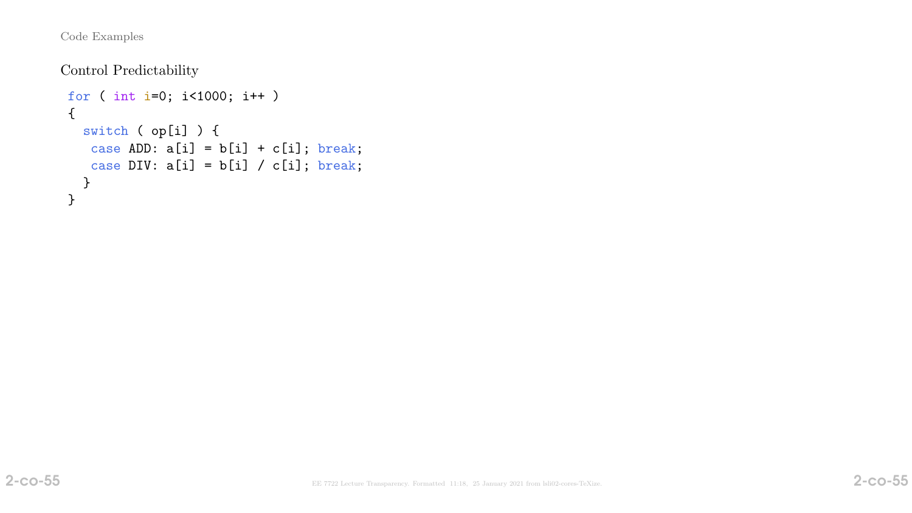## Control Predictability

```
for ( int i=0; i<1000; i++ )
{
  switch ( op[i] ) {
   case ADD: a[i] = b[i] + c[i]; break;
   case DIV: a[i] = b[i] / c[i]; break;
  }
}
```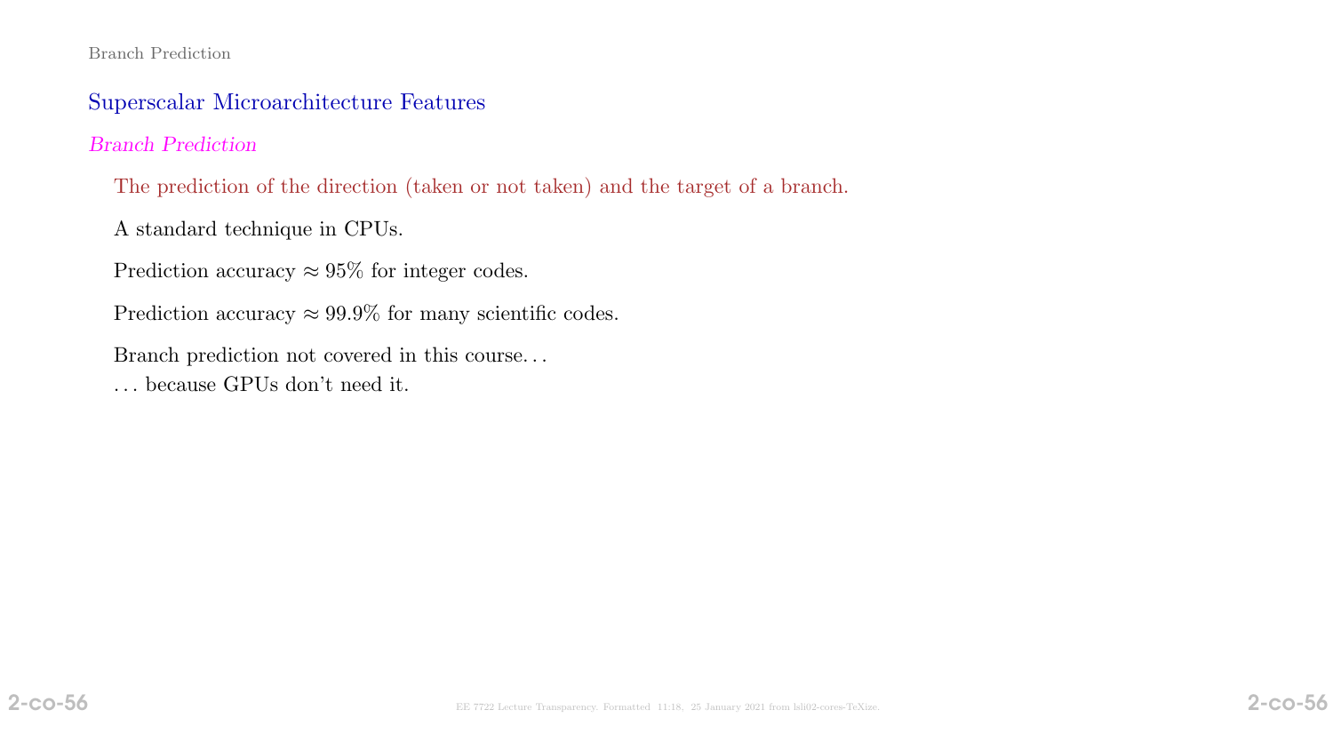## Superscalar Microarchitecture Features

### *Branch Prediction*

The prediction of the direction (taken or not taken) and the target of a branch.

A standard technique in CPUs.

Prediction accuracy $\approx 95\%$ for integer codes.

Prediction accuracy $\approx 99.9\%$ for many scientific codes.

Branch prediction not covered in this course...
... because GPUs don't need it.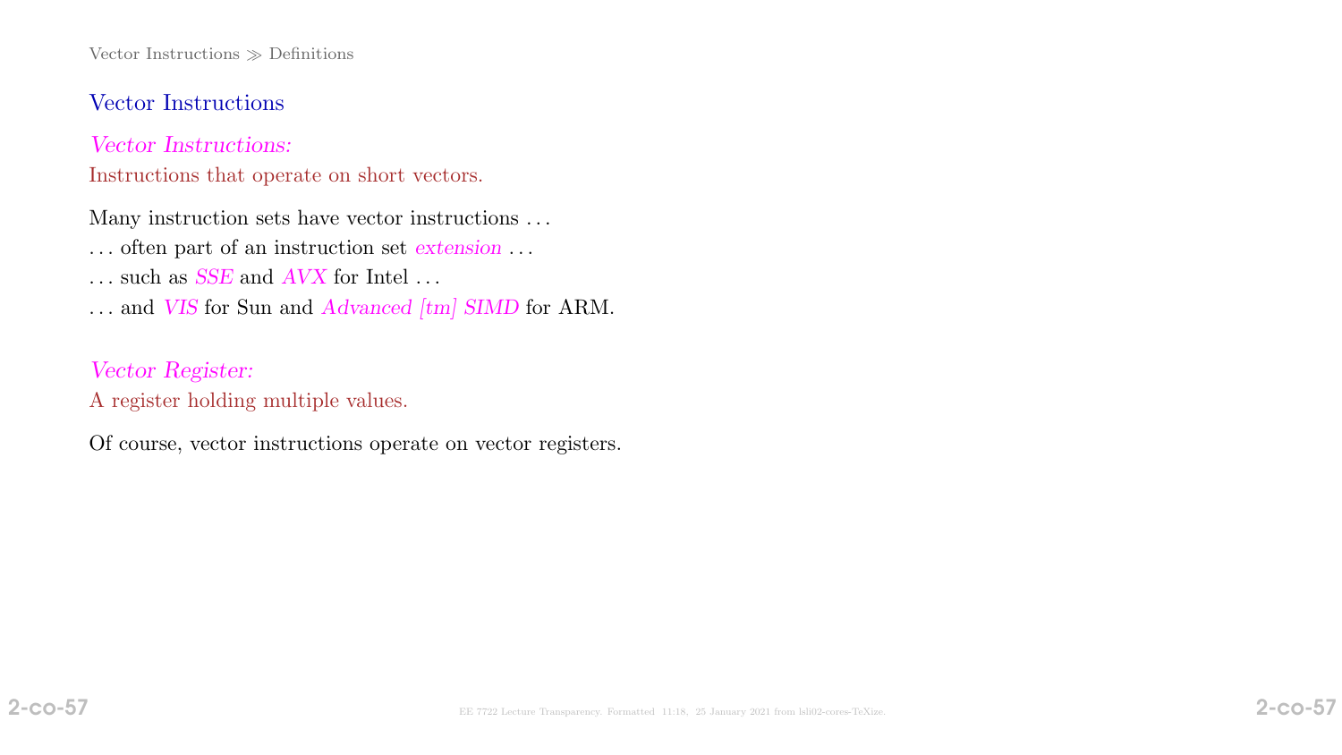## Vector Instructions

*Vector Instructions:*
Instructions that operate on short vectors.

Many instruction sets have vector instructions . . .
. . . often part of an instruction set *extension* . . .
. . . such as *SSE* and *AVX* for Intel . . .
. . . and *VIS* for Sun and *Advanced [tm] SIMD* for ARM.

*Vector Register:*
A register holding multiple values.

Of course, vector instructions operate on vector registers.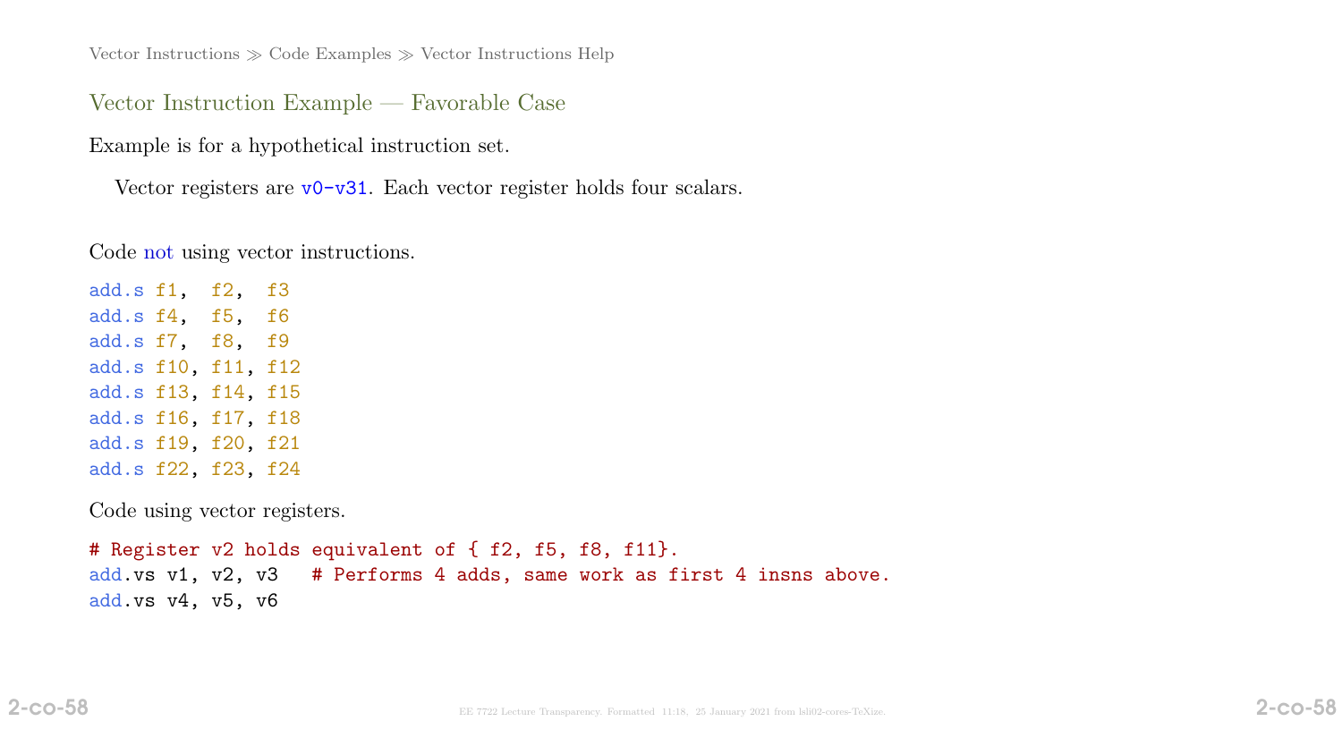Vector Instructions ≫ Code Examples ≫ Vector Instructions Help

## Vector Instruction Example — Favorable Case

Example is for a hypothetical instruction set.

Vector registers are `v0-v31`. Each vector register holds four scalars.

Code not using vector instructions.

```
add.s f1,  f2,  f3
add.s f4,  f5,  f6
add.s f7,  f8,  f9
add.s f10, f11, f12
add.s f13, f14, f15
add.s f16, f17, f18
add.s f19, f20, f21
add.s f22, f23, f24
```

Code using vector registers.

```
# Register v2 holds equivalent of { f2, f5, f8, f11}.
add.vs v1, v2, v3   # Performs 4 adds, same work as first 4 insns above.
add.vs v4, v5, v6
```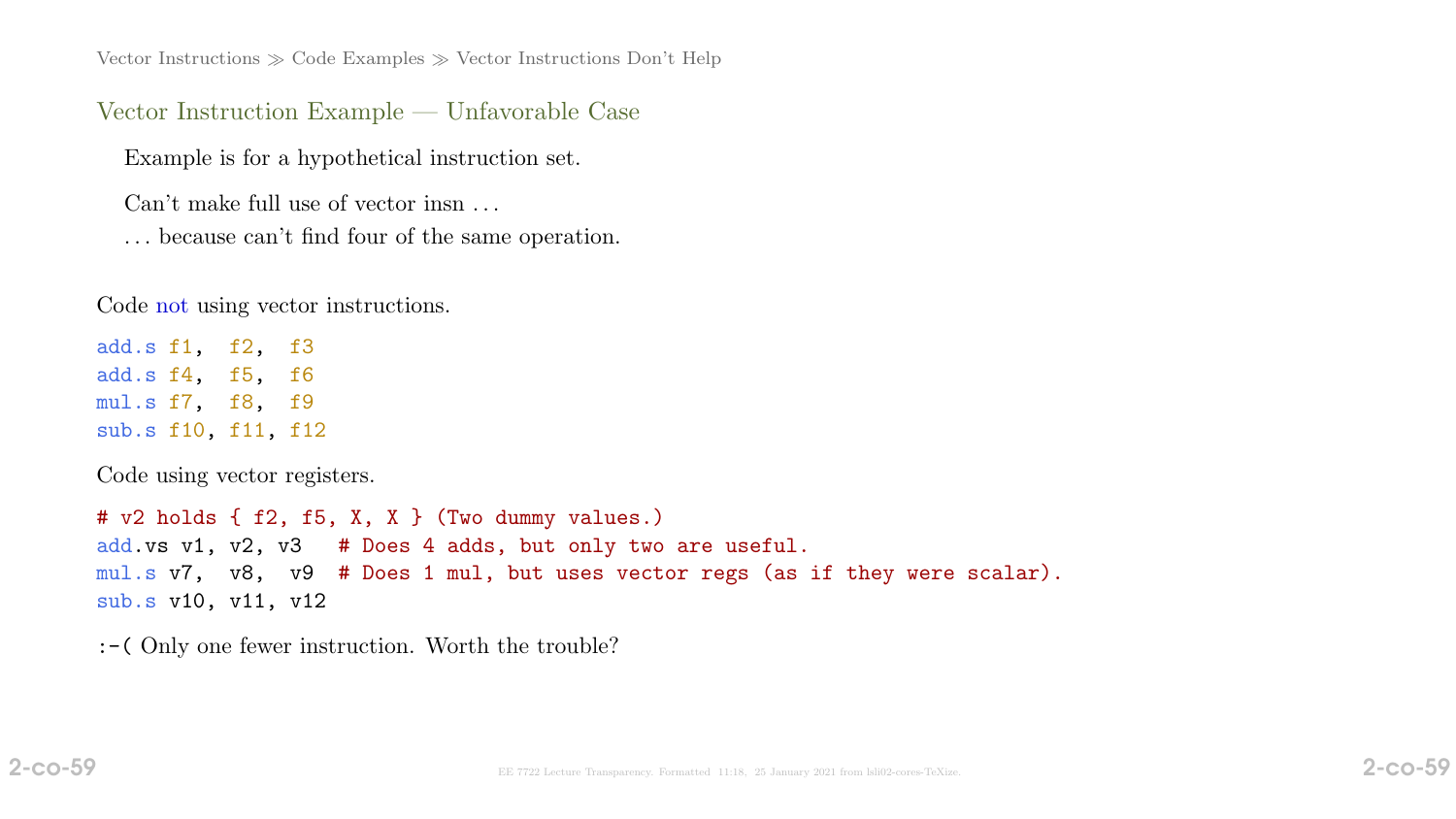Vector Instructions ≫ Code Examples ≫ Vector Instructions Don't Help

## Vector Instruction Example — Unfavorable Case

Example is for a hypothetical instruction set.

Can't make full use of vector insn ...

... because can't find four of the same operation.

Code not using vector instructions.

```
add.s f1,  f2,  f3
add.s f4,  f5,  f6
mul.s f7,  f8,  f9
sub.s f10, f11, f12
```

Code using vector registers.

```
# v2 holds { f2, f5, X, X } (Two dummy values.)
add.vs v1, v2, v3   # Does 4 adds, but only two are useful.
mul.s v7,  v8,  v9  # Does 1 mul, but uses vector regs (as if they were scalar).
sub.s v10, v11, v12
```

:-( Only one fewer instruction. Worth the trouble?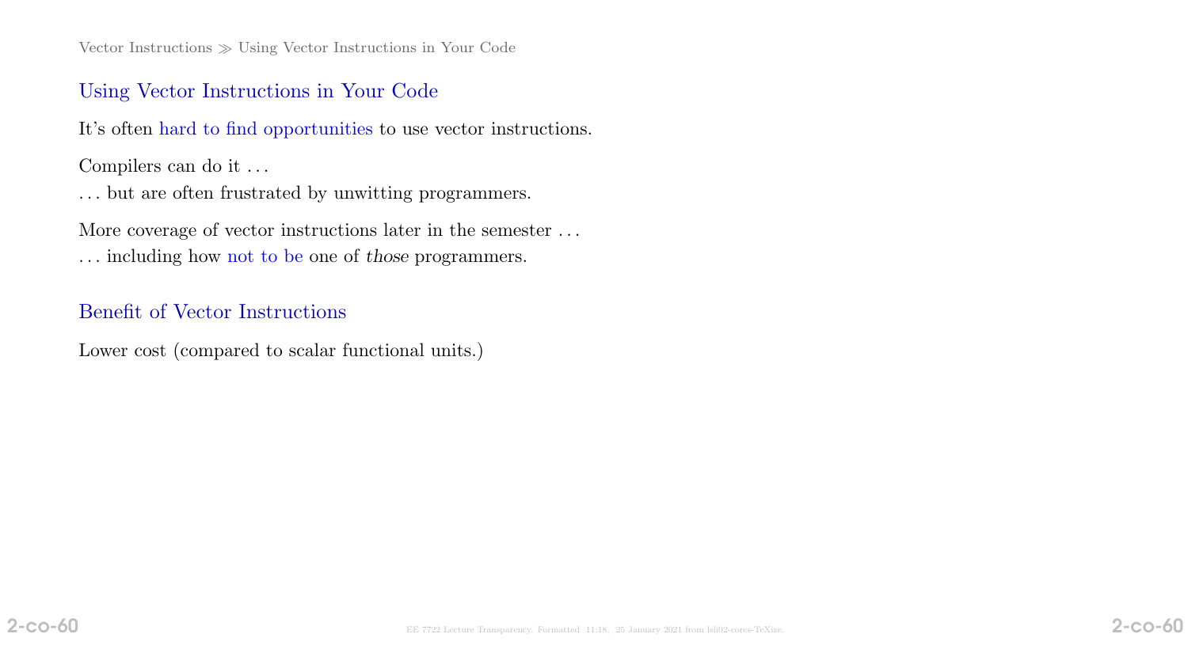## Using Vector Instructions in Your Code

It's often hard to find opportunities to use vector instructions.

Compilers can do it . . .

. . . but are often frustrated by unwitting programmers.

More coverage of vector instructions later in the semester . . .

. . . including how not to be one of *those* programmers.

## Benefit of Vector Instructions

Lower cost (compared to scalar functional units.)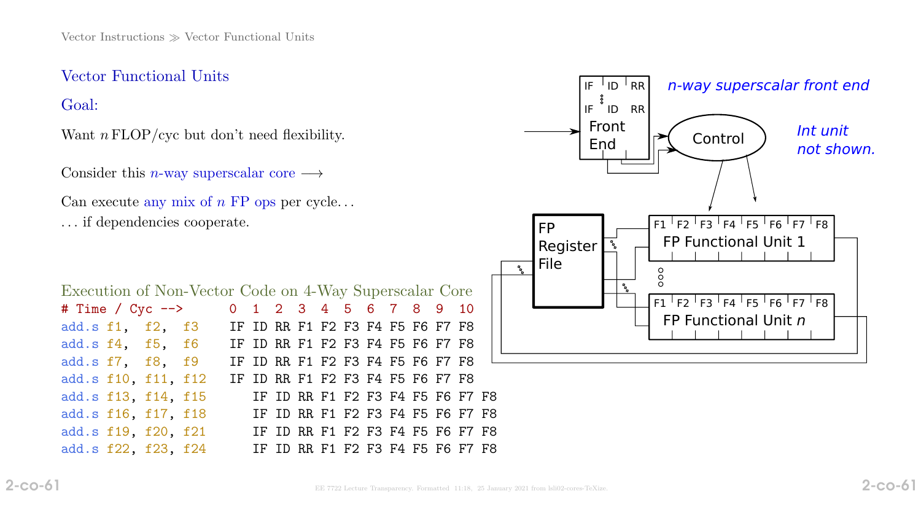## Vector Functional Units

### Goal:

Want $n$ FLOP/cyc but don't need flexibility.

Consider this $n$-way superscalar core ⟶

Can execute any mix of $n$ FP ops per cycle…
… if dependencies cooperate.

### Execution of Non-Vector Code on 4-Way Superscalar Core

```
# Time / Cyc -->       0  1  2  3  4  5  6  7  8  9  10
add.s f1,  f2,  f3     IF ID RR F1 F2 F3 F4 F5 F6 F7 F8
add.s f4,  f5,  f6     IF ID RR F1 F2 F3 F4 F5 F6 F7 F8
add.s f7,  f8,  f9     IF ID RR F1 F2 F3 F4 F5 F6 F7 F8
add.s f10, f11, f12    IF ID RR F1 F2 F3 F4 F5 F6 F7 F8
add.s f13, f14, f15       IF ID RR F1 F2 F3 F4 F5 F6 F7 F8
add.s f16, f17, f18       IF ID RR F1 F2 F3 F4 F5 F6 F7 F8
add.s f19, f20, f21       IF ID RR F1 F2 F3 F4 F5 F6 F7 F8
add.s f22, f23, f24       IF ID RR F1 F2 F3 F4 F5 F6 F7 F8
```

*n-way superscalar front end*

*Int unit not shown.*

Front End (IF ID RR … IF ID RR) → Control → FP Functional Unit 1 (F1 F2 F3 F4 F5 F6 F7 F8) … FP Functional Unit $n$ (F1 F2 F3 F4 F5 F6 F7 F8); FP Register File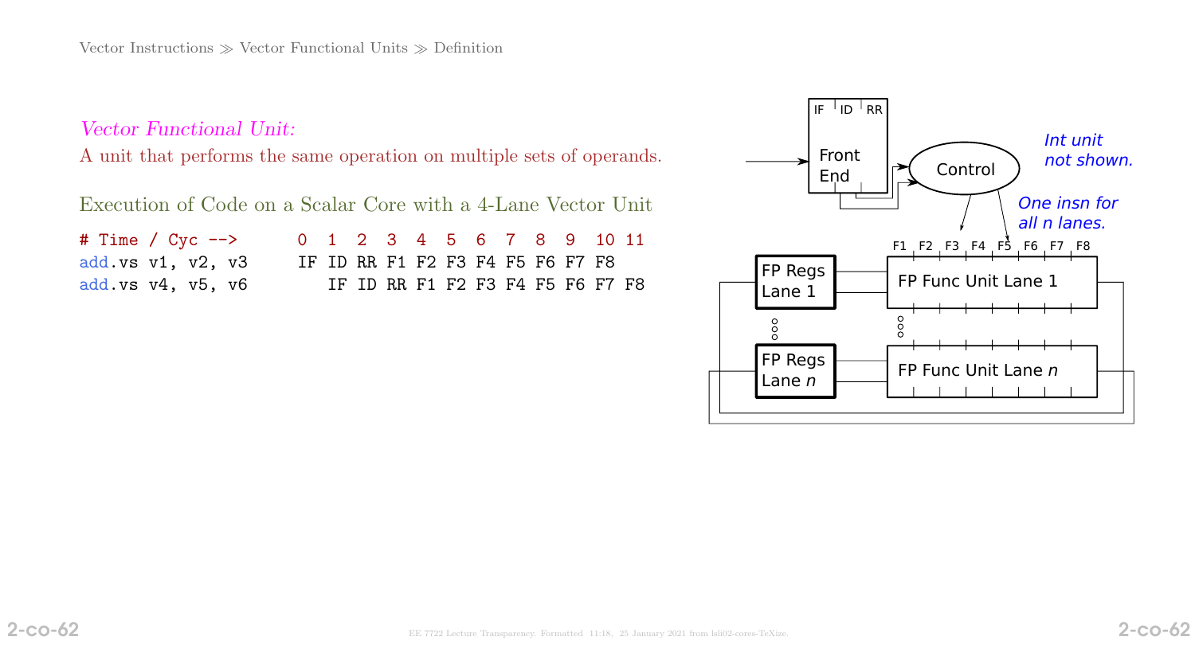*Vector Functional Unit:*

A unit that performs the same operation on multiple sets of operands.

Execution of Code on a Scalar Core with a 4-Lane Vector Unit

```
# Time / Cyc -->       0  1  2  3  4  5  6  7  8  9  10 11
add.vs v1, v2, v3      IF ID RR F1 F2 F3 F4 F5 F6 F7 F8
add.vs v4, v5, v6         IF ID RR F1 F2 F3 F4 F5 F6 F7 F8
```

*Int unit not shown.*

*One insn for all n lanes.*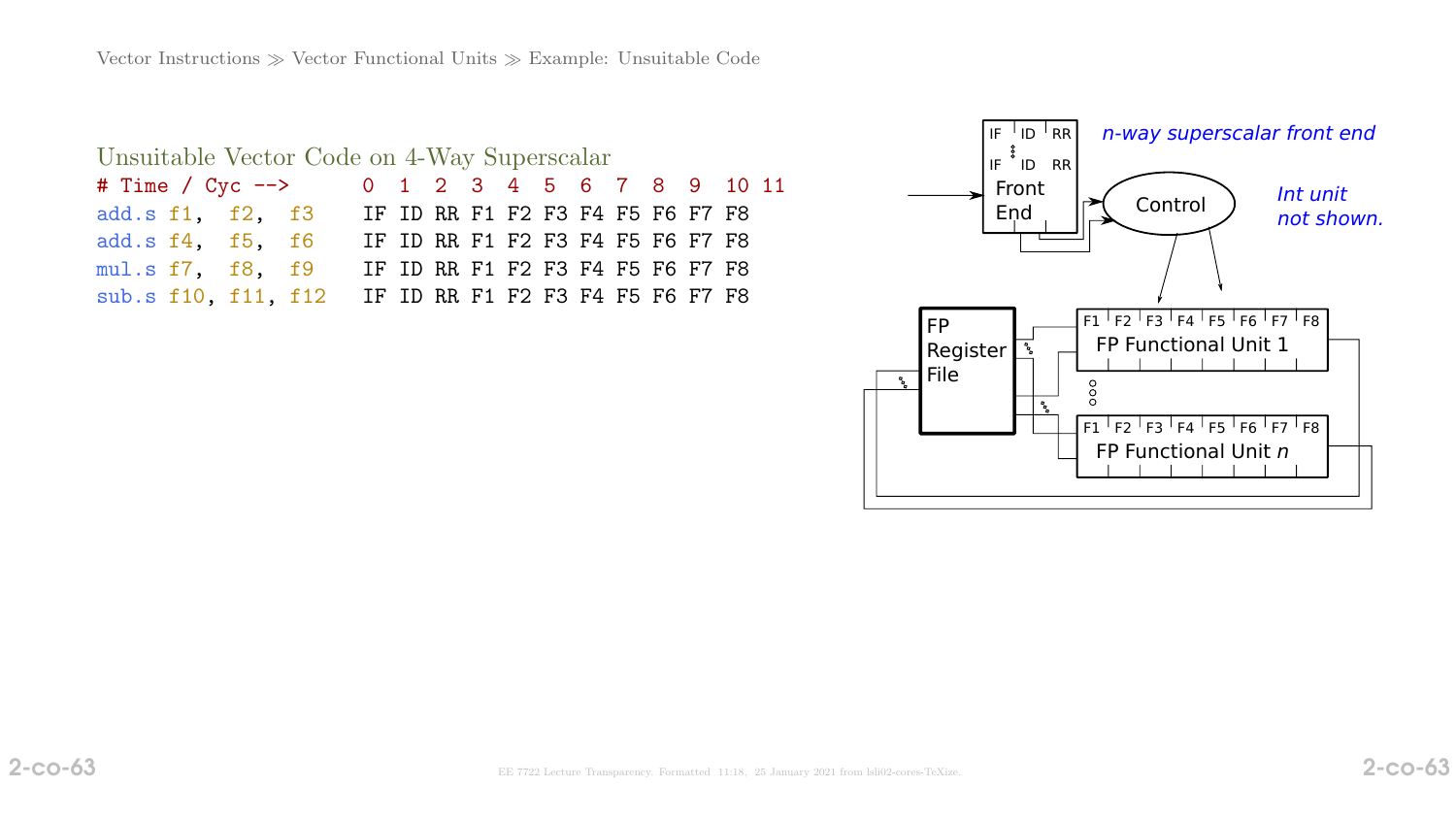Vector Instructions ≫ Vector Functional Units ≫ Example: Unsuitable Code

## Unsuitable Vector Code on 4-Way Superscalar

```
# Time / Cyc -->       0  1  2  3  4  5  6  7  8  9  10 11
add.s f1,  f2,  f3     IF ID RR F1 F2 F3 F4 F5 F6 F7 F8
add.s f4,  f5,  f6     IF ID RR F1 F2 F3 F4 F5 F6 F7 F8
mul.s f7,  f8,  f9     IF ID RR F1 F2 F3 F4 F5 F6 F7 F8
sub.s f10, f11, f12    IF ID RR F1 F2 F3 F4 F5 F6 F7 F8
```

IF ID RR
IF ID RR
Front End

*n-way superscalar front end*

Control

*Int unit not shown.*

FP Register File

F1 F2 F3 F4 F5 F6 F7 F8
FP Functional Unit 1

F1 F2 F3 F4 F5 F6 F7 F8
FP Functional Unit *n*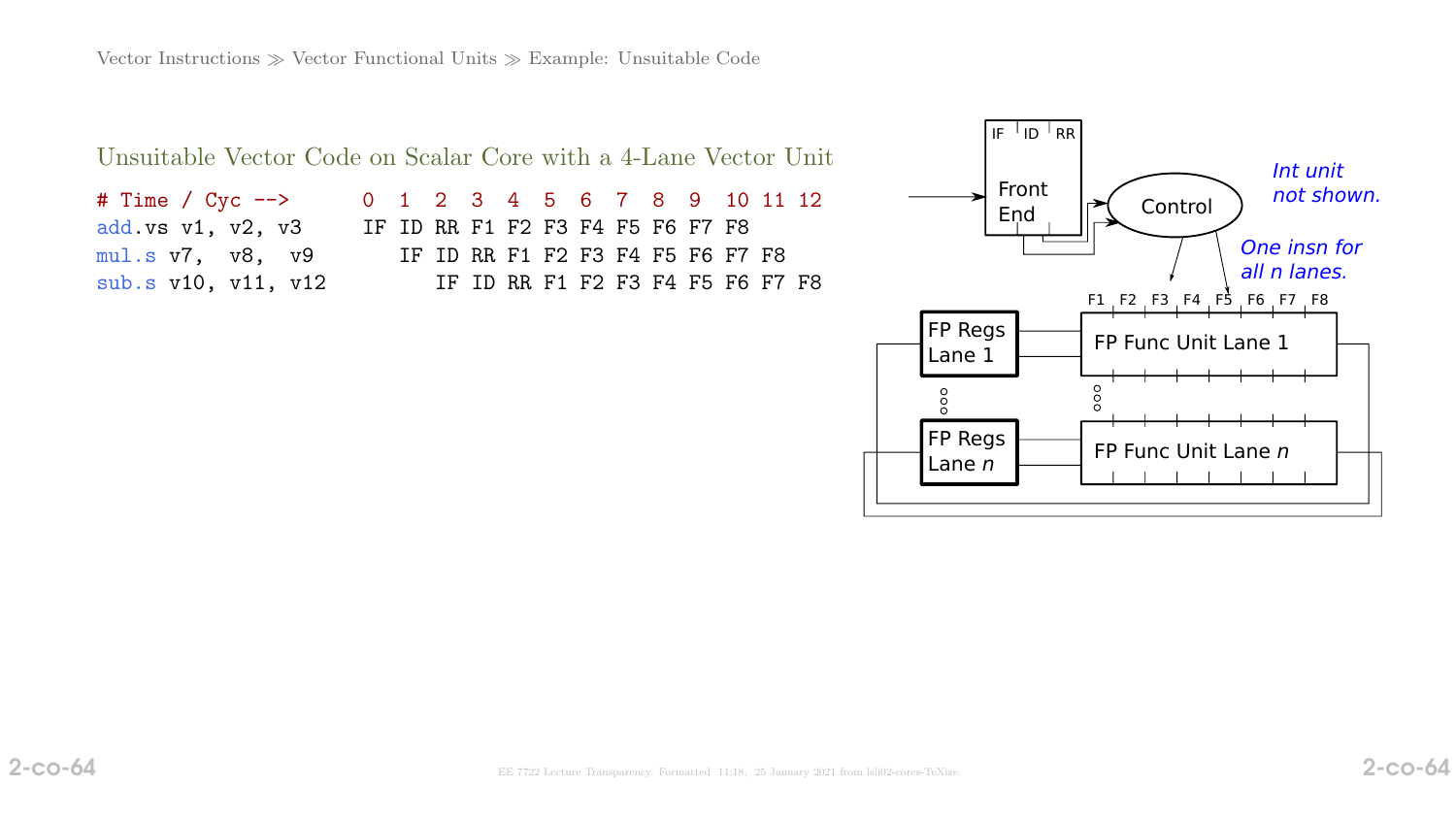## Unsuitable Vector Code on Scalar Core with a 4-Lane Vector Unit

```
# Time / Cyc -->      0  1  2  3  4  5  6  7  8  9  10 11 12
add.vs v1, v2, v3     IF ID RR F1 F2 F3 F4 F5 F6 F7 F8
mul.s v7,  v8,  v9       IF ID RR F1 F2 F3 F4 F5 F6 F7 F8
sub.s v10, v11, v12         IF ID RR F1 F2 F3 F4 F5 F6 F7 F8
```

IF | ID | RR

Front End

Control

*Int unit not shown.*

*One insn for all n lanes.*

F1 F2 F3 F4 F5 F6 F7 F8

FP Regs Lane 1 — FP Func Unit Lane 1

FP Regs Lane $n$ — FP Func Unit Lane $n$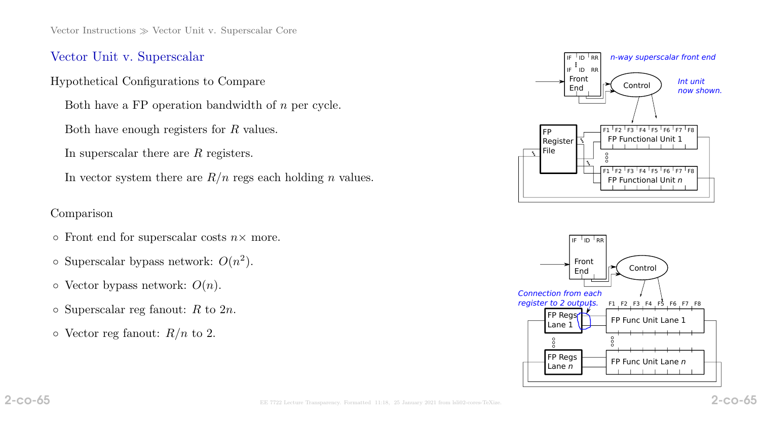## Vector Unit v. Superscalar

Hypothetical Configurations to Compare

Both have a FP operation bandwidth of $n$ per cycle.

Both have enough registers for $R$ values.

In superscalar there are $R$ registers.

In vector system there are $R/n$ regs each holding $n$ values.

Comparison

- Front end for superscalar costs $n\times$ more.
- Superscalar bypass network: $O(n^2)$.
- Vector bypass network: $O(n)$.
- Superscalar reg fanout: $R$ to $2n$.
- Vector reg fanout: $R/n$ to 2.

*n-way superscalar front end*

*Int unit now shown.*

*Connection from each register to 2 outputs.*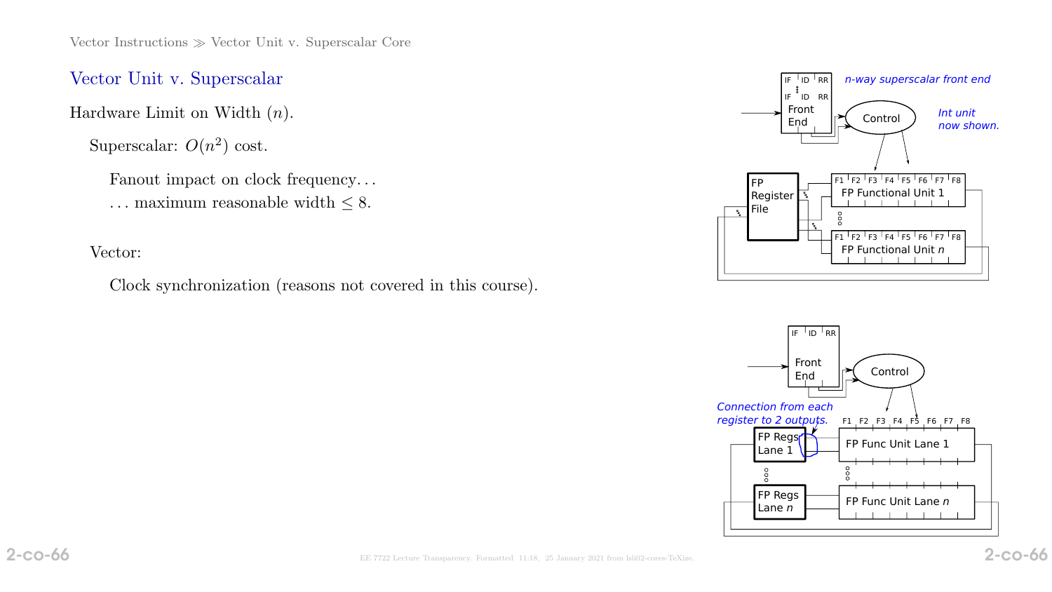# Vector Unit v. Superscalar

Hardware Limit on Width ($n$).

Superscalar: $O(n^2)$ cost.

Fanout impact on clock frequency…

… maximum reasonable width $\leq 8$.

Vector:

Clock synchronization (reasons not covered in this course).

*n-way superscalar front end*

*Int unit now shown.*

*Connection from each register to 2 outputs.*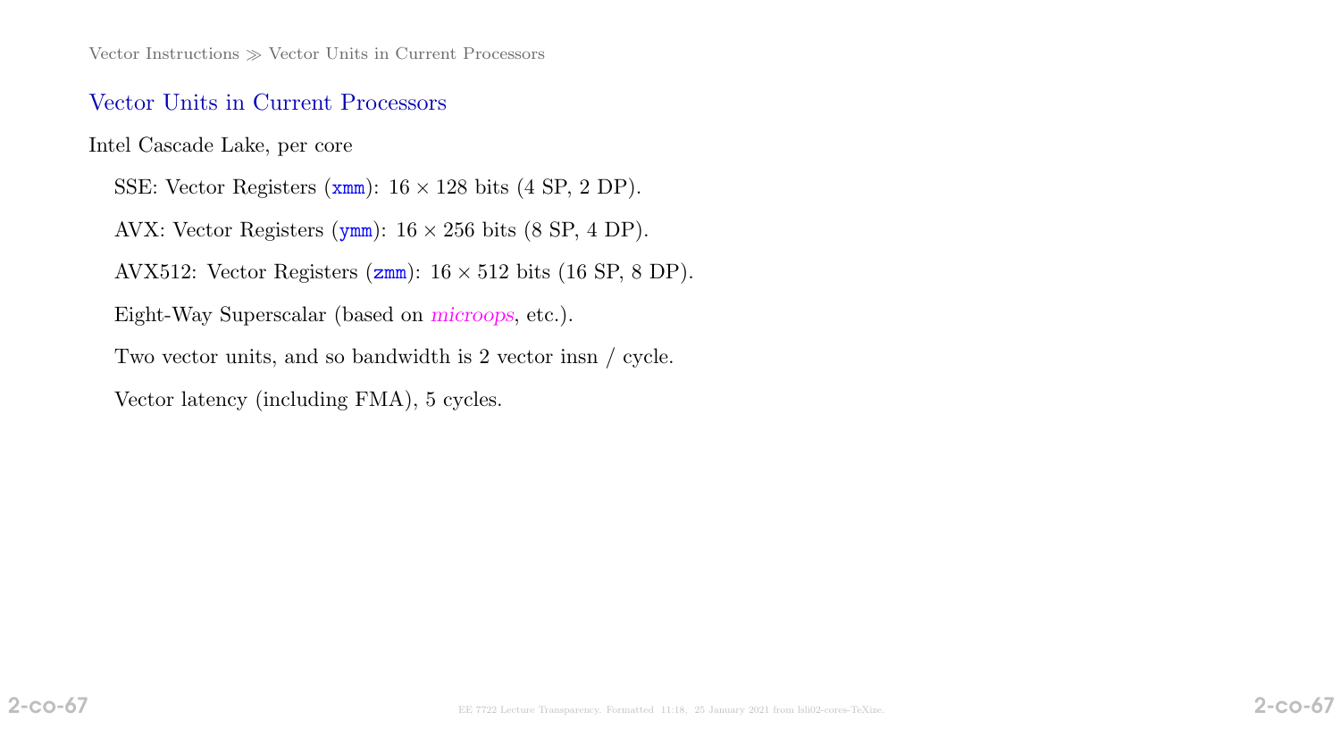## Vector Units in Current Processors

Intel Cascade Lake, per core

SSE: Vector Registers (`xmm`): $16 \times 128$ bits (4 SP, 2 DP).

AVX: Vector Registers (`ymm`): $16 \times 256$ bits (8 SP, 4 DP).

AVX512: Vector Registers (`zmm`): $16 \times 512$ bits (16 SP, 8 DP).

Eight-Way Superscalar (based on *microops*, etc.).

Two vector units, and so bandwidth is 2 vector insn / cycle.

Vector latency (including FMA), 5 cycles.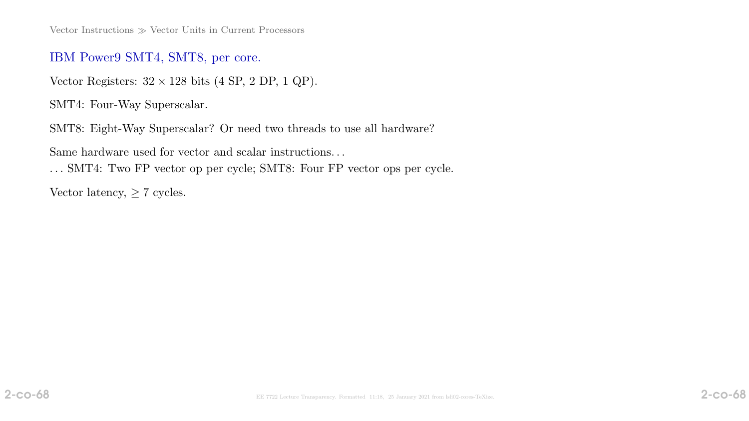## IBM Power9 SMT4, SMT8, per core.

Vector Registers: $32 \times 128$ bits (4 SP, 2 DP, 1 QP).

SMT4: Four-Way Superscalar.

SMT8: Eight-Way Superscalar? Or need two threads to use all hardware?

Same hardware used for vector and scalar instructions…
… SMT4: Two FP vector op per cycle; SMT8: Four FP vector ops per cycle.

Vector latency, $\geq 7$ cycles.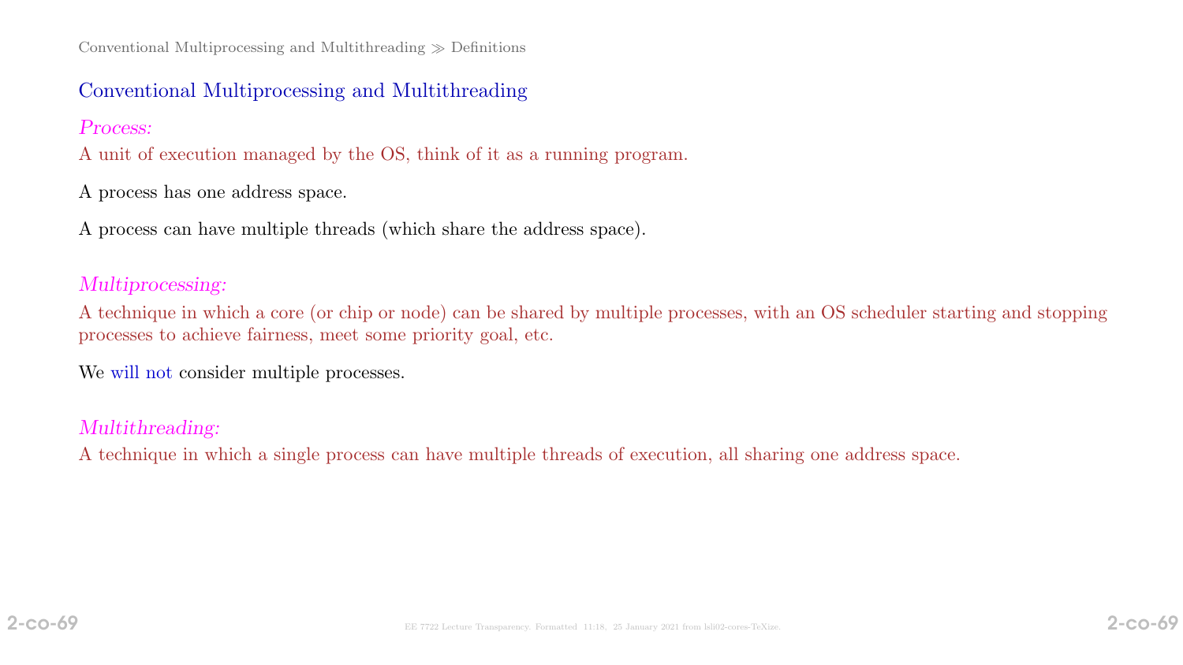## Conventional Multiprocessing and Multithreading

*Process:*

A unit of execution managed by the OS, think of it as a running program.

A process has one address space.

A process can have multiple threads (which share the address space).

*Multiprocessing:*

A technique in which a core (or chip or node) can be shared by multiple processes, with an OS scheduler starting and stopping processes to achieve fairness, meet some priority goal, etc.

We will not consider multiple processes.

*Multithreading:*

A technique in which a single process can have multiple threads of execution, all sharing one address space.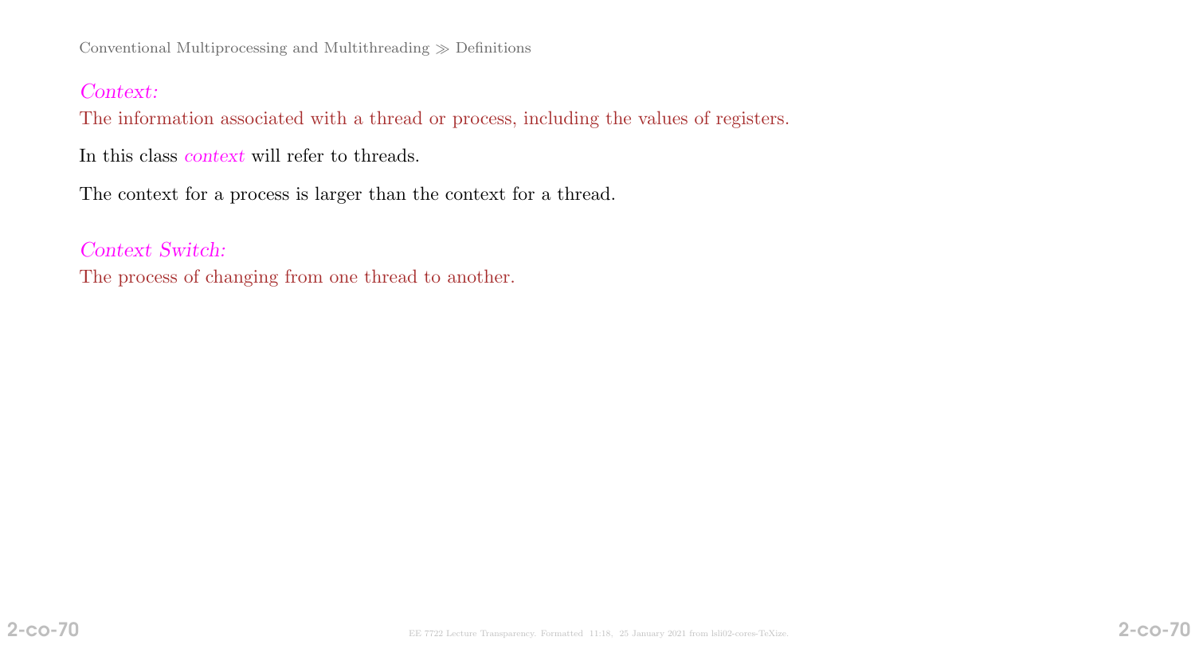*Context:*
The information associated with a thread or process, including the values of registers.

In this class *context* will refer to threads.

The context for a process is larger than the context for a thread.

*Context Switch:*
The process of changing from one thread to another.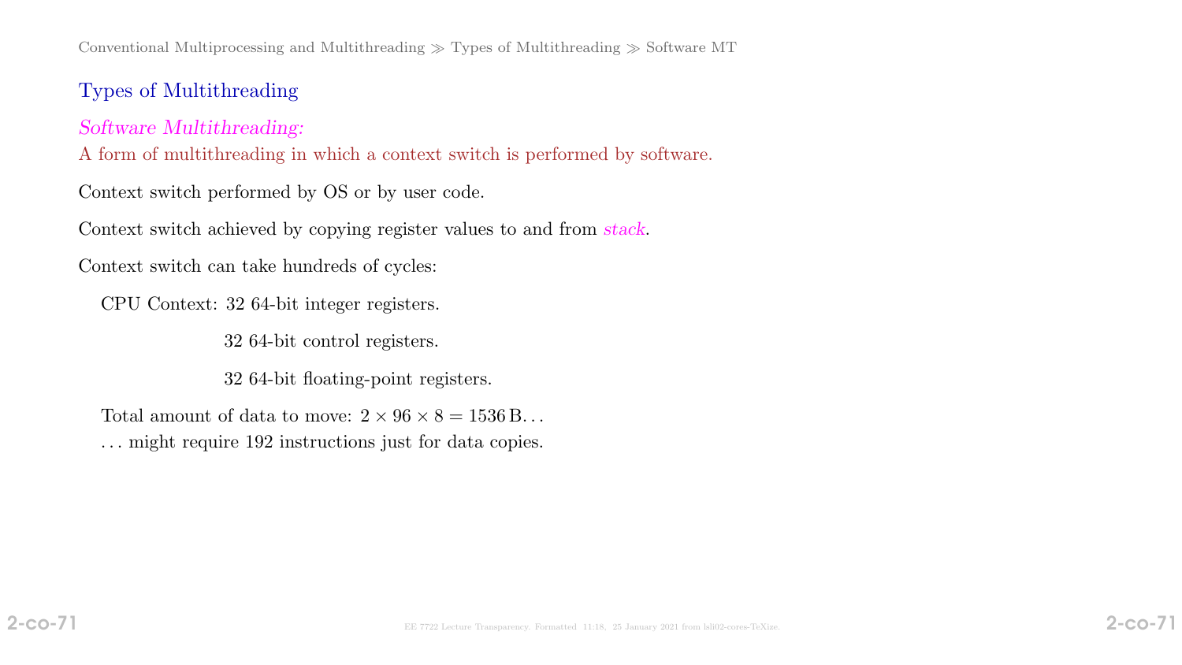## Types of Multithreading

*Software Multithreading:*

A form of multithreading in which a context switch is performed by software.

Context switch performed by OS or by user code.

Context switch achieved by copying register values to and from *stack*.

Context switch can take hundreds of cycles:

CPU Context: 32 64-bit integer registers.

32 64-bit control registers.

32 64-bit floating-point registers.

Total amount of data to move: $2 \times 96 \times 8 = 1536\,\mathrm{B}$...

... might require 192 instructions just for data copies.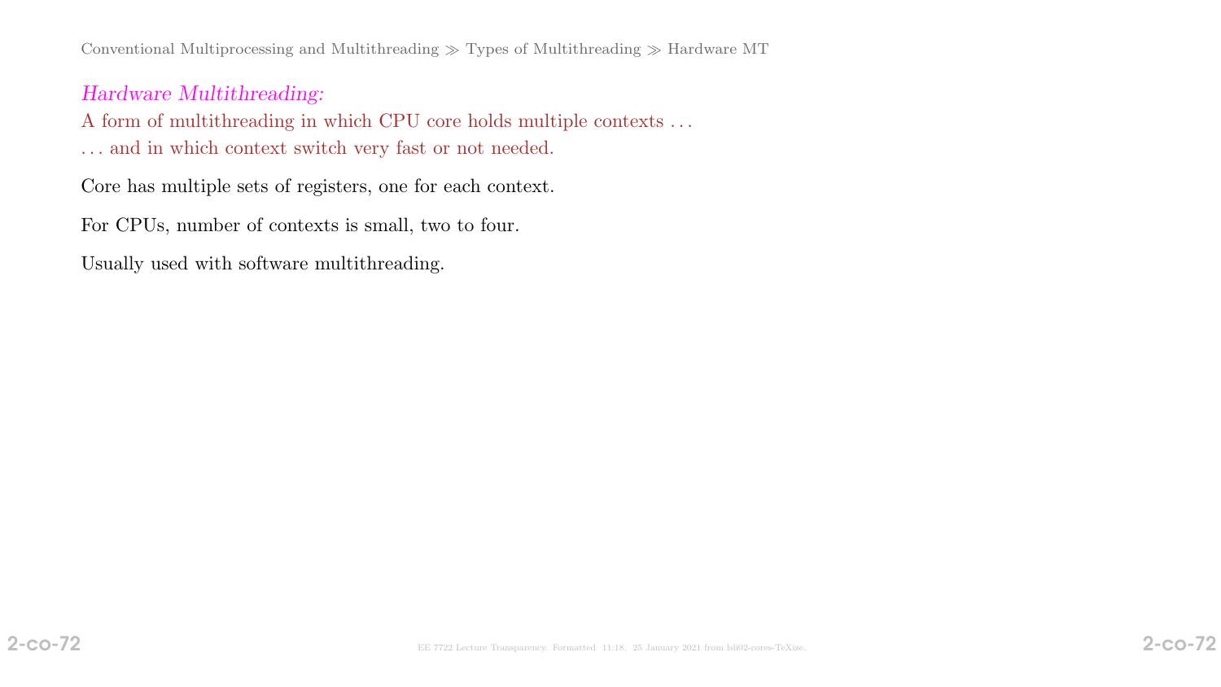*Hardware Multithreading:*

A form of multithreading in which CPU core holds multiple contexts . . .

. . . and in which context switch very fast or not needed.

Core has multiple sets of registers, one for each context.

For CPUs, number of contexts is small, two to four.

Usually used with software multithreading.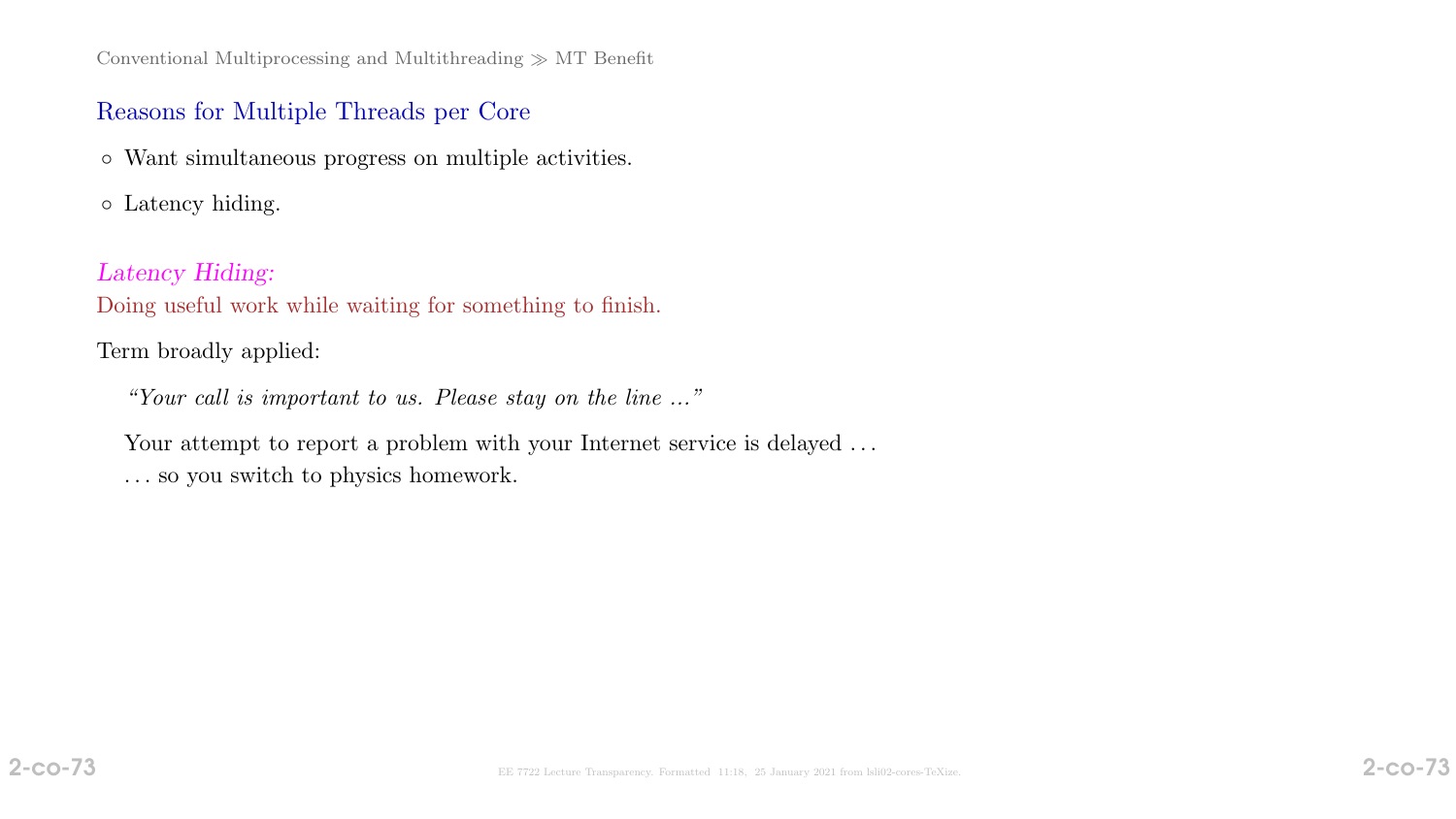## Reasons for Multiple Threads per Core

- Want simultaneous progress on multiple activities.
- Latency hiding.

*Latency Hiding:*
Doing useful work while waiting for something to finish.

Term broadly applied:

> *"Your call is important to us. Please stay on the line ..."*
>
> Your attempt to report a problem with your Internet service is delayed ...
> ... so you switch to physics homework.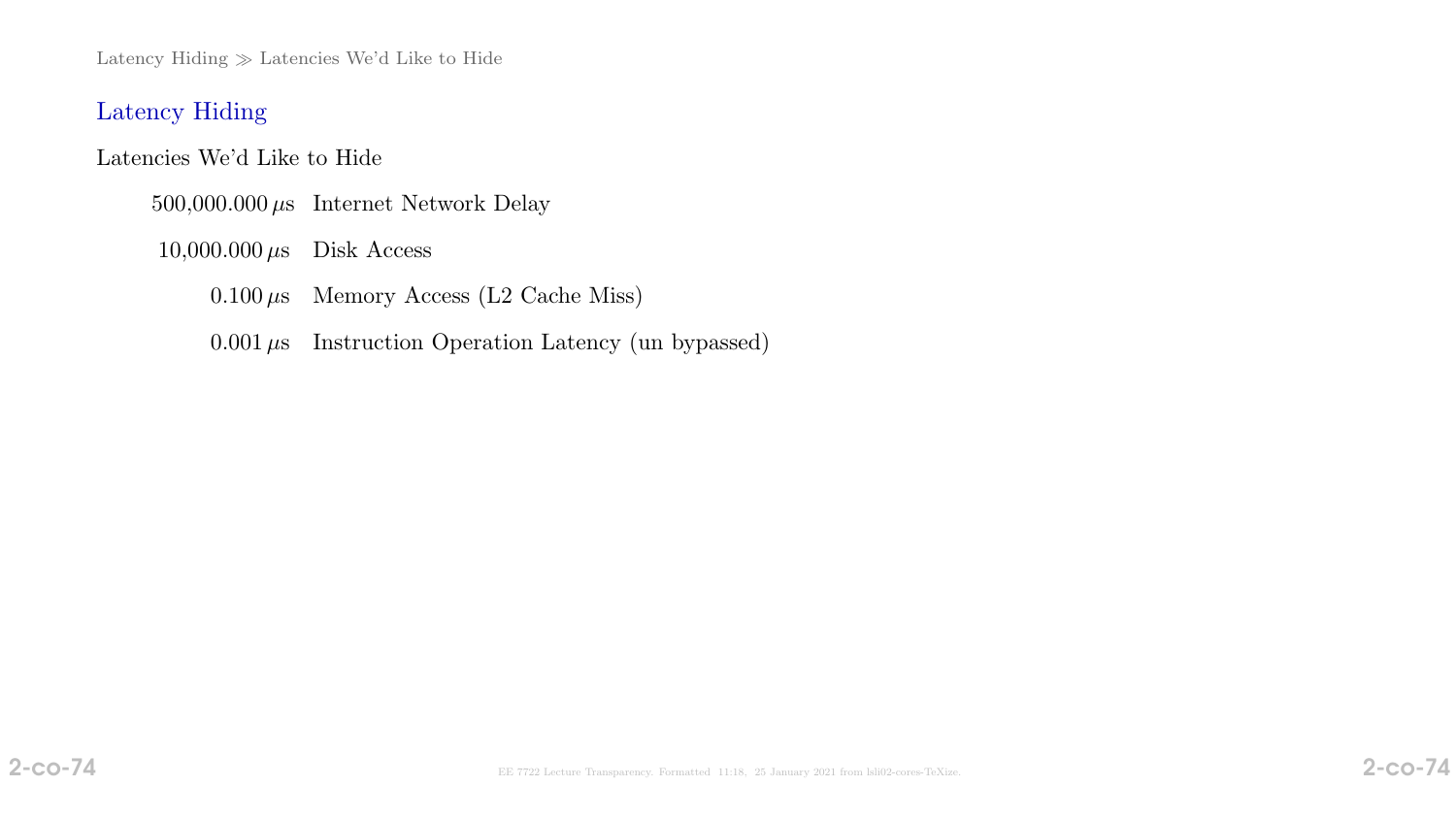## Latency Hiding

Latencies We'd Like to Hide

| | |
|---|---|
| 500,000.000 $\mu$s | Internet Network Delay |
| 10,000.000 $\mu$s | Disk Access |
| 0.100 $\mu$s | Memory Access (L2 Cache Miss) |
| 0.001 $\mu$s | Instruction Operation Latency (un bypassed) |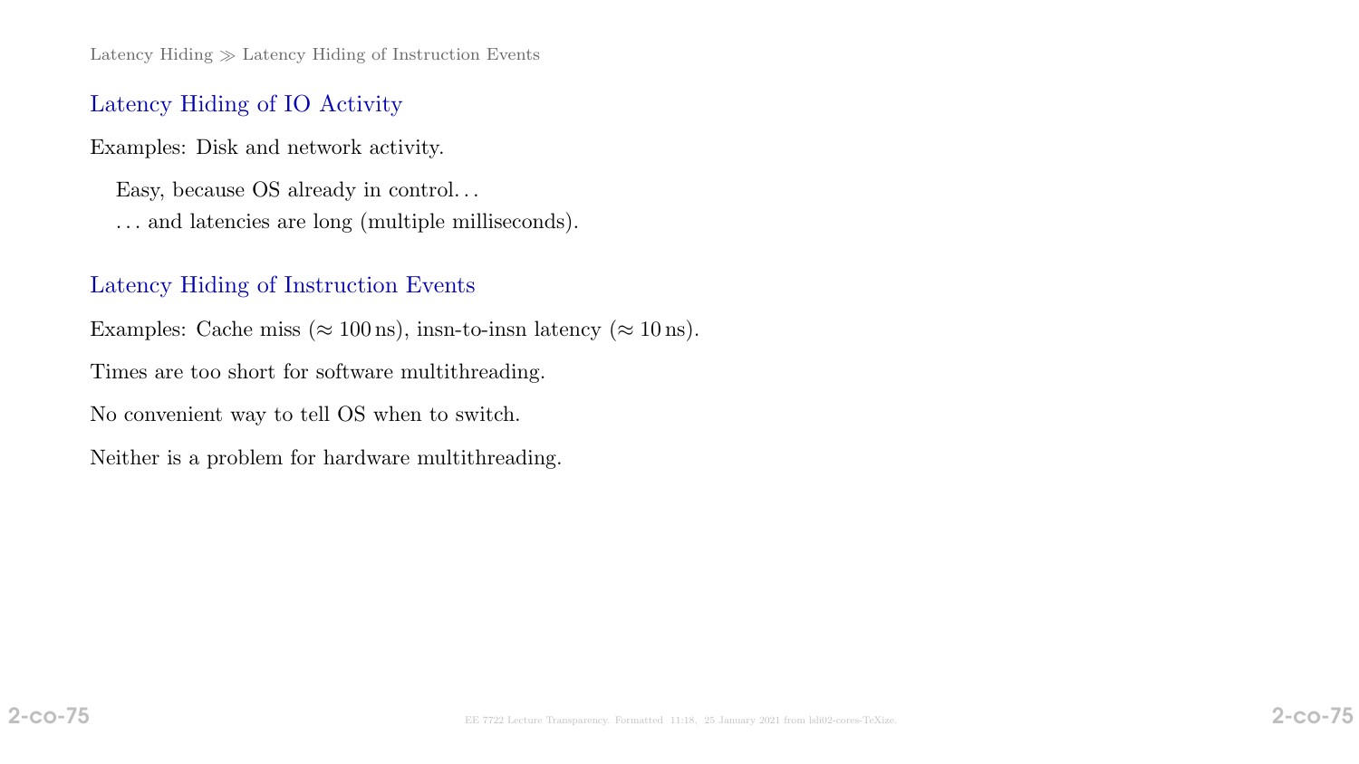## Latency Hiding of IO Activity

Examples: Disk and network activity.

Easy, because OS already in control…

… and latencies are long (multiple milliseconds).

## Latency Hiding of Instruction Events

Examples: Cache miss ($\approx 100\,\text{ns}$), insn-to-insn latency ($\approx 10\,\text{ns}$).

Times are too short for software multithreading.

No convenient way to tell OS when to switch.

Neither is a problem for hardware multithreading.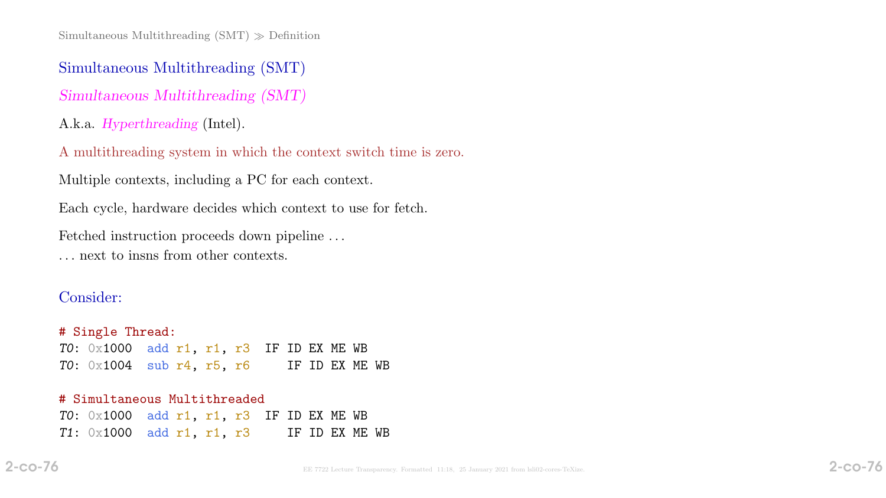## Simultaneous Multithreading (SMT)

*Simultaneous Multithreading (SMT)*

A.k.a. *Hyperthreading* (Intel).

A multithreading system in which the context switch time is zero.

Multiple contexts, including a PC for each context.

Each cycle, hardware decides which context to use for fetch.

Fetched instruction proceeds down pipeline . . .
. . . next to insns from other contexts.

### Consider:

```
# Single Thread:
T0: 0x1000  add r1, r1, r3  IF ID EX ME WB
T0: 0x1004  sub r4, r5, r6     IF ID EX ME WB

# Simultaneous Multithreaded
T0: 0x1000  add r1, r1, r3  IF ID EX ME WB
T1: 0x1000  add r1, r1, r3     IF ID EX ME WB
```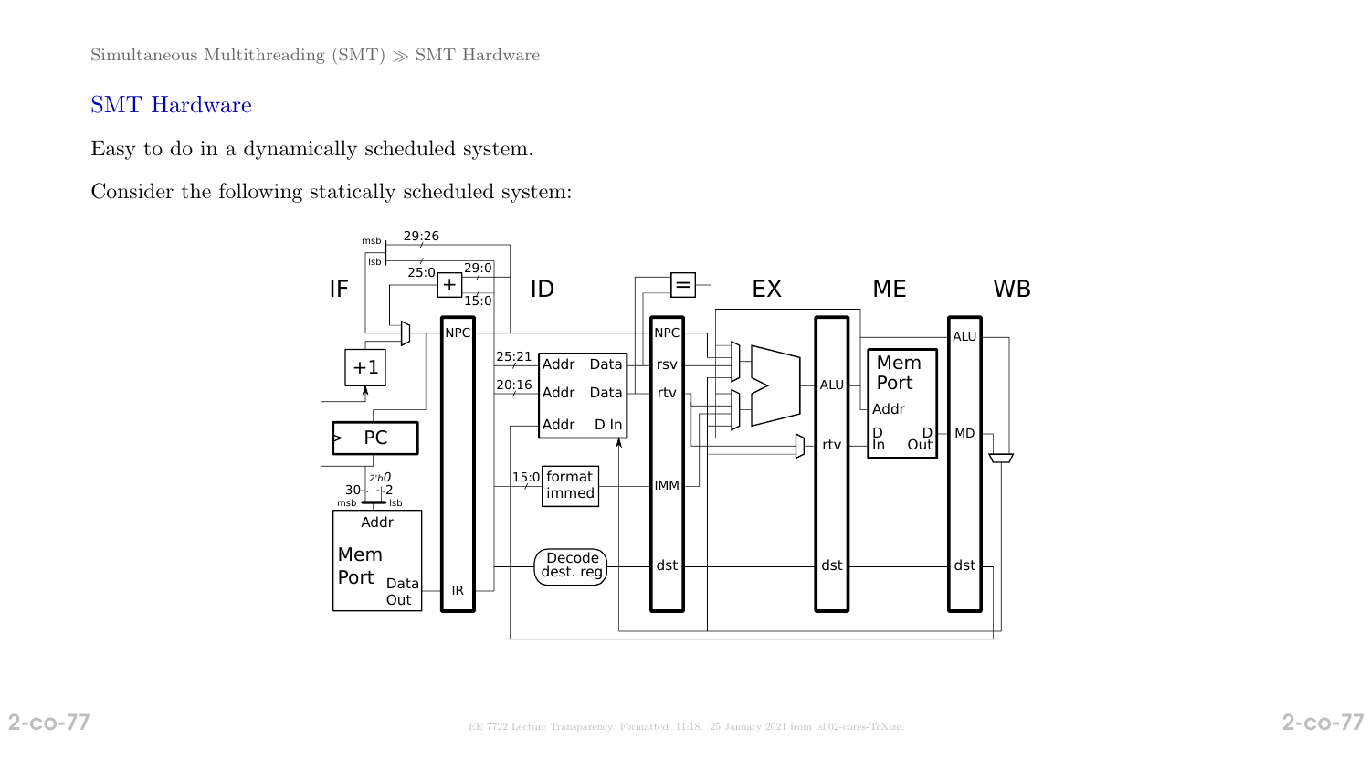## SMT Hardware

Easy to do in a dynamically scheduled system.

Consider the following statically scheduled system: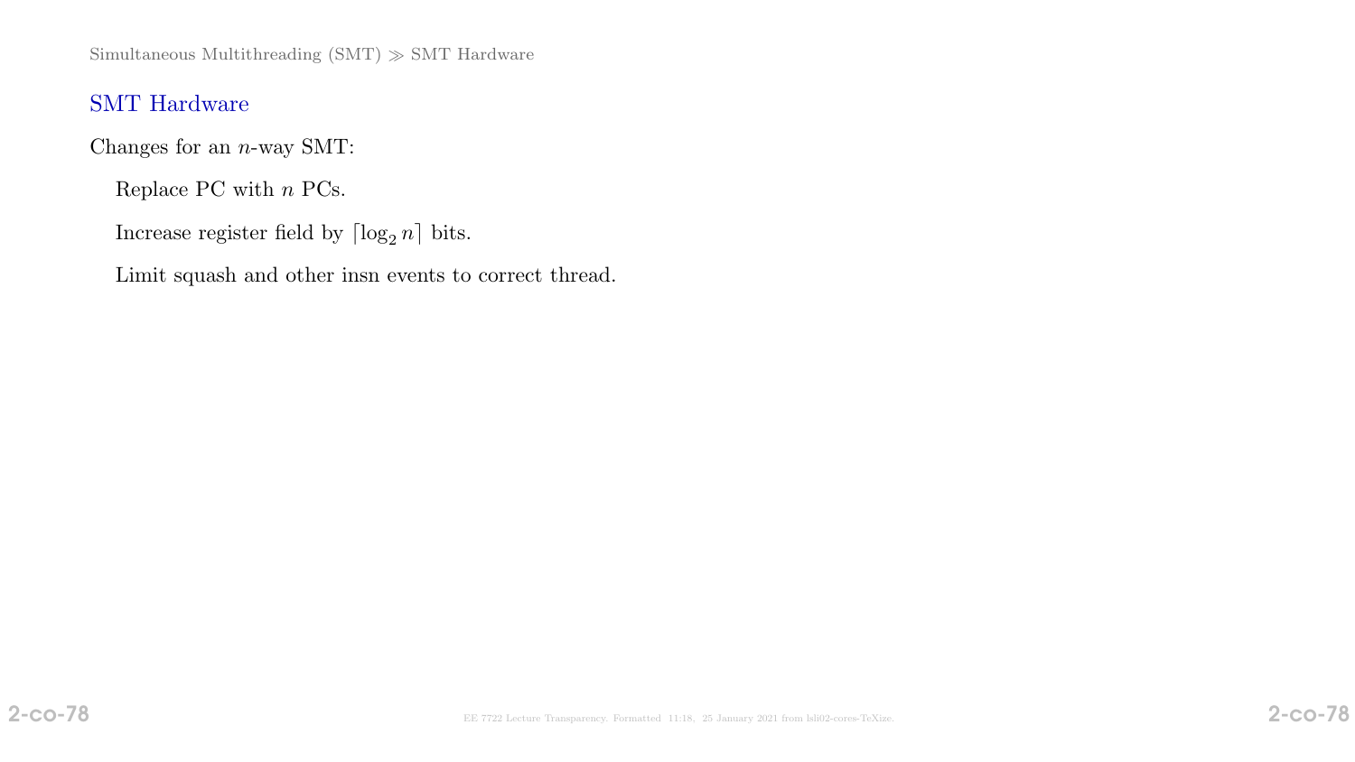## SMT Hardware

Changes for an $n$-way SMT:

Replace PC with $n$ PCs.

Increase register field by $\lceil \log_2 n \rceil$ bits.

Limit squash and other insn events to correct thread.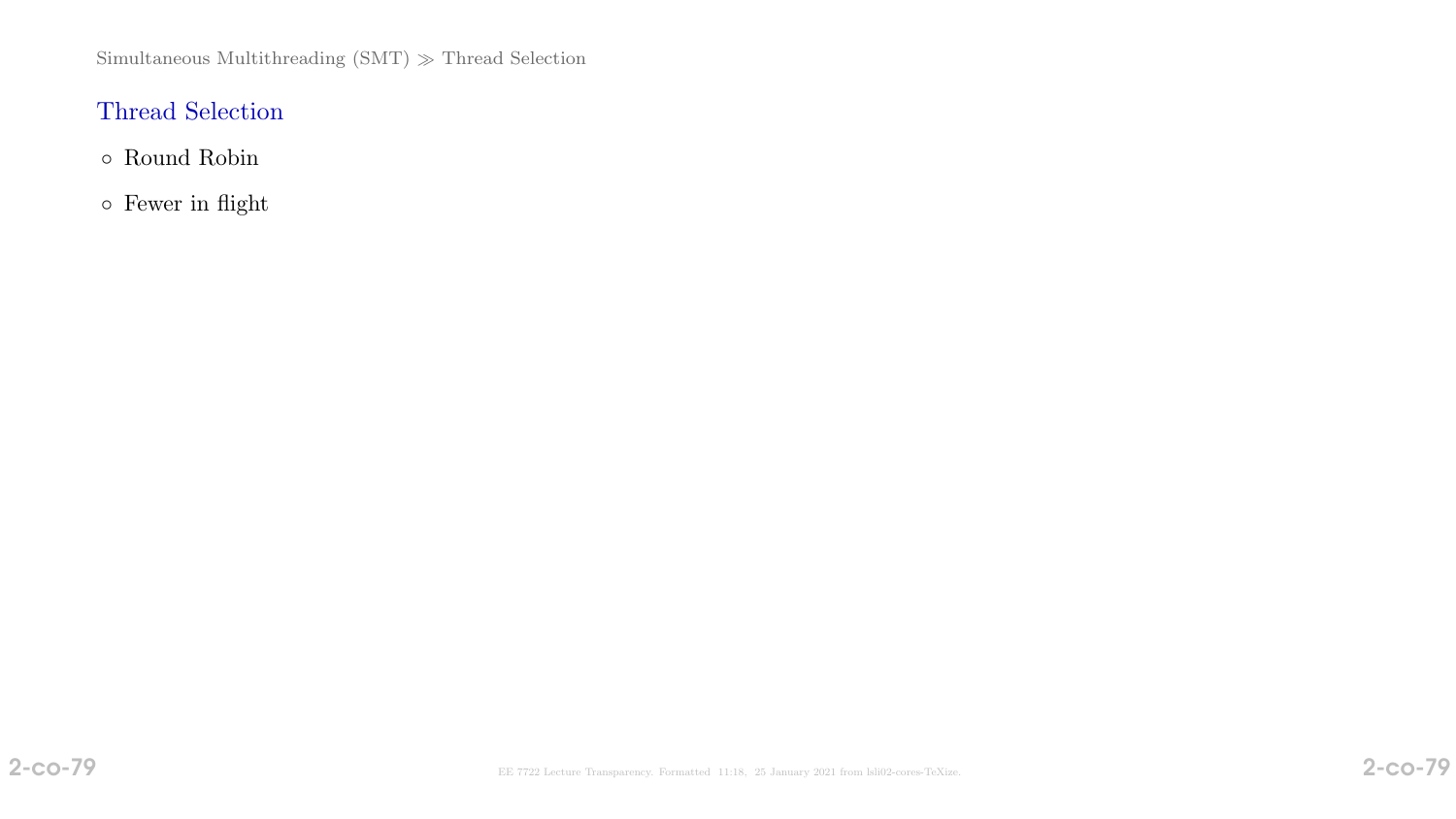## Thread Selection

- Round Robin
- Fewer in flight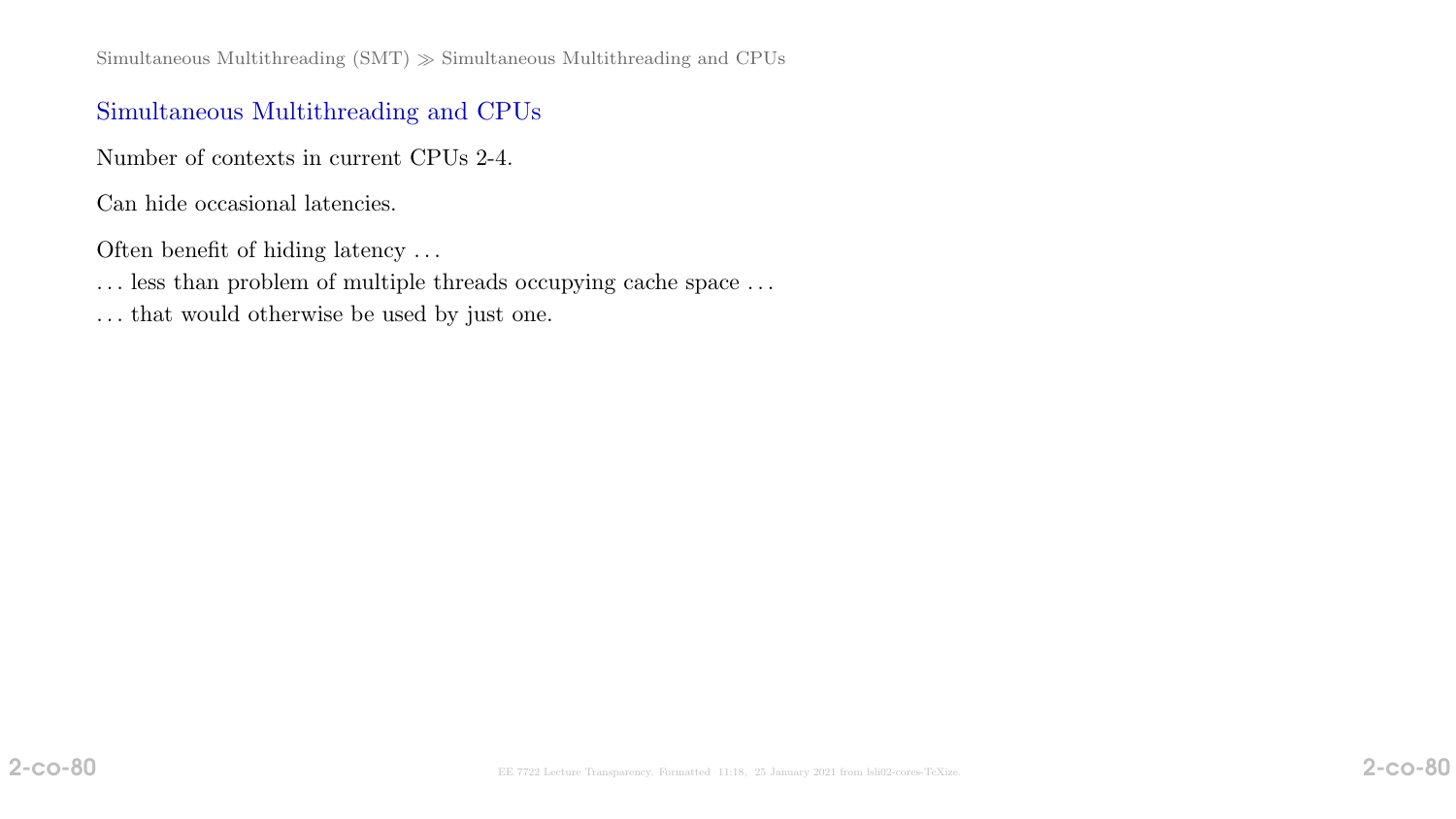## Simultaneous Multithreading and CPUs

Number of contexts in current CPUs 2-4.

Can hide occasional latencies.

Often benefit of hiding latency ...

... less than problem of multiple threads occupying cache space ...

... that would otherwise be used by just one.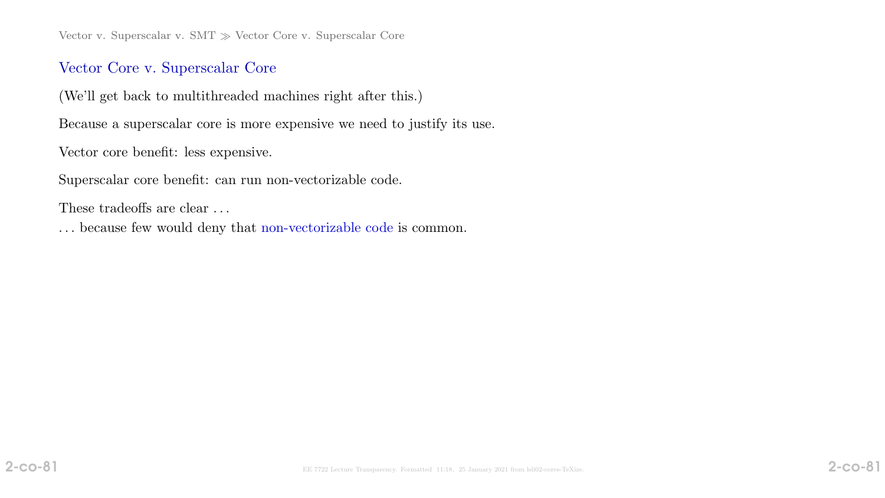## Vector Core v. Superscalar Core

(We'll get back to multithreaded machines right after this.)

Because a superscalar core is more expensive we need to justify its use.

Vector core benefit: less expensive.

Superscalar core benefit: can run non-vectorizable code.

These tradeoffs are clear . . .
. . . because few would deny that non-vectorizable code is common.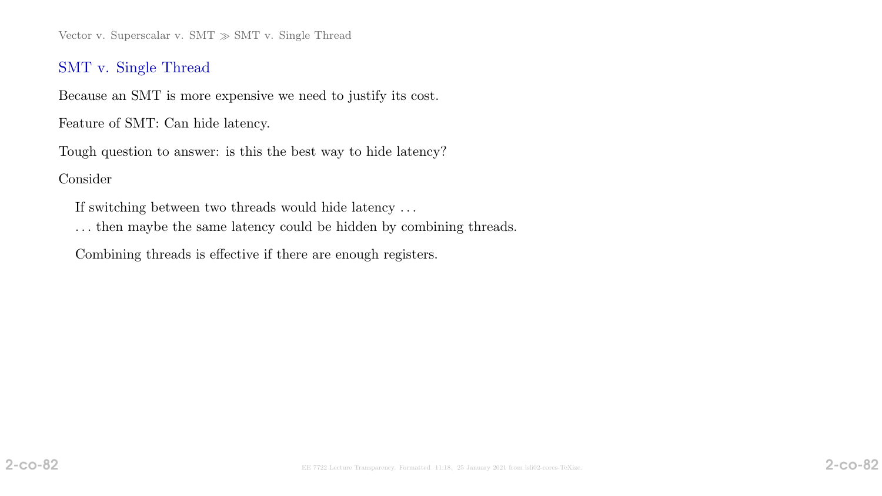## SMT v. Single Thread

Because an SMT is more expensive we need to justify its cost.

Feature of SMT: Can hide latency.

Tough question to answer: is this the best way to hide latency?

Consider

If switching between two threads would hide latency . . .
. . . then maybe the same latency could be hidden by combining threads.

Combining threads is effective if there are enough registers.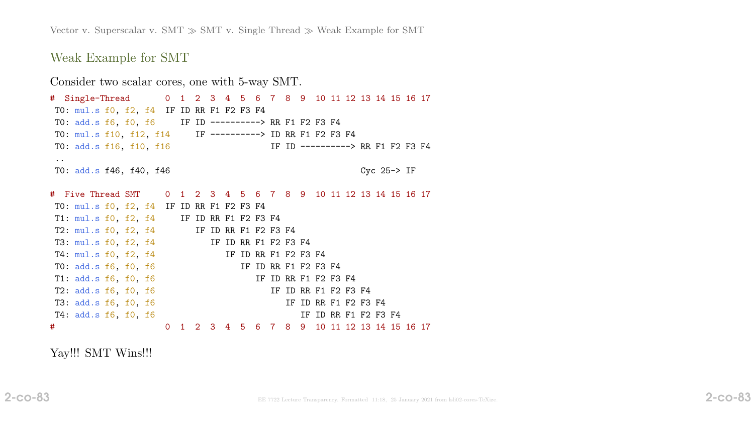## Weak Example for SMT

Consider two scalar cores, one with 5-way SMT.

```
#  Single-Thread       0  1  2  3  4  5  6  7  8  9  10 11 12 13 14 15 16 17
 T0: mul.s f0, f2, f4  IF ID RR F1 F2 F3 F4
 T0: add.s f6, f0, f6     IF ID ----------> RR F1 F2 F3 F4
 T0: mul.s f10, f12, f14     IF ----------> ID RR F1 F2 F3 F4
 T0: add.s f16, f10, f16                    IF ID ----------> RR F1 F2 F3 F4
 ..
 T0: add.s f46, f40, f46                                      Cyc 25-> IF

#  Five Thread SMT     0  1  2  3  4  5  6  7  8  9  10 11 12 13 14 15 16 17
 T0: mul.s f0, f2, f4  IF ID RR F1 F2 F3 F4
 T1: mul.s f0, f2, f4     IF ID RR F1 F2 F3 F4
 T2: mul.s f0, f2, f4        IF ID RR F1 F2 F3 F4
 T3: mul.s f0, f2, f4           IF ID RR F1 F2 F3 F4
 T4: mul.s f0, f2, f4              IF ID RR F1 F2 F3 F4
 T0: add.s f6, f0, f6                 IF ID RR F1 F2 F3 F4
 T1: add.s f6, f0, f6                    IF ID RR F1 F2 F3 F4
 T2: add.s f6, f0, f6                       IF ID RR F1 F2 F3 F4
 T3: add.s f6, f0, f6                          IF ID RR F1 F2 F3 F4
 T4: add.s f6, f0, f6                             IF ID RR F1 F2 F3 F4
#                      0  1  2  3  4  5  6  7  8  9  10 11 12 13 14 15 16 17
```

Yay!!! SMT Wins!!!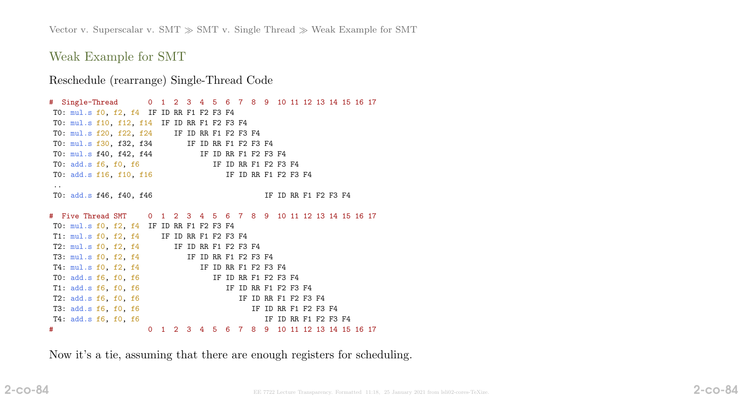## Weak Example for SMT

Reschedule (rearrange) Single-Thread Code

```
#  Single-Thread       0  1  2  3  4  5  6  7  8  9  10 11 12 13 14 15 16 17
 T0: mul.s f0, f2, f4  IF ID RR F1 F2 F3 F4
 T0: mul.s f10, f12, f14  IF ID RR F1 F2 F3 F4
 T0: mul.s f20, f22, f24     IF ID RR F1 F2 F3 F4
 T0: mul.s f30, f32, f34        IF ID RR F1 F2 F3 F4
 T0: mul.s f40, f42, f44           IF ID RR F1 F2 F3 F4
 T0: add.s f6, f0, f6                 IF ID RR F1 F2 F3 F4
 T0: add.s f16, f10, f16                 IF ID RR F1 F2 F3 F4
 ..
 T0: add.s f46, f40, f46                          IF ID RR F1 F2 F3 F4

#  Five Thread SMT     0  1  2  3  4  5  6  7  8  9  10 11 12 13 14 15 16 17
 T0: mul.s f0, f2, f4  IF ID RR F1 F2 F3 F4
 T1: mul.s f0, f2, f4     IF ID RR F1 F2 F3 F4
 T2: mul.s f0, f2, f4        IF ID RR F1 F2 F3 F4
 T3: mul.s f0, f2, f4           IF ID RR F1 F2 F3 F4
 T4: mul.s f0, f2, f4              IF ID RR F1 F2 F3 F4
 T0: add.s f6, f0, f6                 IF ID RR F1 F2 F3 F4
 T1: add.s f6, f0, f6                    IF ID RR F1 F2 F3 F4
 T2: add.s f6, f0, f6                       IF ID RR F1 F2 F3 F4
 T3: add.s f6, f0, f6                          IF ID RR F1 F2 F3 F4
 T4: add.s f6, f0, f6                             IF ID RR F1 F2 F3 F4
#                      0  1  2  3  4  5  6  7  8  9  10 11 12 13 14 15 16 17
```

Now it's a tie, assuming that there are enough registers for scheduling.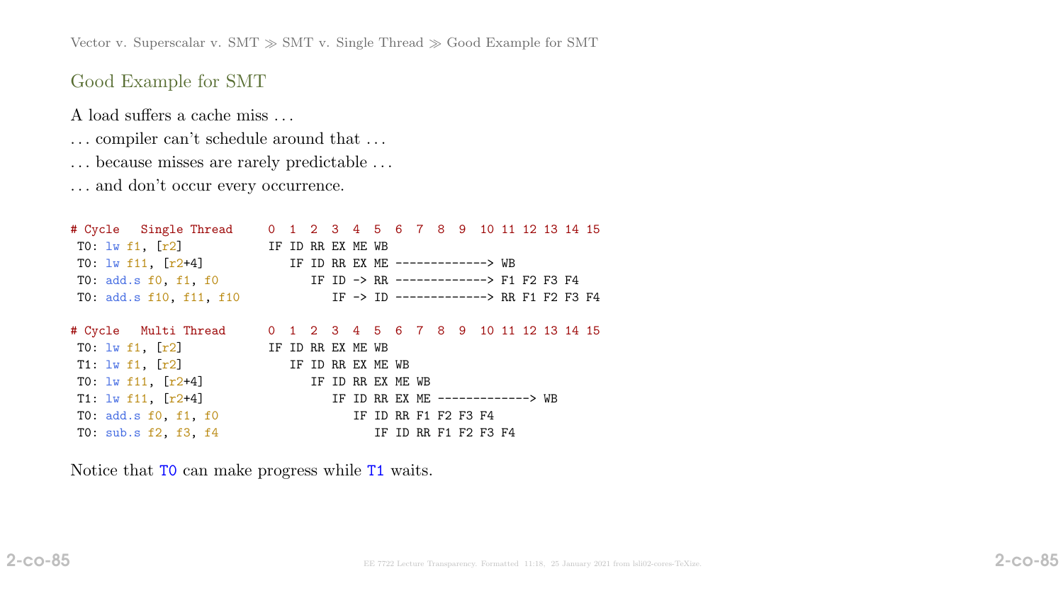## Good Example for SMT

A load suffers a cache miss …

… compiler can't schedule around that …

… because misses are rarely predictable …

… and don't occur every occurrence.

```
# Cycle   Single Thread     0  1  2  3  4  5  6  7  8  9  10 11 12 13 14 15
 T0: lw f1, [r2]            IF ID RR EX ME WB
 T0: lw f11, [r2+4]            IF ID RR EX ME -------------> WB
 T0: add.s f0, f1, f0             IF ID -> RR -------------> F1 F2 F3 F4
 T0: add.s f10, f11, f10             IF -> ID -------------> RR F1 F2 F3 F4

# Cycle   Multi Thread      0  1  2  3  4  5  6  7  8  9  10 11 12 13 14 15
 T0: lw f1, [r2]            IF ID RR EX ME WB
 T1: lw f1, [r2]               IF ID RR EX ME WB
 T0: lw f11, [r2+4]               IF ID RR EX ME WB
 T1: lw f11, [r2+4]                  IF ID RR EX ME -------------> WB
 T0: add.s f0, f1, f0                   IF ID RR F1 F2 F3 F4
 T0: sub.s f2, f3, f4                      IF ID RR F1 F2 F3 F4
```

Notice that `T0` can make progress while `T1` waits.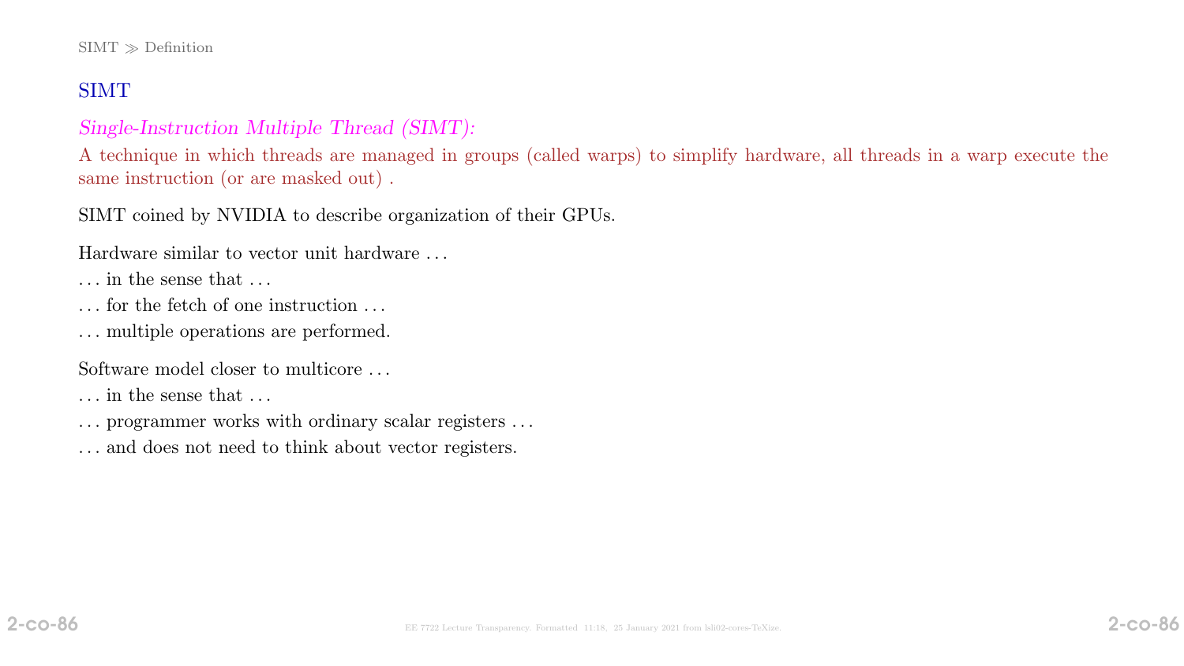## SIMT

*Single-Instruction Multiple Thread (SIMT):*

A technique in which threads are managed in groups (called warps) to simplify hardware, all threads in a warp execute the same instruction (or are masked out) .

SIMT coined by NVIDIA to describe organization of their GPUs.

Hardware similar to vector unit hardware . . .

. . . in the sense that . . .

. . . for the fetch of one instruction . . .

. . . multiple operations are performed.

Software model closer to multicore . . .

. . . in the sense that . . .

. . . programmer works with ordinary scalar registers . . .

. . . and does not need to think about vector registers.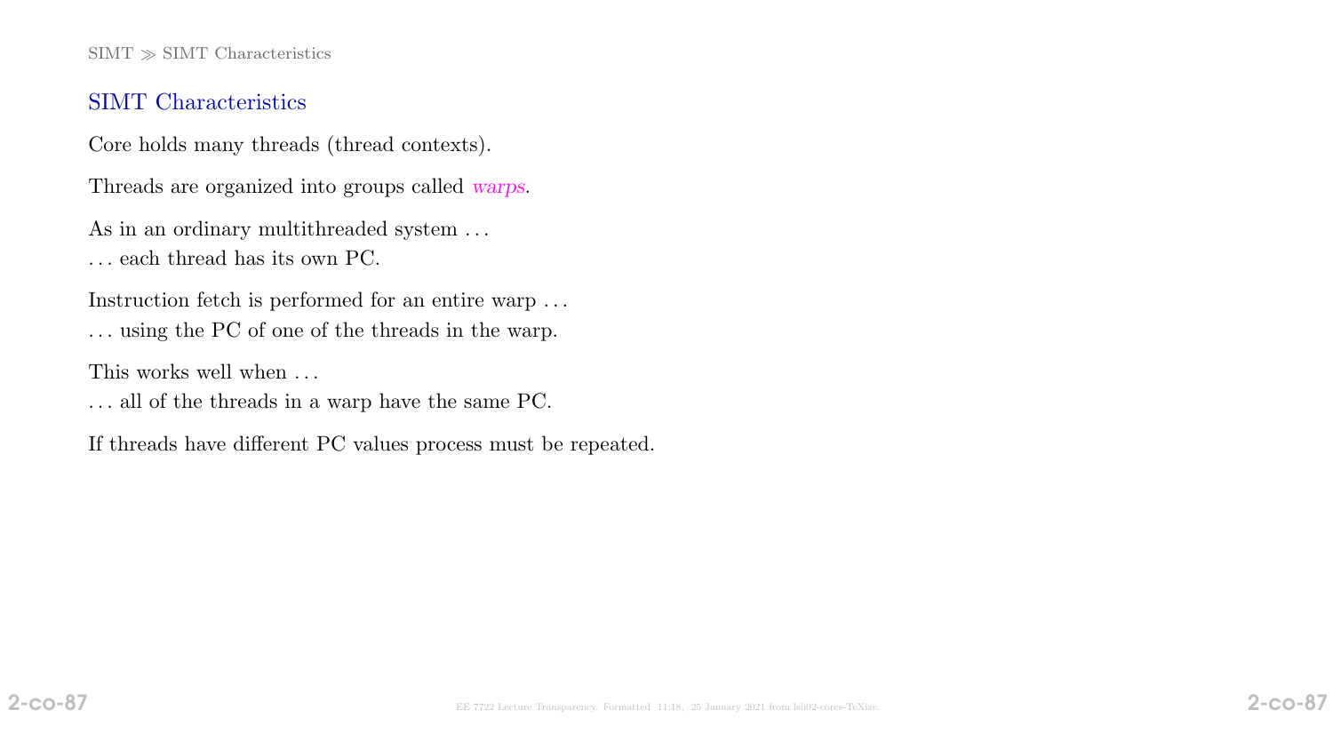## SIMT Characteristics

Core holds many threads (thread contexts).

Threads are organized into groups called *warps*.

As in an ordinary multithreaded system ...
... each thread has its own PC.

Instruction fetch is performed for an entire warp ...
... using the PC of one of the threads in the warp.

This works well when ...
... all of the threads in a warp have the same PC.

If threads have different PC values process must be repeated.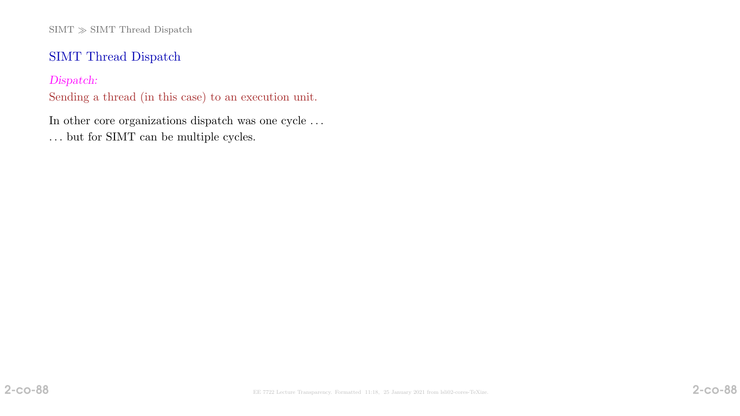## SIMT Thread Dispatch

*Dispatch:*
Sending a thread (in this case) to an execution unit.

In other core organizations dispatch was one cycle . . .
. . . but for SIMT can be multiple cycles.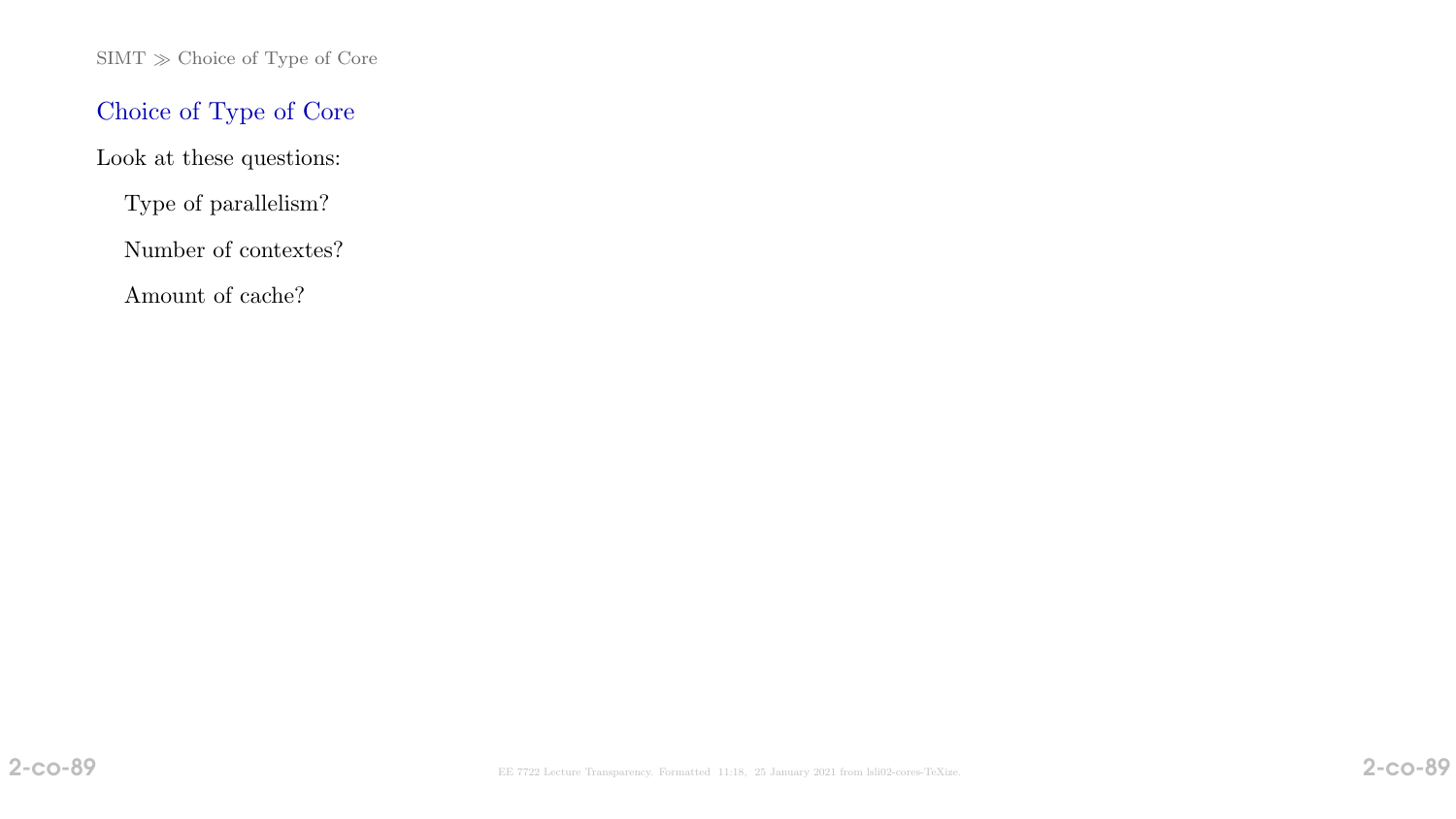## Choice of Type of Core

Look at these questions:

Type of parallelism?

Number of contextes?

Amount of cache?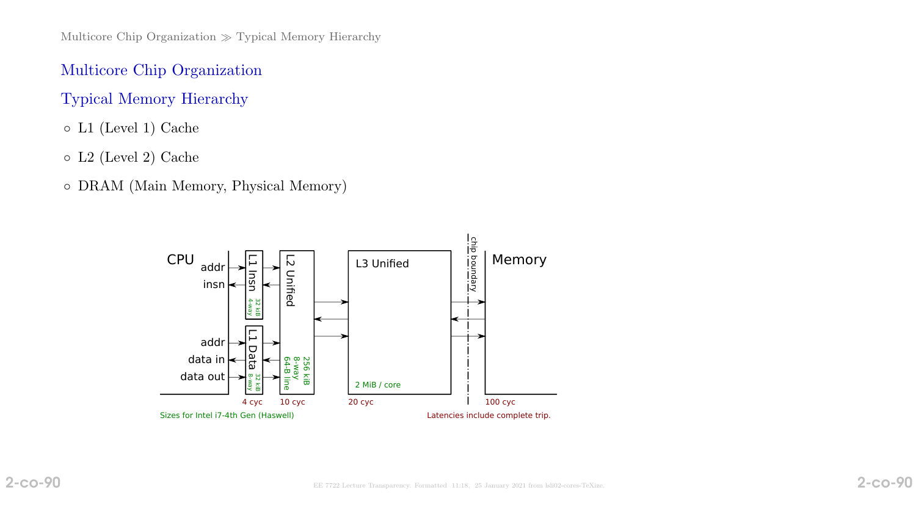# Multicore Chip Organization

## Typical Memory Hierarchy

- L1 (Level 1) Cache
- L2 (Level 2) Cache
- DRAM (Main Memory, Physical Memory)

CPU — addr, insn, addr, data in, data out

L1 Insn 32 kiB 4-way

L1 Data 32 kiB 8-way

L2 Unified 256 kiB 8-way 64-B line

L3 Unified 2 MiB / core

chip boundary

Memory

4 cyc 10 cyc 20 cyc 100 cyc

Sizes for Intel i7-4th Gen (Haswell)

Latencies include complete trip.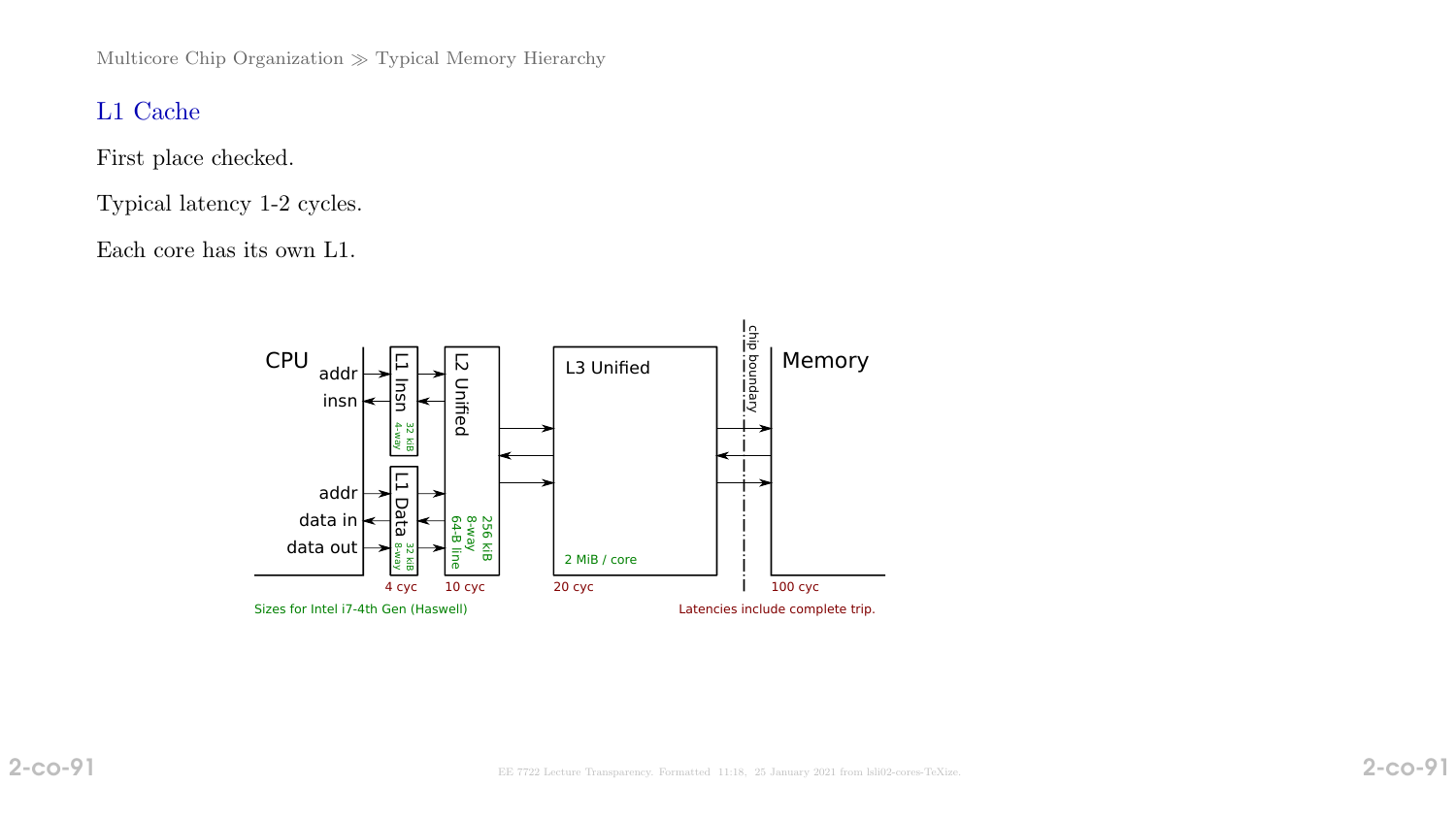## L1 Cache

First place checked.

Typical latency 1-2 cycles.

Each core has its own L1.

CPU — addr, insn, addr, data in, data out

L1 Insn — 32 kiB, 4-way

L1 Data — 32 kiB, 8-way

L2 Unified — 256 kiB, 8-way, 64-B line

L3 Unified — 2 MiB / core

chip boundary

Memory

4 cyc — 10 cyc — 20 cyc — 100 cyc

Sizes for Intel i7-4th Gen (Haswell)

Latencies include complete trip.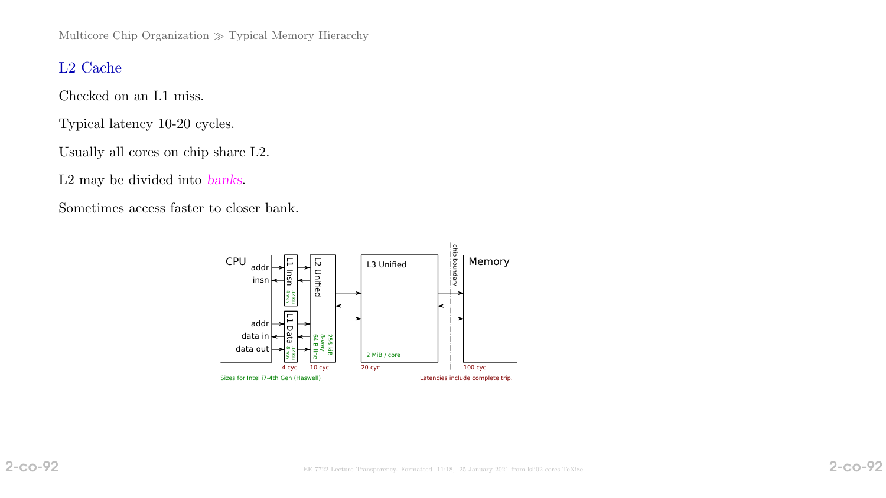## L2 Cache

Checked on an L1 miss.

Typical latency 10-20 cycles.

Usually all cores on chip share L2.

L2 may be divided into *banks*.

Sometimes access faster to closer bank.

CPU addr insn addr data in data out | L1 Insn 32 kiB 4-way | L1 Data 32 kiB 8-way | L2 Unified 256 kiB 8-way 64-B line | L3 Unified 2 MiB / core | chip boundary | Memory

4 cyc 10 cyc 20 cyc 100 cyc

Sizes for Intel i7-4th Gen (Haswell)

Latencies include complete trip.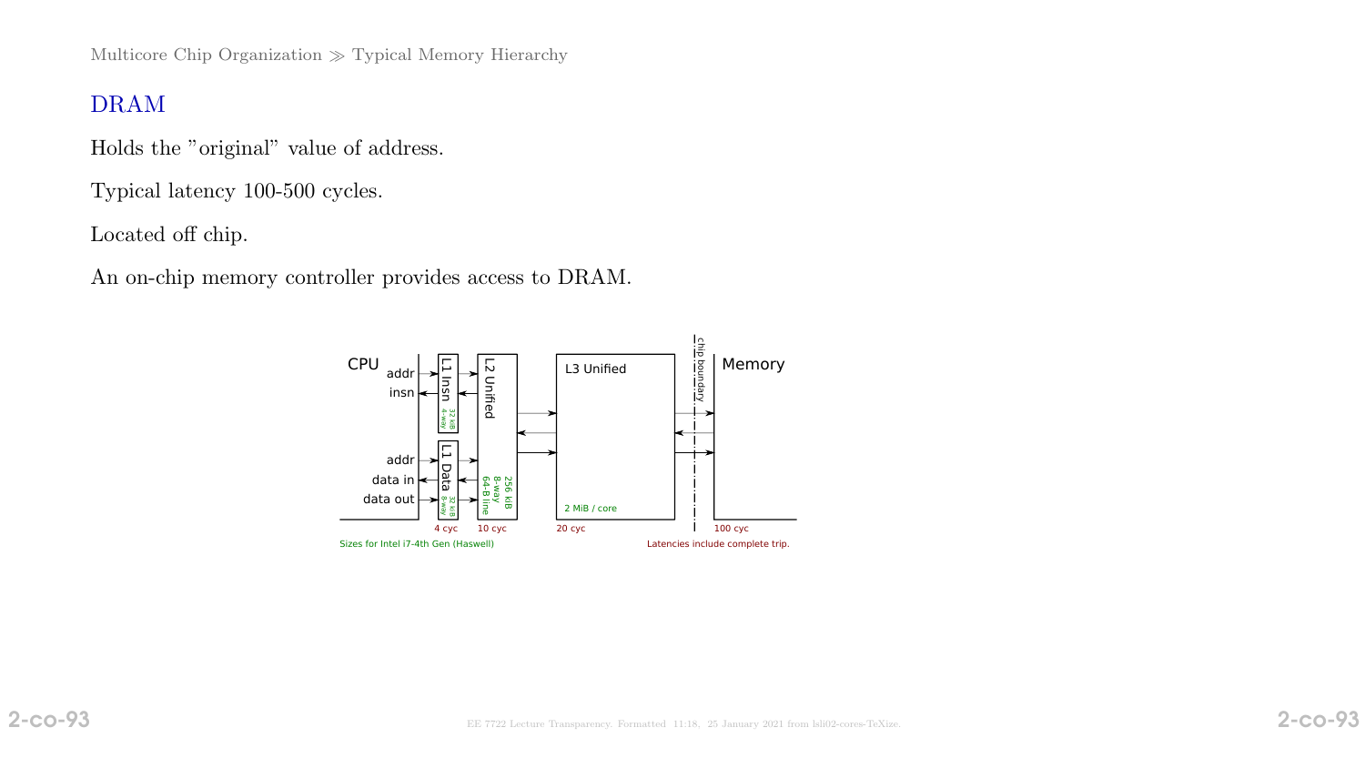## DRAM

Holds the "original" value of address.

Typical latency 100-500 cycles.

Located off chip.

An on-chip memory controller provides access to DRAM.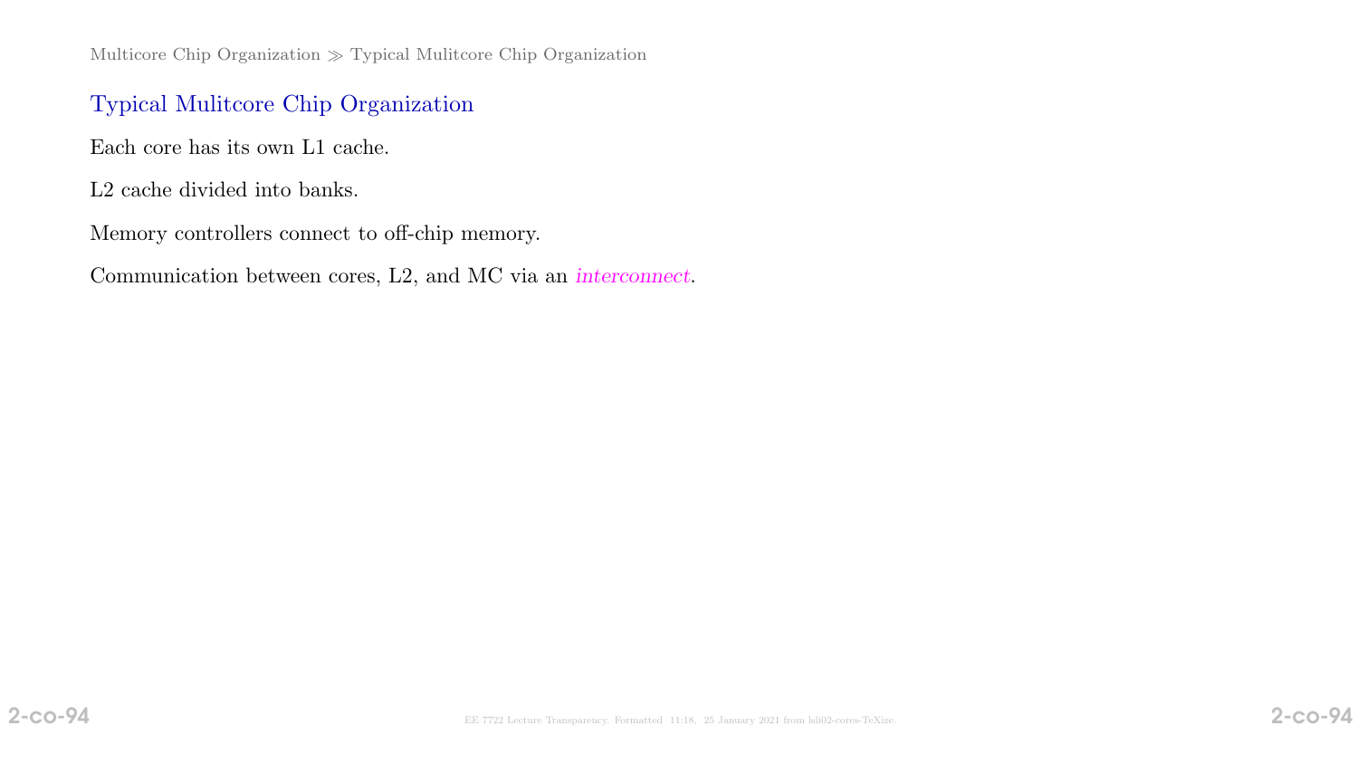## Typical Mulitcore Chip Organization

Each core has its own L1 cache.

L2 cache divided into banks.

Memory controllers connect to off-chip memory.

Communication between cores, L2, and MC via an *interconnect*.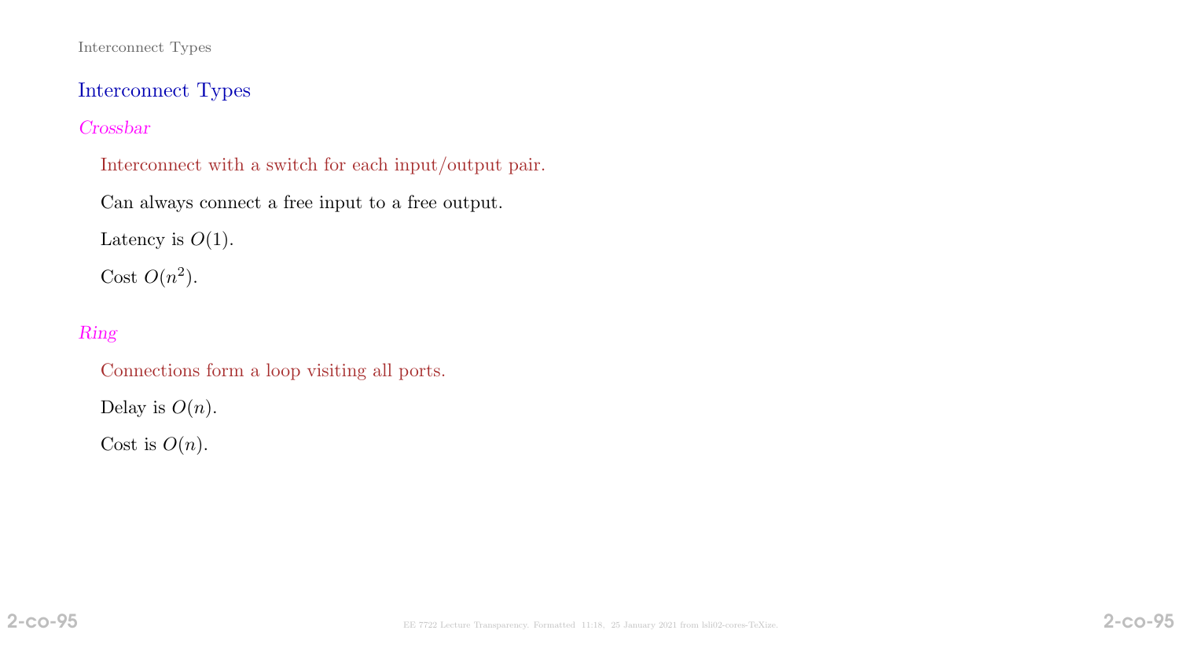## Interconnect Types

### *Crossbar*

Interconnect with a switch for each input/output pair.

Can always connect a free input to a free output.

Latency is $O(1)$.

Cost $O(n^2)$.

### *Ring*

Connections form a loop visiting all ports.

Delay is $O(n)$.

Cost is $O(n)$.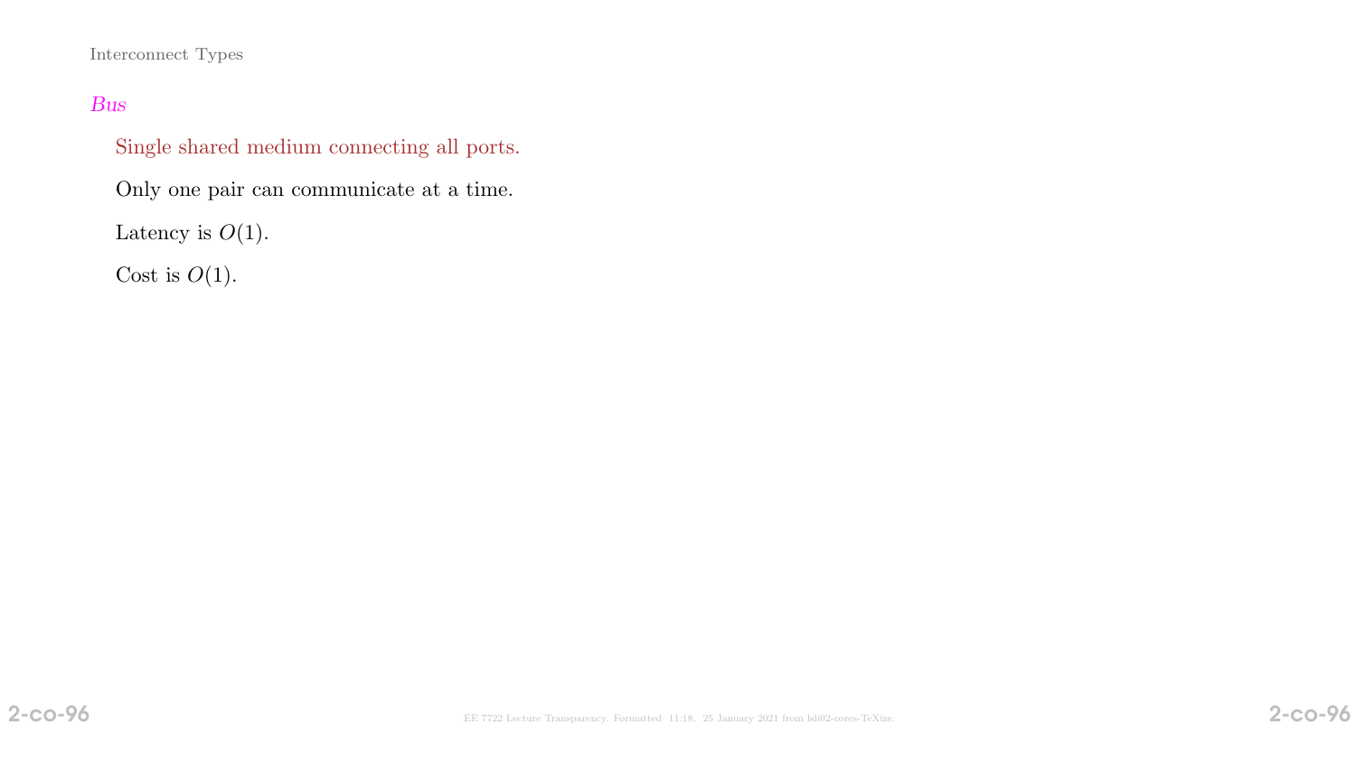Interconnect Types

*Bus*

Single shared medium connecting all ports.

Only one pair can communicate at a time.

Latency is $O(1)$.

Cost is $O(1)$.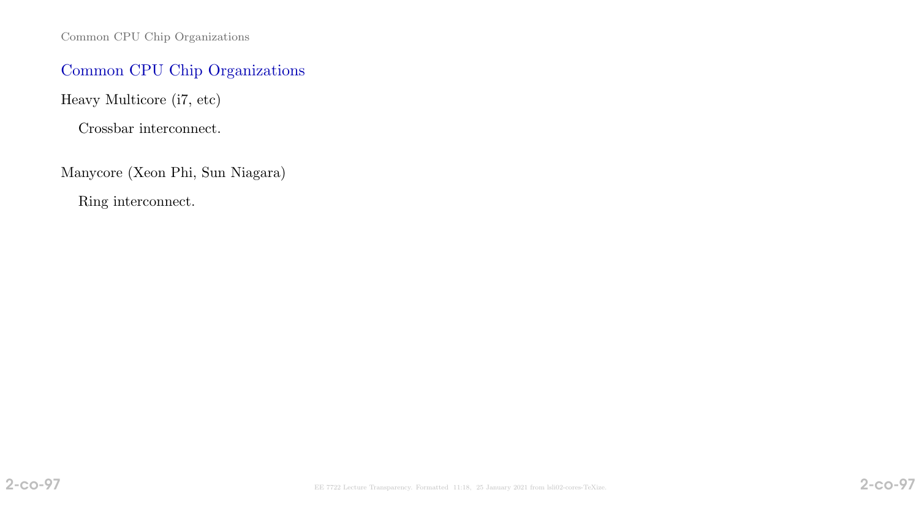## Common CPU Chip Organizations

Heavy Multicore (i7, etc)

Crossbar interconnect.

Manycore (Xeon Phi, Sun Niagara)

Ring interconnect.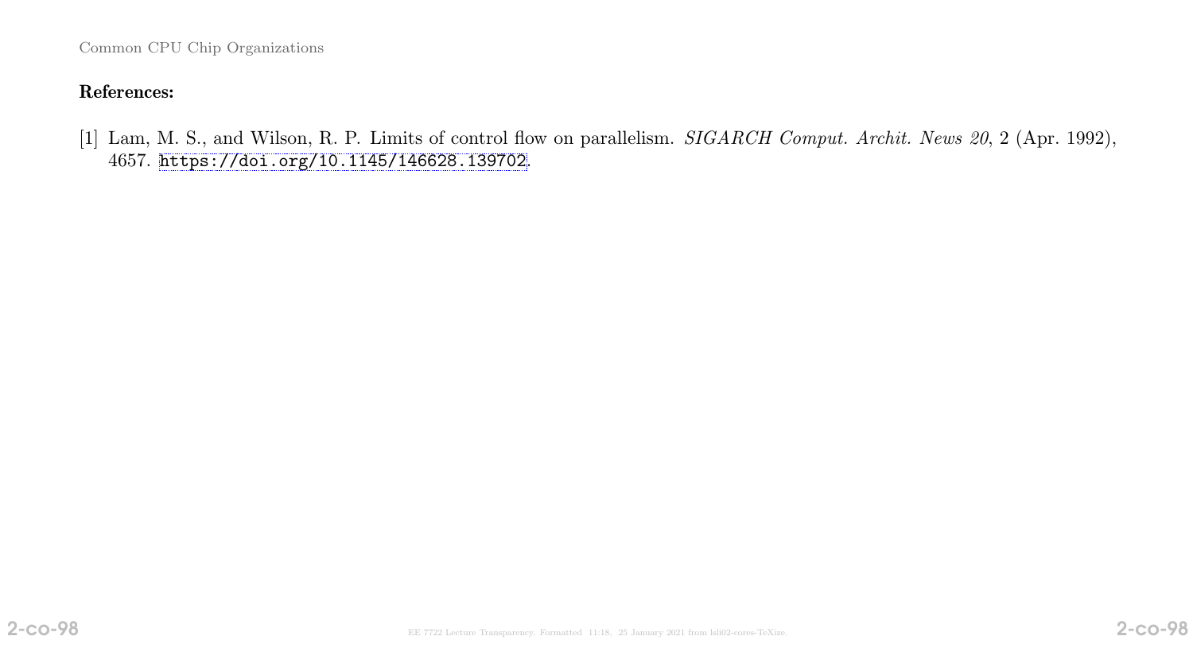**References:**

[1] Lam, M. S., and Wilson, R. P. Limits of control flow on parallelism. *SIGARCH Comput. Archit. News 20*, 2 (Apr. 1992), 4657. https://doi.org/10.1145/146628.139702.